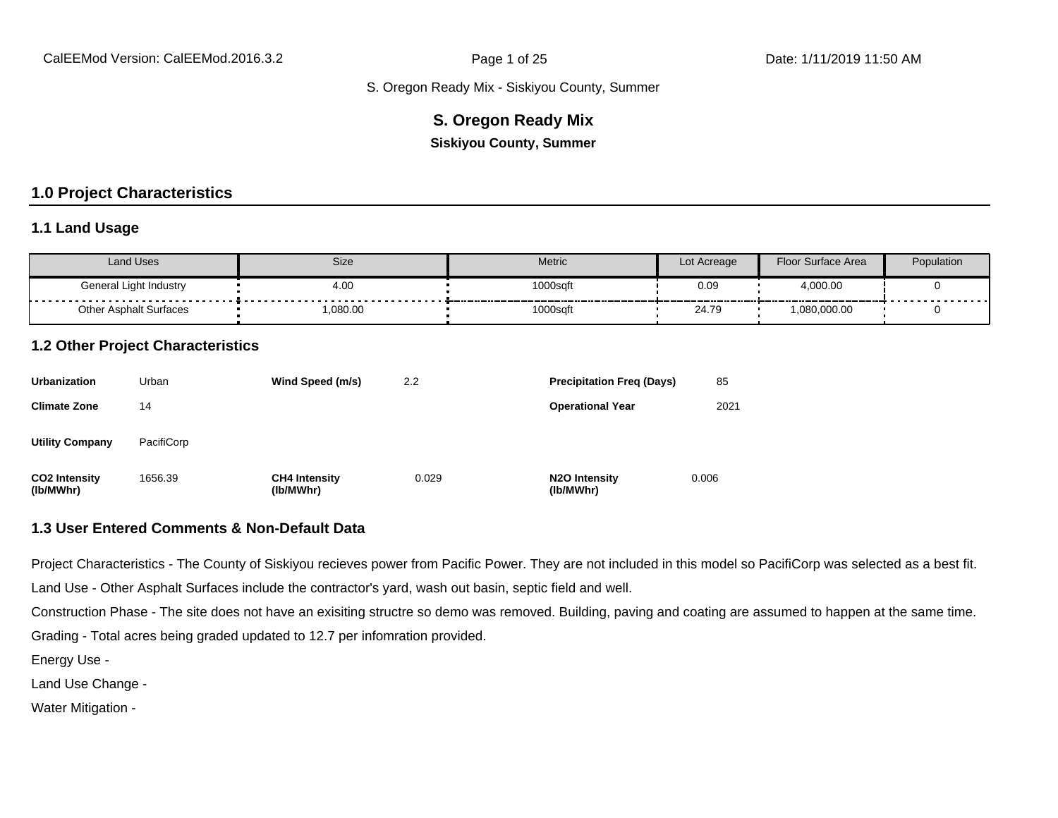S. Oregon Ready Mix - Siskiyou County, Summer

# S. Oregon Ready Mix

**Siskiyou County, Summer**

## 1.0 Project Characteristics

### 1.1 Land Usage

| Land Uses | Size | Metric | Lot Acreage | Floor Surface Area | Population |
|---|---|---|---|---|---|
| General Light Industry | 4.00 | 1000sqft | 0.09 | 4,000.00 | 0 |
| Other Asphalt Surfaces | 1,080.00 | 1000sqft | 24.79 | 1,080,000.00 | 0 |

### 1.2 Other Project Characteristics

| | | | | | |
|---|---|---|---|---|---|
| **Urbanization** | Urban | **Wind Speed (m/s)** | 2.2 | **Precipitation Freq (Days)** | 85 |
| **Climate Zone** | 14 | | | **Operational Year** | 2021 |
| **Utility Company** | PacifiCorp | | | | |
| **CO2 Intensity (lb/MWhr)** | 1656.39 | **CH4 Intensity (lb/MWhr)** | 0.029 | **N2O Intensity (lb/MWhr)** | 0.006 |

### 1.3 User Entered Comments & Non-Default Data

Project Characteristics - The County of Siskiyou recieves power from Pacific Power. They are not included in this model so PacifiCorp was selected as a best fit.

Land Use - Other Asphalt Surfaces include the contractor's yard, wash out basin, septic field and well.

Construction Phase - The site does not have an exisiting structre so demo was removed. Building, paving and coating are assumed to happen at the same time.

Grading - Total acres being graded updated to 12.7 per infomration provided.

Energy Use -

Land Use Change -

Water Mitigation -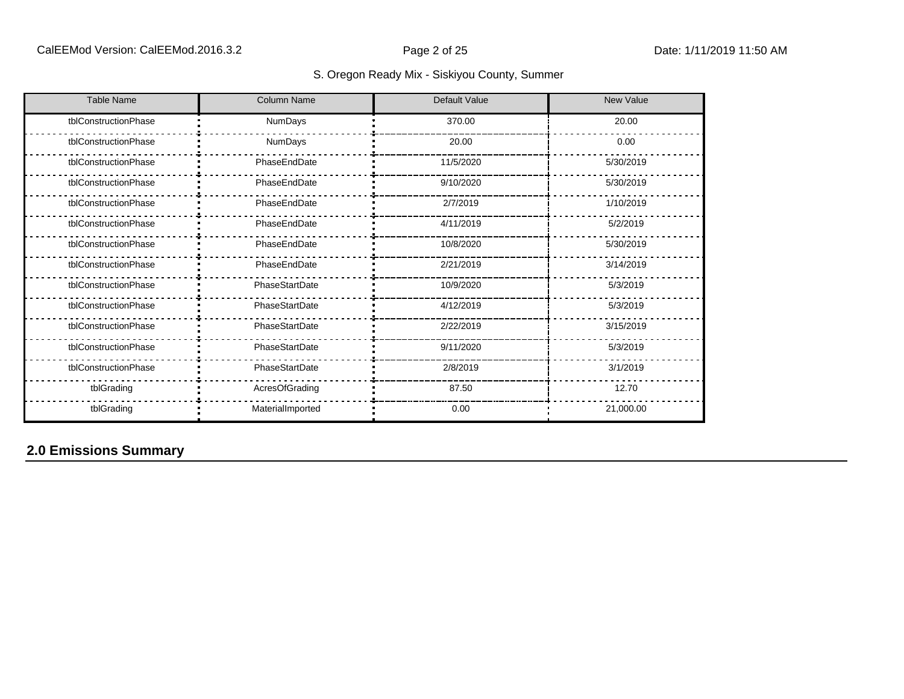| Table Name | Column Name | Default Value | New Value |
|---|---|---|---|
| tblConstructionPhase | NumDays | 370.00 | 20.00 |
| tblConstructionPhase | NumDays | 20.00 | 0.00 |
| tblConstructionPhase | PhaseEndDate | 11/5/2020 | 5/30/2019 |
| tblConstructionPhase | PhaseEndDate | 9/10/2020 | 5/30/2019 |
| tblConstructionPhase | PhaseEndDate | 2/7/2019 | 1/10/2019 |
| tblConstructionPhase | PhaseEndDate | 4/11/2019 | 5/2/2019 |
| tblConstructionPhase | PhaseEndDate | 10/8/2020 | 5/30/2019 |
| tblConstructionPhase | PhaseEndDate | 2/21/2019 | 3/14/2019 |
| tblConstructionPhase | PhaseStartDate | 10/9/2020 | 5/3/2019 |
| tblConstructionPhase | PhaseStartDate | 4/12/2019 | 5/3/2019 |
| tblConstructionPhase | PhaseStartDate | 2/22/2019 | 3/15/2019 |
| tblConstructionPhase | PhaseStartDate | 9/11/2020 | 5/3/2019 |
| tblConstructionPhase | PhaseStartDate | 2/8/2019 | 3/1/2019 |
| tblGrading | AcresOfGrading | 87.50 | 12.70 |
| tblGrading | MaterialImported | 0.00 | 21,000.00 |

## 2.0 Emissions Summary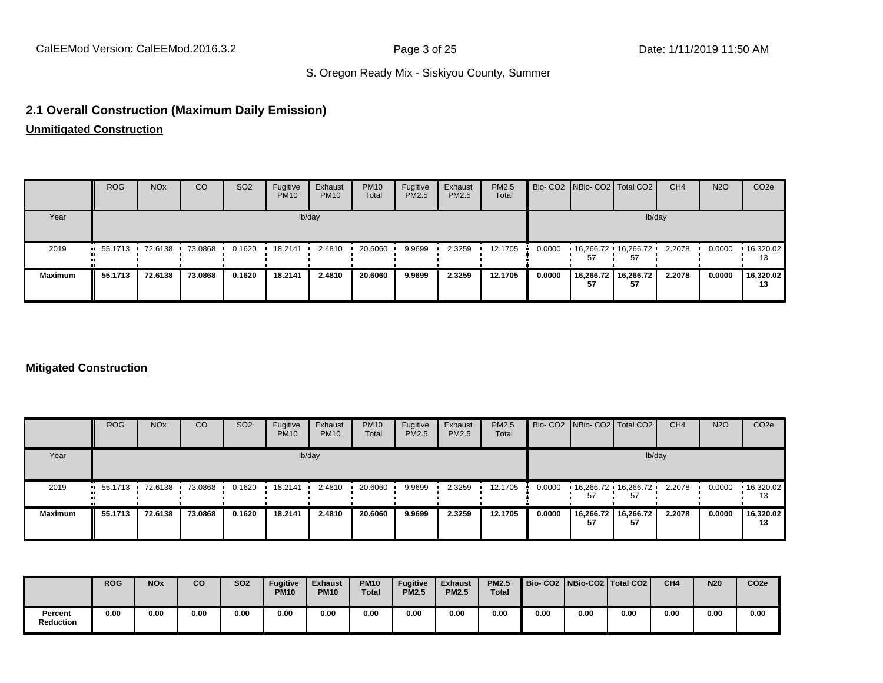## 2.1 Overall Construction (Maximum Daily Emission)

**Unmitigated Construction**

| | ROG | NOx | CO | SO2 | Fugitive PM10 | Exhaust PM10 | PM10 Total | Fugitive PM2.5 | Exhaust PM2.5 | PM2.5 Total | Bio- CO2 | NBio- CO2 | Total CO2 | CH4 | N2O | CO2e |
|---|---|---|---|---|---|---|---|---|---|---|---|---|---|---|---|---|
| Year | lb/day | | | | | | | | | | lb/day | | | | | |
| 2019 | 55.1713 | 72.6138 | 73.0868 | 0.1620 | 18.2141 | 2.4810 | 20.6060 | 9.9699 | 2.3259 | 12.1705 | 0.0000 | 16,266.7257 | 16,266.7257 | 2.2078 | 0.0000 | 16,320.0213 |
| **Maximum** | **55.1713** | **72.6138** | **73.0868** | **0.1620** | **18.2141** | **2.4810** | **20.6060** | **9.9699** | **2.3259** | **12.1705** | **0.0000** | **16,266.7257** | **16,266.7257** | **2.2078** | **0.0000** | **16,320.0213** |

**Mitigated Construction**

| | ROG | NOx | CO | SO2 | Fugitive PM10 | Exhaust PM10 | PM10 Total | Fugitive PM2.5 | Exhaust PM2.5 | PM2.5 Total | Bio- CO2 | NBio- CO2 | Total CO2 | CH4 | N2O | CO2e |
|---|---|---|---|---|---|---|---|---|---|---|---|---|---|---|---|---|
| Year | lb/day | | | | | | | | | | lb/day | | | | | |
| 2019 | 55.1713 | 72.6138 | 73.0868 | 0.1620 | 18.2141 | 2.4810 | 20.6060 | 9.9699 | 2.3259 | 12.1705 | 0.0000 | 16,266.7257 | 16,266.7257 | 2.2078 | 0.0000 | 16,320.0213 |
| **Maximum** | **55.1713** | **72.6138** | **73.0868** | **0.1620** | **18.2141** | **2.4810** | **20.6060** | **9.9699** | **2.3259** | **12.1705** | **0.0000** | **16,266.7257** | **16,266.7257** | **2.2078** | **0.0000** | **16,320.0213** |

| | **ROG** | **NOx** | **CO** | **SO2** | **Fugitive PM10** | **Exhaust PM10** | **PM10 Total** | **Fugitive PM2.5** | **Exhaust PM2.5** | **PM2.5 Total** | **Bio- CO2** | **NBio-CO2** | **Total CO2** | **CH4** | **N20** | **CO2e** |
|---|---|---|---|---|---|---|---|---|---|---|---|---|---|---|---|---|
| **Percent Reduction** | **0.00** | **0.00** | **0.00** | **0.00** | **0.00** | **0.00** | **0.00** | **0.00** | **0.00** | **0.00** | **0.00** | **0.00** | **0.00** | **0.00** | **0.00** | **0.00** |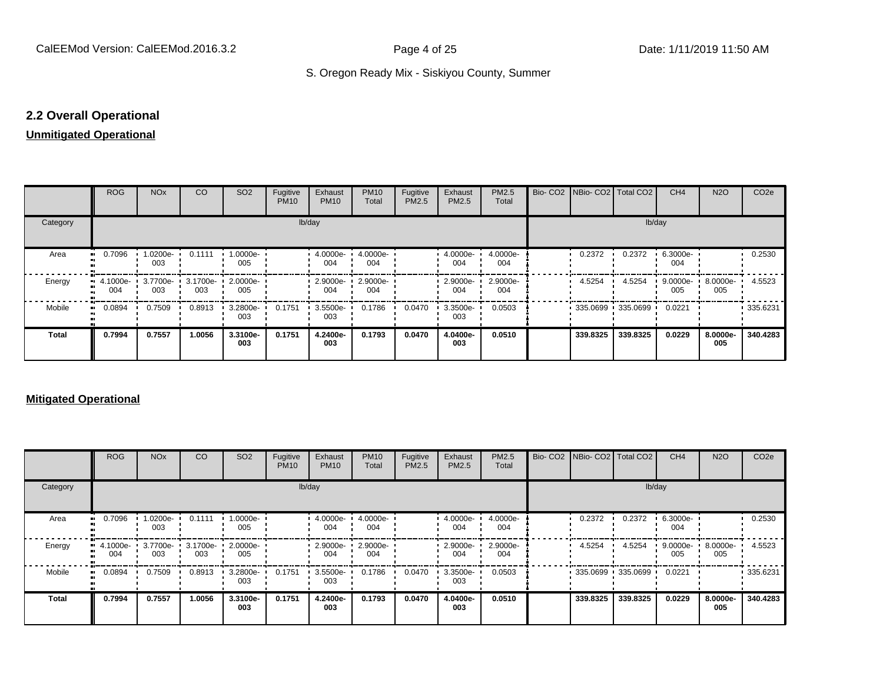## 2.2 Overall Operational

**Unmitigated Operational**

| | ROG | NOx | CO | SO2 | Fugitive PM10 | Exhaust PM10 | PM10 Total | Fugitive PM2.5 | Exhaust PM2.5 | PM2.5 Total | Bio- CO2 | NBio- CO2 | Total CO2 | CH4 | N2O | CO2e |
|---|---|---|---|---|---|---|---|---|---|---|---|---|---|---|---|---|
| Category | lb/day | | | | | | | | | | lb/day | | | | | |
| Area | 0.7096 | 1.0200e-003 | 0.1111 | 1.0000e-005 | | 4.0000e-004 | 4.0000e-004 | | 4.0000e-004 | 4.0000e-004 | | 0.2372 | 0.2372 | 6.3000e-004 | | 0.2530 |
| Energy | 4.1000e-004 | 3.7700e-003 | 3.1700e-003 | 2.0000e-005 | | 2.9000e-004 | 2.9000e-004 | | 2.9000e-004 | 2.9000e-004 | | 4.5254 | 4.5254 | 9.0000e-005 | 8.0000e-005 | 4.5523 |
| Mobile | 0.0894 | 0.7509 | 0.8913 | 3.2800e-003 | 0.1751 | 3.5500e-003 | 0.1786 | 0.0470 | 3.3500e-003 | 0.0503 | | 335.0699 | 335.0699 | 0.0221 | | 335.6231 |
| **Total** | **0.7994** | **0.7557** | **1.0056** | **3.3100e-003** | **0.1751** | **4.2400e-003** | **0.1793** | **0.0470** | **4.0400e-003** | **0.0510** | | **339.8325** | **339.8325** | **0.0229** | **8.0000e-005** | **340.4283** |

**Mitigated Operational**

| | ROG | NOx | CO | SO2 | Fugitive PM10 | Exhaust PM10 | PM10 Total | Fugitive PM2.5 | Exhaust PM2.5 | PM2.5 Total | Bio- CO2 | NBio- CO2 | Total CO2 | CH4 | N2O | CO2e |
|---|---|---|---|---|---|---|---|---|---|---|---|---|---|---|---|---|
| Category | lb/day | | | | | | | | | | lb/day | | | | | |
| Area | 0.7096 | 1.0200e-003 | 0.1111 | 1.0000e-005 | | 4.0000e-004 | 4.0000e-004 | | 4.0000e-004 | 4.0000e-004 | | 0.2372 | 0.2372 | 6.3000e-004 | | 0.2530 |
| Energy | 4.1000e-004 | 3.7700e-003 | 3.1700e-003 | 2.0000e-005 | | 2.9000e-004 | 2.9000e-004 | | 2.9000e-004 | 2.9000e-004 | | 4.5254 | 4.5254 | 9.0000e-005 | 8.0000e-005 | 4.5523 |
| Mobile | 0.0894 | 0.7509 | 0.8913 | 3.2800e-003 | 0.1751 | 3.5500e-003 | 0.1786 | 0.0470 | 3.3500e-003 | 0.0503 | | 335.0699 | 335.0699 | 0.0221 | | 335.6231 |
| **Total** | **0.7994** | **0.7557** | **1.0056** | **3.3100e-003** | **0.1751** | **4.2400e-003** | **0.1793** | **0.0470** | **4.0400e-003** | **0.0510** | | **339.8325** | **339.8325** | **0.0229** | **8.0000e-005** | **340.4283** |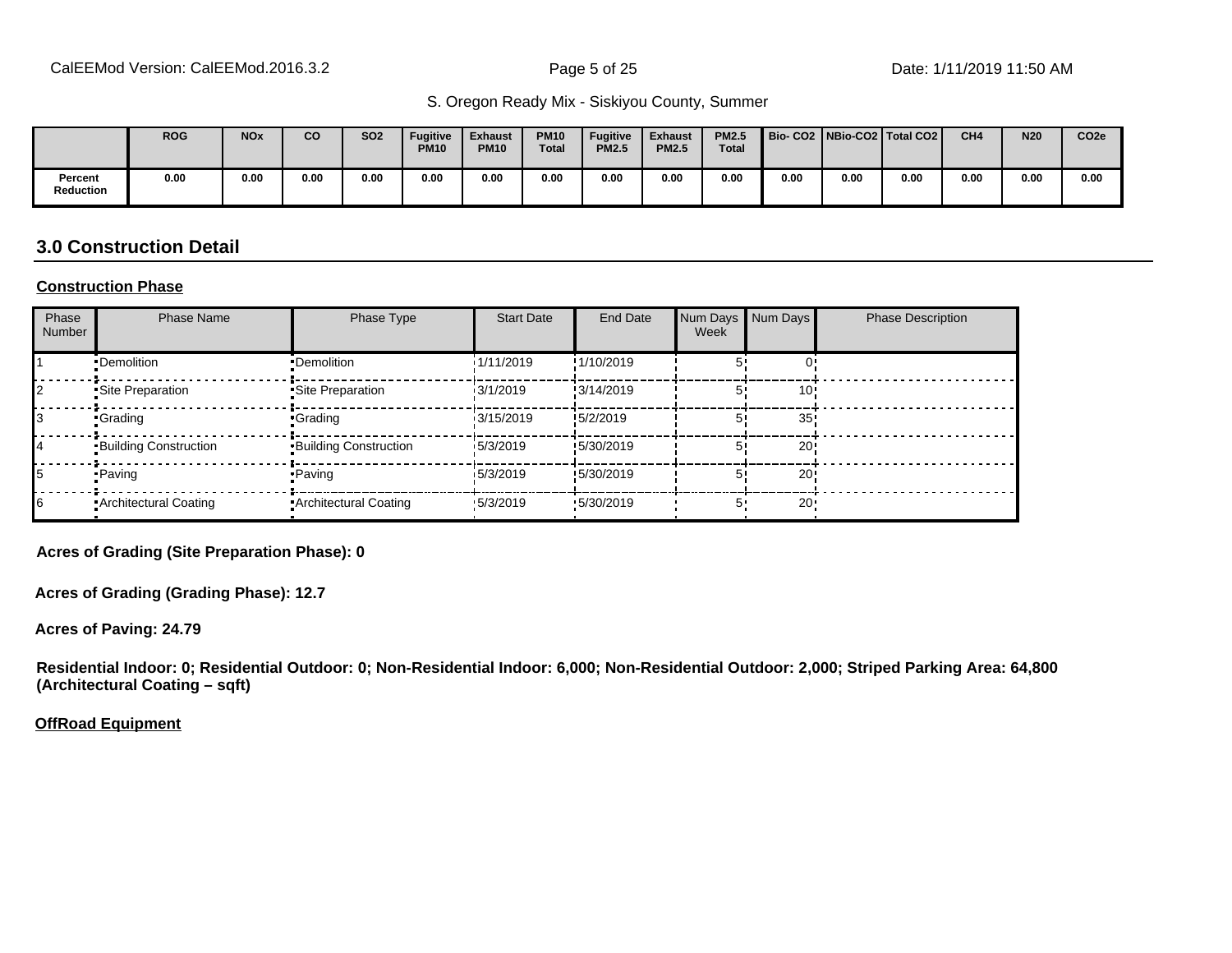|  | ROG | NOx | CO | SO2 | Fugitive PM10 | Exhaust PM10 | PM10 Total | Fugitive PM2.5 | Exhaust PM2.5 | PM2.5 Total | Bio- CO2 | NBio-CO2 | Total CO2 | CH4 | N20 | CO2e |
|---|---|---|---|---|---|---|---|---|---|---|---|---|---|---|---|---|
| Percent Reduction | 0.00 | 0.00 | 0.00 | 0.00 | 0.00 | 0.00 | 0.00 | 0.00 | 0.00 | 0.00 | 0.00 | 0.00 | 0.00 | 0.00 | 0.00 | 0.00 |

## 3.0 Construction Detail

**Construction Phase**

| Phase Number | Phase Name | Phase Type | Start Date | End Date | Num Days Week | Num Days | Phase Description |
|---|---|---|---|---|---|---|---|
| 1 | Demolition | Demolition | 1/11/2019 | 1/10/2019 | 5 | 0 | |
| 2 | Site Preparation | Site Preparation | 3/1/2019 | 3/14/2019 | 5 | 10 | |
| 3 | Grading | Grading | 3/15/2019 | 5/2/2019 | 5 | 35 | |
| 4 | Building Construction | Building Construction | 5/3/2019 | 5/30/2019 | 5 | 20 | |
| 5 | Paving | Paving | 5/3/2019 | 5/30/2019 | 5 | 20 | |
| 6 | Architectural Coating | Architectural Coating | 5/3/2019 | 5/30/2019 | 5 | 20 | |

**Acres of Grading (Site Preparation Phase): 0**

**Acres of Grading (Grading Phase): 12.7**

**Acres of Paving: 24.79**

**Residential Indoor: 0; Residential Outdoor: 0; Non-Residential Indoor: 6,000; Non-Residential Outdoor: 2,000; Striped Parking Area: 64,800 (Architectural Coating – sqft)**

**OffRoad Equipment**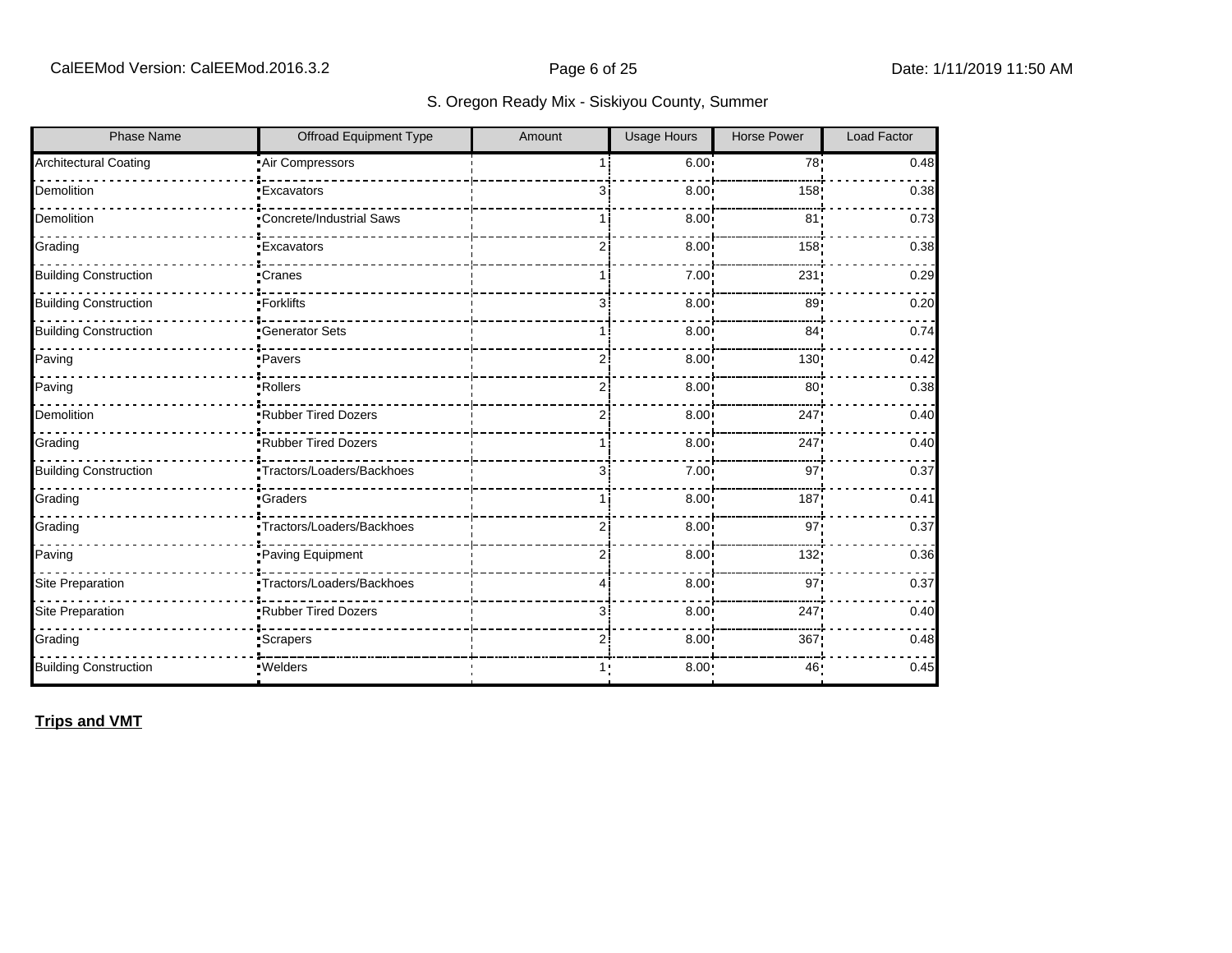| Phase Name | Offroad Equipment Type | Amount | Usage Hours | Horse Power | Load Factor |
|---|---|---|---|---|---|
| Architectural Coating | Air Compressors | 1 | 6.00 | 78 | 0.48 |
| Demolition | Excavators | 3 | 8.00 | 158 | 0.38 |
| Demolition | Concrete/Industrial Saws | 1 | 8.00 | 81 | 0.73 |
| Grading | Excavators | 2 | 8.00 | 158 | 0.38 |
| Building Construction | Cranes | 1 | 7.00 | 231 | 0.29 |
| Building Construction | Forklifts | 3 | 8.00 | 89 | 0.20 |
| Building Construction | Generator Sets | 1 | 8.00 | 84 | 0.74 |
| Paving | Pavers | 2 | 8.00 | 130 | 0.42 |
| Paving | Rollers | 2 | 8.00 | 80 | 0.38 |
| Demolition | Rubber Tired Dozers | 2 | 8.00 | 247 | 0.40 |
| Grading | Rubber Tired Dozers | 1 | 8.00 | 247 | 0.40 |
| Building Construction | Tractors/Loaders/Backhoes | 3 | 7.00 | 97 | 0.37 |
| Grading | Graders | 1 | 8.00 | 187 | 0.41 |
| Grading | Tractors/Loaders/Backhoes | 2 | 8.00 | 97 | 0.37 |
| Paving | Paving Equipment | 2 | 8.00 | 132 | 0.36 |
| Site Preparation | Tractors/Loaders/Backhoes | 4 | 8.00 | 97 | 0.37 |
| Site Preparation | Rubber Tired Dozers | 3 | 8.00 | 247 | 0.40 |
| Grading | Scrapers | 2 | 8.00 | 367 | 0.48 |
| Building Construction | Welders | 1 | 8.00 | 46 | 0.45 |

**Trips and VMT**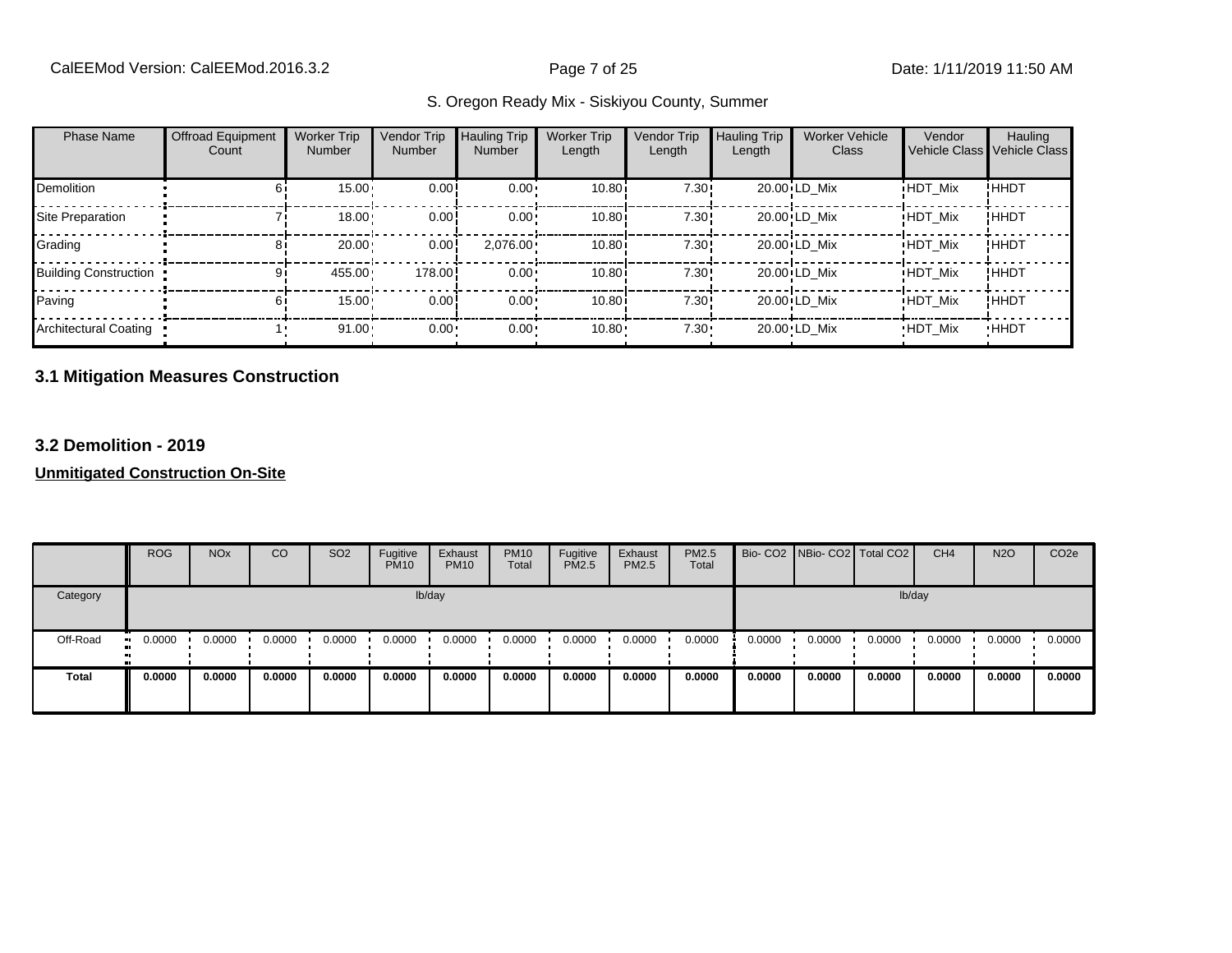S. Oregon Ready Mix - Siskiyou County, Summer

| Phase Name | Offroad Equipment Count | Worker Trip Number | Vendor Trip Number | Hauling Trip Number | Worker Trip Length | Vendor Trip Length | Hauling Trip Length | Worker Vehicle Class | Vendor Vehicle Class | Hauling Vehicle Class |
|---|---|---|---|---|---|---|---|---|---|---|
| Demolition | 6 | 15.00 | 0.00 | 0.00 | 10.80 | 7.30 | 20.00 | LD_Mix | HDT_Mix | HHDT |
| Site Preparation | 7 | 18.00 | 0.00 | 0.00 | 10.80 | 7.30 | 20.00 | LD_Mix | HDT_Mix | HHDT |
| Grading | 8 | 20.00 | 0.00 | 2,076.00 | 10.80 | 7.30 | 20.00 | LD_Mix | HDT_Mix | HHDT |
| Building Construction | 9 | 455.00 | 178.00 | 0.00 | 10.80 | 7.30 | 20.00 | LD_Mix | HDT_Mix | HHDT |
| Paving | 6 | 15.00 | 0.00 | 0.00 | 10.80 | 7.30 | 20.00 | LD_Mix | HDT_Mix | HHDT |
| Architectural Coating | 1 | 91.00 | 0.00 | 0.00 | 10.80 | 7.30 | 20.00 | LD_Mix | HDT_Mix | HHDT |

## 3.1 Mitigation Measures Construction

## 3.2 Demolition - 2019

**Unmitigated Construction On-Site**

| | ROG | NOx | CO | SO2 | Fugitive PM10 | Exhaust PM10 | PM10 Total | Fugitive PM2.5 | Exhaust PM2.5 | PM2.5 Total | Bio- CO2 | NBio- CO2 | Total CO2 | CH4 | N2O | CO2e |
|---|---|---|---|---|---|---|---|---|---|---|---|---|---|---|---|---|
| Category | lb/day | | | | | | | | | | lb/day | | | | | |
| Off-Road | 0.0000 | 0.0000 | 0.0000 | 0.0000 | 0.0000 | 0.0000 | 0.0000 | 0.0000 | 0.0000 | 0.0000 | 0.0000 | 0.0000 | 0.0000 | 0.0000 | 0.0000 | 0.0000 |
| **Total** | **0.0000** | **0.0000** | **0.0000** | **0.0000** | **0.0000** | **0.0000** | **0.0000** | **0.0000** | **0.0000** | **0.0000** | **0.0000** | **0.0000** | **0.0000** | **0.0000** | **0.0000** | **0.0000** |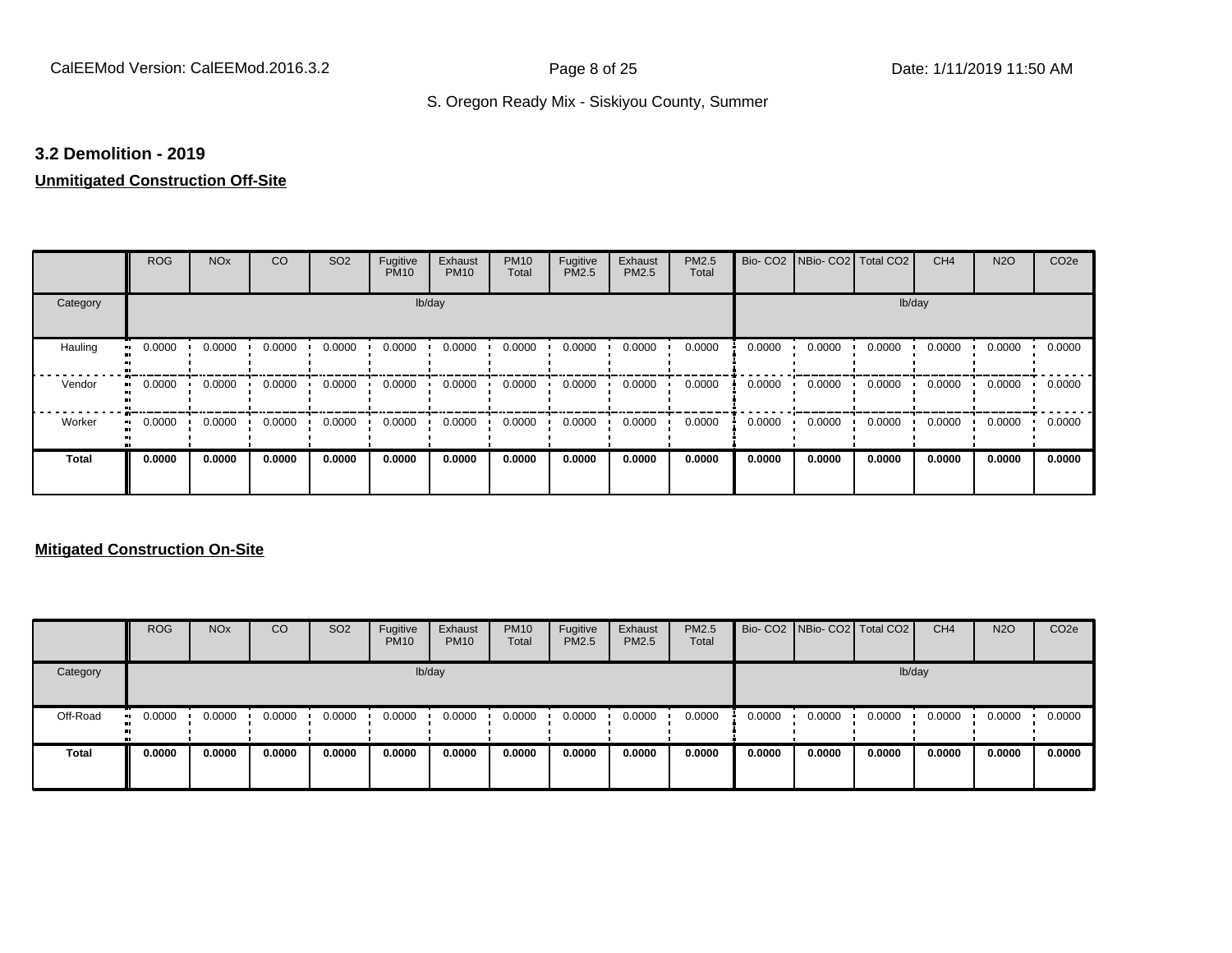### 3.2 Demolition - 2019

**Unmitigated Construction Off-Site**

| | ROG | NOx | CO | SO2 | Fugitive PM10 | Exhaust PM10 | PM10 Total | Fugitive PM2.5 | Exhaust PM2.5 | PM2.5 Total | Bio- CO2 | NBio- CO2 | Total CO2 | CH4 | N2O | CO2e |
|---|---|---|---|---|---|---|---|---|---|---|---|---|---|---|---|---|
| Category | lb/day | | | | | | | | | | lb/day | | | | | |
| Hauling | 0.0000 | 0.0000 | 0.0000 | 0.0000 | 0.0000 | 0.0000 | 0.0000 | 0.0000 | 0.0000 | 0.0000 | 0.0000 | 0.0000 | 0.0000 | 0.0000 | 0.0000 | 0.0000 |
| Vendor | 0.0000 | 0.0000 | 0.0000 | 0.0000 | 0.0000 | 0.0000 | 0.0000 | 0.0000 | 0.0000 | 0.0000 | 0.0000 | 0.0000 | 0.0000 | 0.0000 | 0.0000 | 0.0000 |
| Worker | 0.0000 | 0.0000 | 0.0000 | 0.0000 | 0.0000 | 0.0000 | 0.0000 | 0.0000 | 0.0000 | 0.0000 | 0.0000 | 0.0000 | 0.0000 | 0.0000 | 0.0000 | 0.0000 |
| **Total** | **0.0000** | **0.0000** | **0.0000** | **0.0000** | **0.0000** | **0.0000** | **0.0000** | **0.0000** | **0.0000** | **0.0000** | **0.0000** | **0.0000** | **0.0000** | **0.0000** | **0.0000** | **0.0000** |

**Mitigated Construction On-Site**

| | ROG | NOx | CO | SO2 | Fugitive PM10 | Exhaust PM10 | PM10 Total | Fugitive PM2.5 | Exhaust PM2.5 | PM2.5 Total | Bio- CO2 | NBio- CO2 | Total CO2 | CH4 | N2O | CO2e |
|---|---|---|---|---|---|---|---|---|---|---|---|---|---|---|---|---|
| Category | lb/day | | | | | | | | | | lb/day | | | | | |
| Off-Road | 0.0000 | 0.0000 | 0.0000 | 0.0000 | 0.0000 | 0.0000 | 0.0000 | 0.0000 | 0.0000 | 0.0000 | 0.0000 | 0.0000 | 0.0000 | 0.0000 | 0.0000 | 0.0000 |
| **Total** | **0.0000** | **0.0000** | **0.0000** | **0.0000** | **0.0000** | **0.0000** | **0.0000** | **0.0000** | **0.0000** | **0.0000** | **0.0000** | **0.0000** | **0.0000** | **0.0000** | **0.0000** | **0.0000** |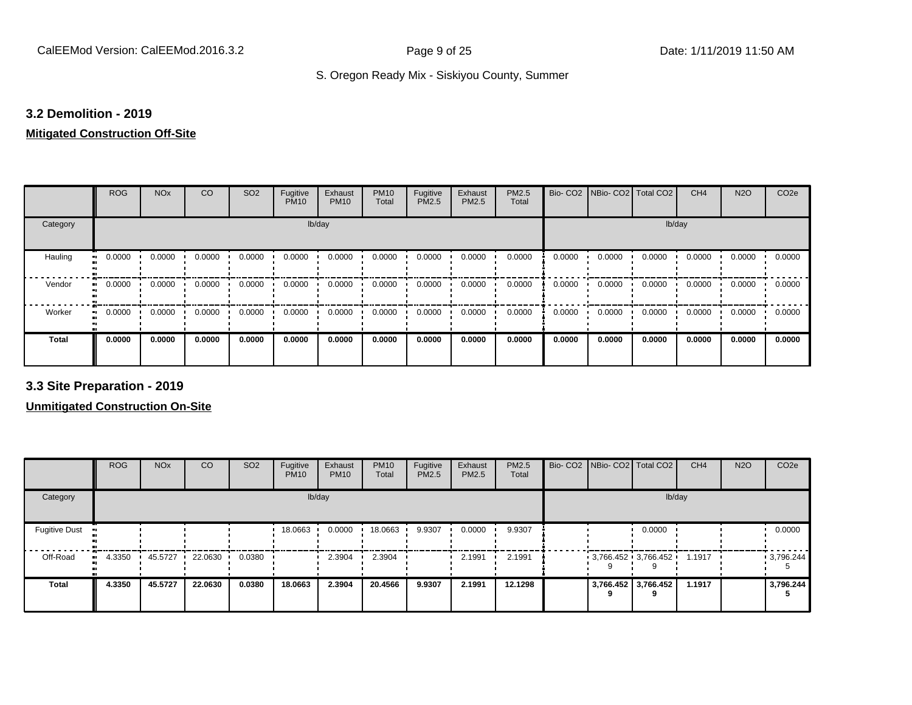### 3.2 Demolition - 2019

**Mitigated Construction Off-Site**

| | ROG | NOx | CO | SO2 | Fugitive PM10 | Exhaust PM10 | PM10 Total | Fugitive PM2.5 | Exhaust PM2.5 | PM2.5 Total | Bio- CO2 | NBio- CO2 | Total CO2 | CH4 | N2O | CO2e |
|---|---|---|---|---|---|---|---|---|---|---|---|---|---|---|---|---|
| Category | lb/day | | | | | | | | | | lb/day | | | | | |
| Hauling | 0.0000 | 0.0000 | 0.0000 | 0.0000 | 0.0000 | 0.0000 | 0.0000 | 0.0000 | 0.0000 | 0.0000 | 0.0000 | 0.0000 | 0.0000 | 0.0000 | 0.0000 | 0.0000 |
| Vendor | 0.0000 | 0.0000 | 0.0000 | 0.0000 | 0.0000 | 0.0000 | 0.0000 | 0.0000 | 0.0000 | 0.0000 | 0.0000 | 0.0000 | 0.0000 | 0.0000 | 0.0000 | 0.0000 |
| Worker | 0.0000 | 0.0000 | 0.0000 | 0.0000 | 0.0000 | 0.0000 | 0.0000 | 0.0000 | 0.0000 | 0.0000 | 0.0000 | 0.0000 | 0.0000 | 0.0000 | 0.0000 | 0.0000 |
| **Total** | **0.0000** | **0.0000** | **0.0000** | **0.0000** | **0.0000** | **0.0000** | **0.0000** | **0.0000** | **0.0000** | **0.0000** | **0.0000** | **0.0000** | **0.0000** | **0.0000** | **0.0000** | **0.0000** |

### 3.3 Site Preparation - 2019

**Unmitigated Construction On-Site**

| | ROG | NOx | CO | SO2 | Fugitive PM10 | Exhaust PM10 | PM10 Total | Fugitive PM2.5 | Exhaust PM2.5 | PM2.5 Total | Bio- CO2 | NBio- CO2 | Total CO2 | CH4 | N2O | CO2e |
|---|---|---|---|---|---|---|---|---|---|---|---|---|---|---|---|---|
| Category | lb/day | | | | | | | | | | lb/day | | | | | |
| Fugitive Dust | | | | | 18.0663 | 0.0000 | 18.0663 | 9.9307 | 0.0000 | 9.9307 | | | 0.0000 | | | 0.0000 |
| Off-Road | 4.3350 | 45.5727 | 22.0630 | 0.0380 | | 2.3904 | 2.3904 | | 2.1991 | 2.1991 | | 3,766.4529 | 3,766.4529 | 1.1917 | | 3,796.2445 |
| **Total** | **4.3350** | **45.5727** | **22.0630** | **0.0380** | **18.0663** | **2.3904** | **20.4566** | **9.9307** | **2.1991** | **12.1298** | | **3,766.4529** | **3,766.4529** | **1.1917** | | **3,796.2445** |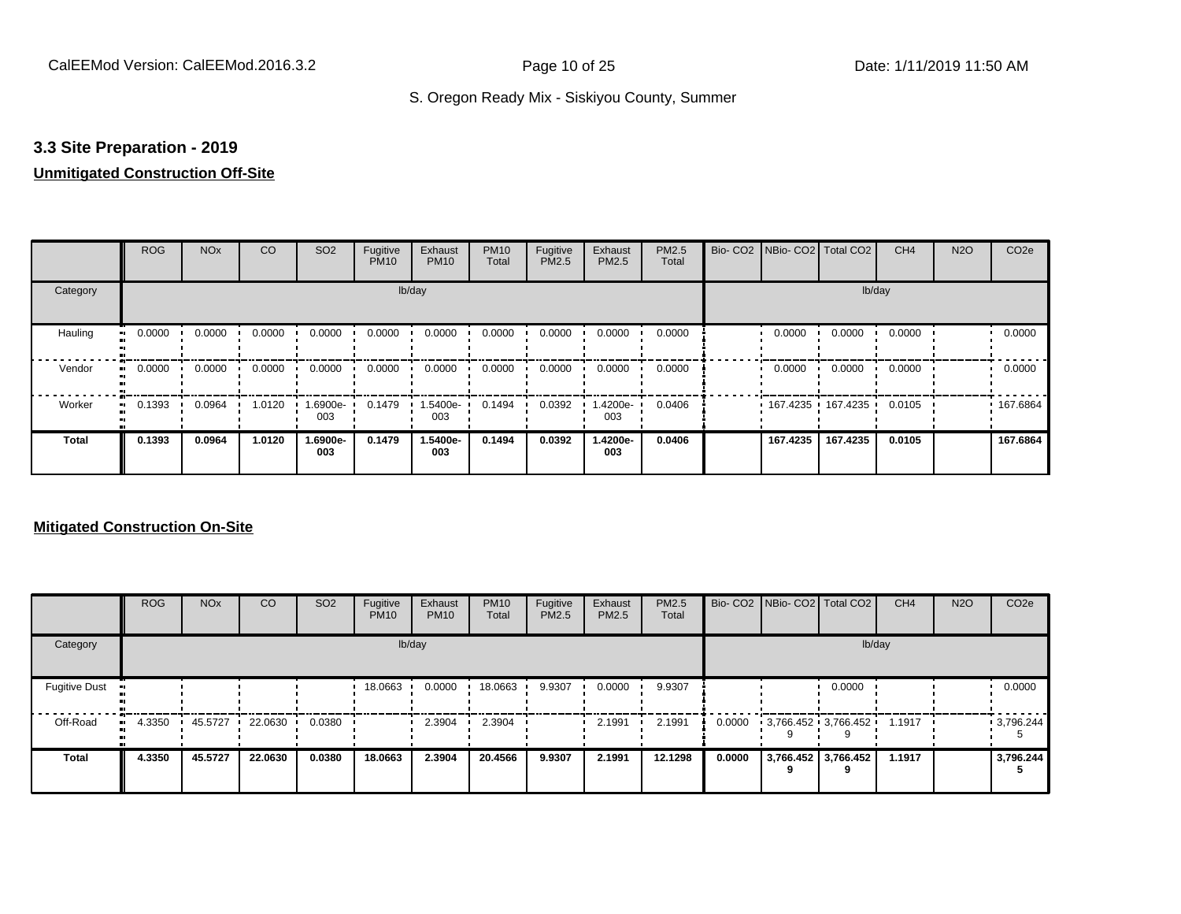### 3.3 Site Preparation - 2019

**Unmitigated Construction Off-Site**

| | ROG | NOx | CO | SO2 | Fugitive PM10 | Exhaust PM10 | PM10 Total | Fugitive PM2.5 | Exhaust PM2.5 | PM2.5 Total | Bio- CO2 | NBio- CO2 | Total CO2 | CH4 | N2O | CO2e |
|---|---|---|---|---|---|---|---|---|---|---|---|---|---|---|---|---|
| Category | | | | | lb/day | | | | | | | | | lb/day | | |
| Hauling | 0.0000 | 0.0000 | 0.0000 | 0.0000 | 0.0000 | 0.0000 | 0.0000 | 0.0000 | 0.0000 | 0.0000 | | 0.0000 | 0.0000 | 0.0000 | | 0.0000 |
| Vendor | 0.0000 | 0.0000 | 0.0000 | 0.0000 | 0.0000 | 0.0000 | 0.0000 | 0.0000 | 0.0000 | 0.0000 | | 0.0000 | 0.0000 | 0.0000 | | 0.0000 |
| Worker | 0.1393 | 0.0964 | 1.0120 | 1.6900e-003 | 0.1479 | 1.5400e-003 | 0.1494 | 0.0392 | 1.4200e-003 | 0.0406 | | 167.4235 | 167.4235 | 0.0105 | | 167.6864 |
| **Total** | **0.1393** | **0.0964** | **1.0120** | **1.6900e-003** | **0.1479** | **1.5400e-003** | **0.1494** | **0.0392** | **1.4200e-003** | **0.0406** | | **167.4235** | **167.4235** | **0.0105** | | **167.6864** |

**Mitigated Construction On-Site**

| | ROG | NOx | CO | SO2 | Fugitive PM10 | Exhaust PM10 | PM10 Total | Fugitive PM2.5 | Exhaust PM2.5 | PM2.5 Total | Bio- CO2 | NBio- CO2 | Total CO2 | CH4 | N2O | CO2e |
|---|---|---|---|---|---|---|---|---|---|---|---|---|---|---|---|---|
| Category | | | | | lb/day | | | | | | | | | lb/day | | |
| Fugitive Dust | | | | | 18.0663 | 0.0000 | 18.0663 | 9.9307 | 0.0000 | 9.9307 | | | 0.0000 | | | 0.0000 |
| Off-Road | 4.3350 | 45.5727 | 22.0630 | 0.0380 | | 2.3904 | 2.3904 | | 2.1991 | 2.1991 | 0.0000 | 3,766.4529 | 3,766.4529 | 1.1917 | | 3,796.2445 |
| **Total** | **4.3350** | **45.5727** | **22.0630** | **0.0380** | **18.0663** | **2.3904** | **20.4566** | **9.9307** | **2.1991** | **12.1298** | **0.0000** | **3,766.4529** | **3,766.4529** | **1.1917** | | **3,796.2445** |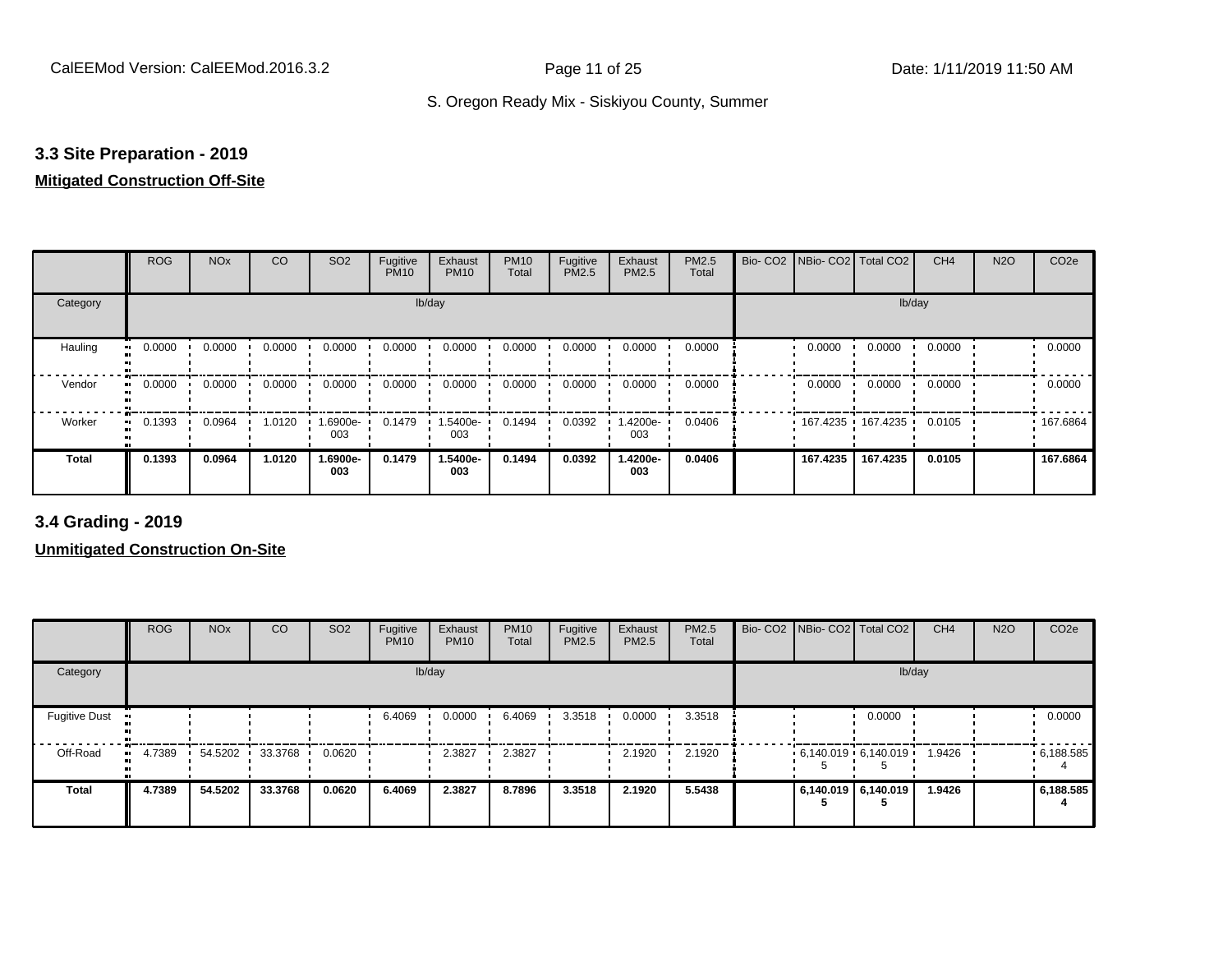### 3.3 Site Preparation - 2019

**Mitigated Construction Off-Site**

| | ROG | NOx | CO | SO2 | Fugitive PM10 | Exhaust PM10 | PM10 Total | Fugitive PM2.5 | Exhaust PM2.5 | PM2.5 Total | Bio- CO2 | NBio- CO2 | Total CO2 | CH4 | N2O | CO2e |
|---|---|---|---|---|---|---|---|---|---|---|---|---|---|---|---|---|
| Category | lb/day | | | | | | | | | | lb/day | | | | | |
| Hauling | 0.0000 | 0.0000 | 0.0000 | 0.0000 | 0.0000 | 0.0000 | 0.0000 | 0.0000 | 0.0000 | 0.0000 | | 0.0000 | 0.0000 | 0.0000 | | 0.0000 |
| Vendor | 0.0000 | 0.0000 | 0.0000 | 0.0000 | 0.0000 | 0.0000 | 0.0000 | 0.0000 | 0.0000 | 0.0000 | | 0.0000 | 0.0000 | 0.0000 | | 0.0000 |
| Worker | 0.1393 | 0.0964 | 1.0120 | 1.6900e-003 | 0.1479 | 1.5400e-003 | 0.1494 | 0.0392 | 1.4200e-003 | 0.0406 | | 167.4235 | 167.4235 | 0.0105 | | 167.6864 |
| **Total** | **0.1393** | **0.0964** | **1.0120** | **1.6900e-003** | **0.1479** | **1.5400e-003** | **0.1494** | **0.0392** | **1.4200e-003** | **0.0406** | | **167.4235** | **167.4235** | **0.0105** | | **167.6864** |

### 3.4 Grading - 2019

**Unmitigated Construction On-Site**

| | ROG | NOx | CO | SO2 | Fugitive PM10 | Exhaust PM10 | PM10 Total | Fugitive PM2.5 | Exhaust PM2.5 | PM2.5 Total | Bio- CO2 | NBio- CO2 | Total CO2 | CH4 | N2O | CO2e |
|---|---|---|---|---|---|---|---|---|---|---|---|---|---|---|---|---|
| Category | lb/day | | | | | | | | | | lb/day | | | | | |
| Fugitive Dust | | | | | 6.4069 | 0.0000 | 6.4069 | 3.3518 | 0.0000 | 3.3518 | | | 0.0000 | | | 0.0000 |
| Off-Road | 4.7389 | 54.5202 | 33.3768 | 0.0620 | | 2.3827 | 2.3827 | | 2.1920 | 2.1920 | | 6,140.0195 | 6,140.0195 | 1.9426 | | 6,188.5854 |
| **Total** | **4.7389** | **54.5202** | **33.3768** | **0.0620** | **6.4069** | **2.3827** | **8.7896** | **3.3518** | **2.1920** | **5.5438** | | **6,140.0195** | **6,140.0195** | **1.9426** | | **6,188.5854** |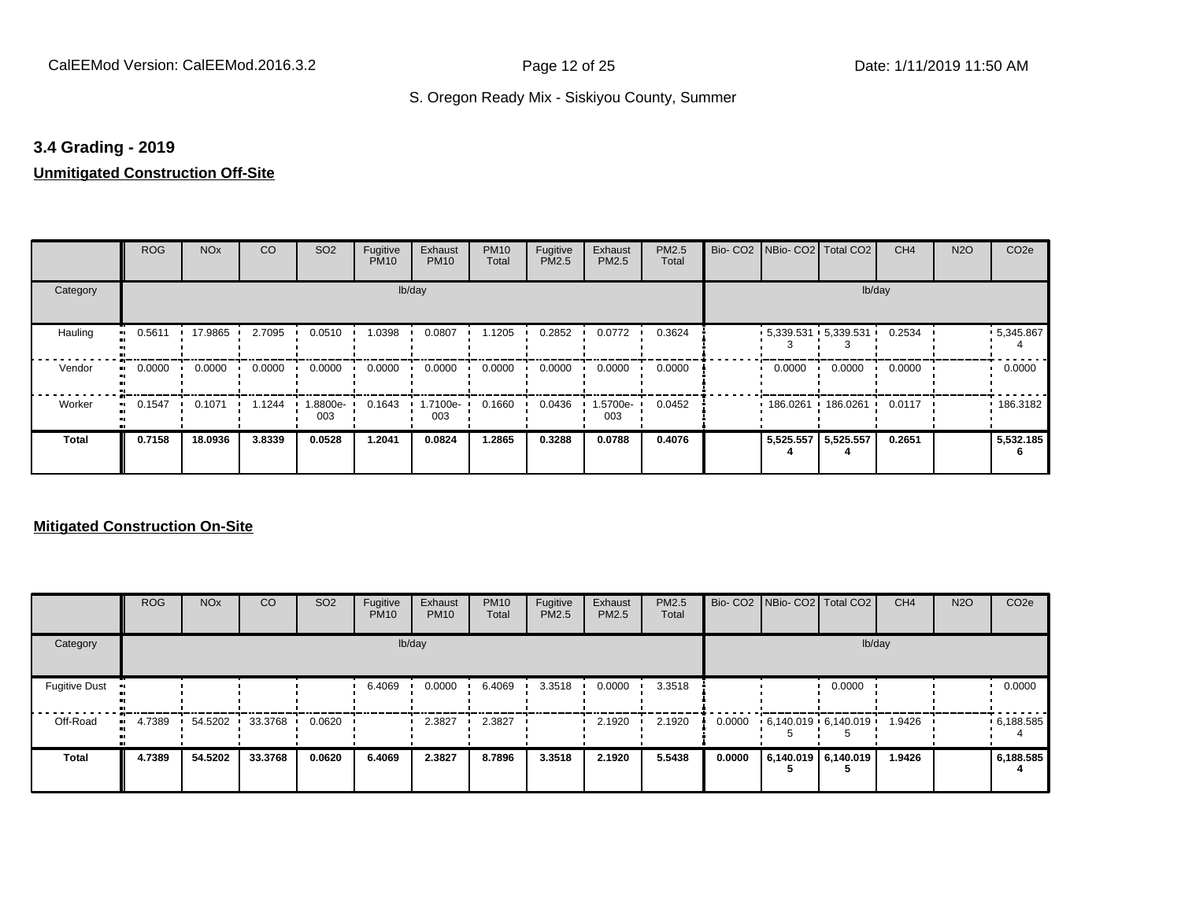### 3.4 Grading - 2019

**Unmitigated Construction Off-Site**

| | ROG | NOx | CO | SO2 | Fugitive PM10 | Exhaust PM10 | PM10 Total | Fugitive PM2.5 | Exhaust PM2.5 | PM2.5 Total | Bio- CO2 | NBio- CO2 | Total CO2 | CH4 | N2O | CO2e |
|---|---|---|---|---|---|---|---|---|---|---|---|---|---|---|---|---|
| Category | lb/day | | | | | | | | | | lb/day | | | | | |
| Hauling | 0.5611 | 17.9865 | 2.7095 | 0.0510 | 1.0398 | 0.0807 | 1.1205 | 0.2852 | 0.0772 | 0.3624 | | 5,339.5313 | 5,339.5313 | 0.2534 | | 5,345.8674 |
| Vendor | 0.0000 | 0.0000 | 0.0000 | 0.0000 | 0.0000 | 0.0000 | 0.0000 | 0.0000 | 0.0000 | 0.0000 | | 0.0000 | 0.0000 | 0.0000 | | 0.0000 |
| Worker | 0.1547 | 0.1071 | 1.1244 | 1.8800e-003 | 0.1643 | 1.7100e-003 | 0.1660 | 0.0436 | 1.5700e-003 | 0.0452 | | 186.0261 | 186.0261 | 0.0117 | | 186.3182 |
| **Total** | **0.7158** | **18.0936** | **3.8339** | **0.0528** | **1.2041** | **0.0824** | **1.2865** | **0.3288** | **0.0788** | **0.4076** | | **5,525.5574** | **5,525.5574** | **0.2651** | | **5,532.1856** |

**Mitigated Construction On-Site**

| | ROG | NOx | CO | SO2 | Fugitive PM10 | Exhaust PM10 | PM10 Total | Fugitive PM2.5 | Exhaust PM2.5 | PM2.5 Total | Bio- CO2 | NBio- CO2 | Total CO2 | CH4 | N2O | CO2e |
|---|---|---|---|---|---|---|---|---|---|---|---|---|---|---|---|---|
| Category | lb/day | | | | | | | | | | lb/day | | | | | |
| Fugitive Dust | | | | | 6.4069 | 0.0000 | 6.4069 | 3.3518 | 0.0000 | 3.3518 | | | 0.0000 | | | 0.0000 |
| Off-Road | 4.7389 | 54.5202 | 33.3768 | 0.0620 | | 2.3827 | 2.3827 | | 2.1920 | 2.1920 | 0.0000 | 6,140.0195 | 6,140.0195 | 1.9426 | | 6,188.5854 |
| **Total** | **4.7389** | **54.5202** | **33.3768** | **0.0620** | **6.4069** | **2.3827** | **8.7896** | **3.3518** | **2.1920** | **5.5438** | **0.0000** | **6,140.0195** | **6,140.0195** | **1.9426** | | **6,188.5854** |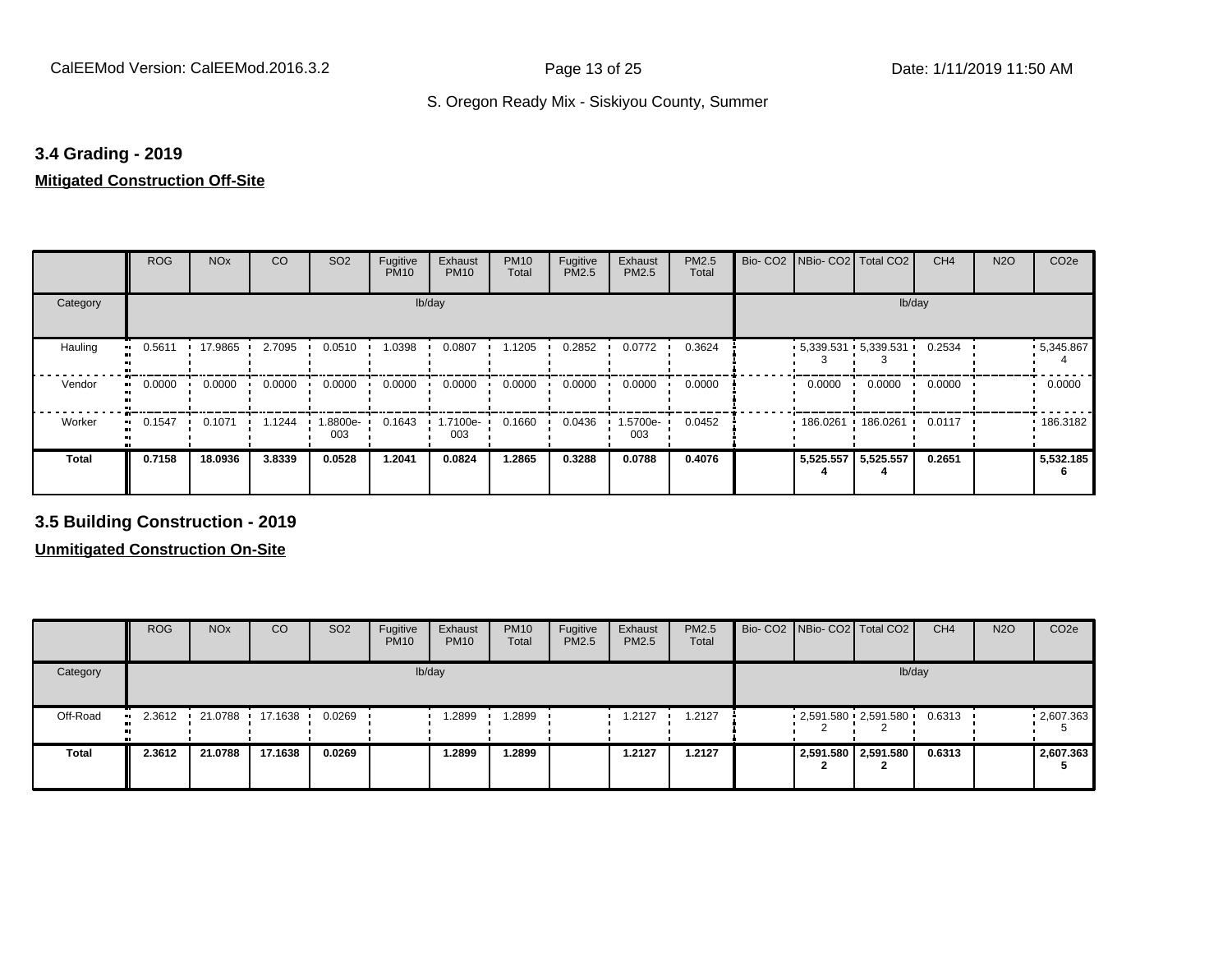### 3.4 Grading - 2019

**Mitigated Construction Off-Site**

| | ROG | NOx | CO | SO2 | Fugitive PM10 | Exhaust PM10 | PM10 Total | Fugitive PM2.5 | Exhaust PM2.5 | PM2.5 Total | Bio- CO2 | NBio- CO2 | Total CO2 | CH4 | N2O | CO2e |
|---|---|---|---|---|---|---|---|---|---|---|---|---|---|---|---|---|
| Category | lb/day | | | | | | | | | | lb/day | | | | | |
| Hauling | 0.5611 | 17.9865 | 2.7095 | 0.0510 | 1.0398 | 0.0807 | 1.1205 | 0.2852 | 0.0772 | 0.3624 | | 5,339.5313 | 5,339.5313 | 0.2534 | | 5,345.8674 |
| Vendor | 0.0000 | 0.0000 | 0.0000 | 0.0000 | 0.0000 | 0.0000 | 0.0000 | 0.0000 | 0.0000 | 0.0000 | | 0.0000 | 0.0000 | 0.0000 | | 0.0000 |
| Worker | 0.1547 | 0.1071 | 1.1244 | 1.8800e-003 | 0.1643 | 1.7100e-003 | 0.1660 | 0.0436 | 1.5700e-003 | 0.0452 | | 186.0261 | 186.0261 | 0.0117 | | 186.3182 |
| **Total** | **0.7158** | **18.0936** | **3.8339** | **0.0528** | **1.2041** | **0.0824** | **1.2865** | **0.3288** | **0.0788** | **0.4076** | | **5,525.5574** | **5,525.5574** | **0.2651** | | **5,532.1856** |

### 3.5 Building Construction - 2019

**Unmitigated Construction On-Site**

| | ROG | NOx | CO | SO2 | Fugitive PM10 | Exhaust PM10 | PM10 Total | Fugitive PM2.5 | Exhaust PM2.5 | PM2.5 Total | Bio- CO2 | NBio- CO2 | Total CO2 | CH4 | N2O | CO2e |
|---|---|---|---|---|---|---|---|---|---|---|---|---|---|---|---|---|
| Category | lb/day | | | | | | | | | | lb/day | | | | | |
| Off-Road | 2.3612 | 21.0788 | 17.1638 | 0.0269 | | 1.2899 | 1.2899 | | 1.2127 | 1.2127 | | 2,591.5802 | 2,591.5802 | 0.6313 | | 2,607.3635 |
| **Total** | **2.3612** | **21.0788** | **17.1638** | **0.0269** | | **1.2899** | **1.2899** | | **1.2127** | **1.2127** | | **2,591.5802** | **2,591.5802** | **0.6313** | | **2,607.3635** |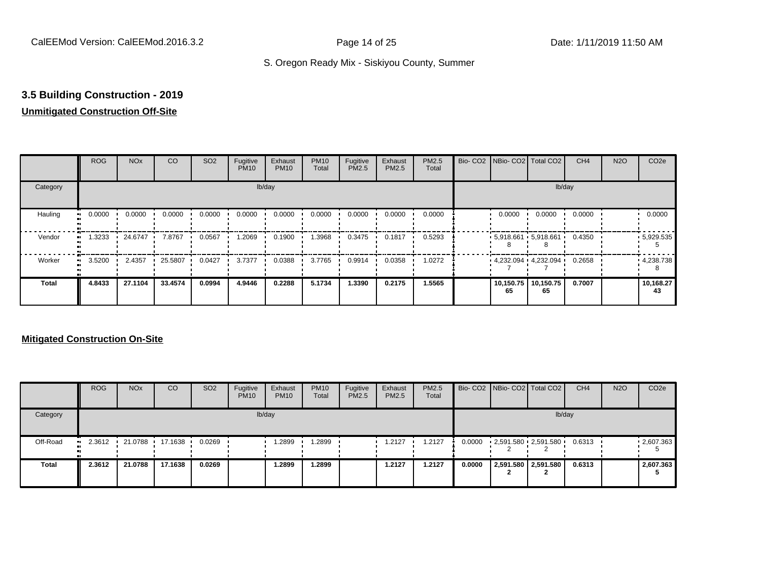## 3.5 Building Construction - 2019

**Unmitigated Construction Off-Site**

| | ROG | NOx | CO | SO2 | Fugitive PM10 | Exhaust PM10 | PM10 Total | Fugitive PM2.5 | Exhaust PM2.5 | PM2.5 Total | Bio- CO2 | NBio- CO2 | Total CO2 | CH4 | N2O | CO2e |
|---|---|---|---|---|---|---|---|---|---|---|---|---|---|---|---|---|
| Category | lb/day | | | | | | | | | | lb/day | | | | | |
| Hauling | 0.0000 | 0.0000 | 0.0000 | 0.0000 | 0.0000 | 0.0000 | 0.0000 | 0.0000 | 0.0000 | 0.0000 | | 0.0000 | 0.0000 | 0.0000 | | 0.0000 |
| Vendor | 1.3233 | 24.6747 | 7.8767 | 0.0567 | 1.2069 | 0.1900 | 1.3968 | 0.3475 | 0.1817 | 0.5293 | | 5,918.6618 | 5,918.6618 | 0.4350 | | 5,929.5355 |
| Worker | 3.5200 | 2.4357 | 25.5807 | 0.0427 | 3.7377 | 0.0388 | 3.7765 | 0.9914 | 0.0358 | 1.0272 | | 4,232.0947 | 4,232.0947 | 0.2658 | | 4,238.7388 |
| **Total** | **4.8433** | **27.1104** | **33.4574** | **0.0994** | **4.9446** | **0.2288** | **5.1734** | **1.3390** | **0.2175** | **1.5565** | | **10,150.7565** | **10,150.7565** | **0.7007** | | **10,168.2743** |

**Mitigated Construction On-Site**

| | ROG | NOx | CO | SO2 | Fugitive PM10 | Exhaust PM10 | PM10 Total | Fugitive PM2.5 | Exhaust PM2.5 | PM2.5 Total | Bio- CO2 | NBio- CO2 | Total CO2 | CH4 | N2O | CO2e |
|---|---|---|---|---|---|---|---|---|---|---|---|---|---|---|---|---|
| Category | lb/day | | | | | | | | | | lb/day | | | | | |
| Off-Road | 2.3612 | 21.0788 | 17.1638 | 0.0269 | | 1.2899 | 1.2899 | | 1.2127 | 1.2127 | 0.0000 | 2,591.5802 | 2,591.5802 | 0.6313 | | 2,607.3635 |
| **Total** | **2.3612** | **21.0788** | **17.1638** | **0.0269** | | **1.2899** | **1.2899** | | **1.2127** | **1.2127** | **0.0000** | **2,591.5802** | **2,591.5802** | **0.6313** | | **2,607.3635** |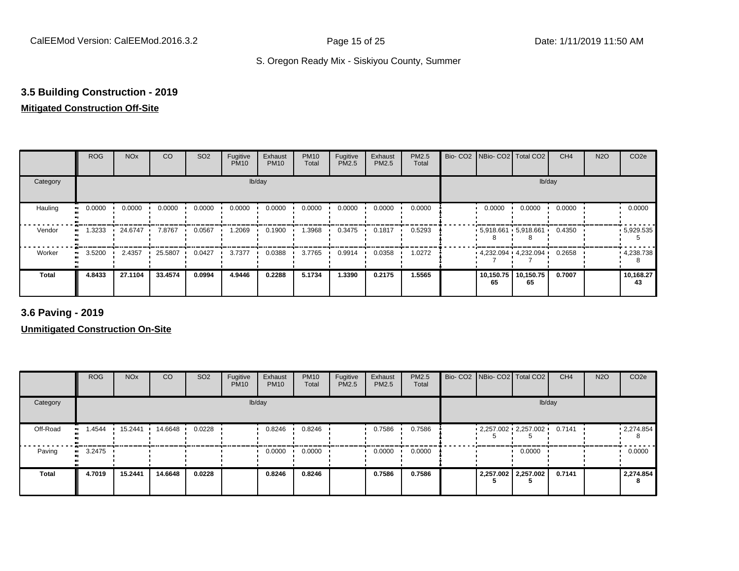### 3.5 Building Construction - 2019

**Mitigated Construction Off-Site**

| | ROG | NOx | CO | SO2 | Fugitive PM10 | Exhaust PM10 | PM10 Total | Fugitive PM2.5 | Exhaust PM2.5 | PM2.5 Total | Bio- CO2 | NBio- CO2 | Total CO2 | CH4 | N2O | CO2e |
|---|---|---|---|---|---|---|---|---|---|---|---|---|---|---|---|---|
| Category | lb/day | | | | | | | | | | lb/day | | | | | |
| Hauling | 0.0000 | 0.0000 | 0.0000 | 0.0000 | 0.0000 | 0.0000 | 0.0000 | 0.0000 | 0.0000 | 0.0000 | | 0.0000 | 0.0000 | 0.0000 | | 0.0000 |
| Vendor | 1.3233 | 24.6747 | 7.8767 | 0.0567 | 1.2069 | 0.1900 | 1.3968 | 0.3475 | 0.1817 | 0.5293 | | 5,918.6618 | 5,918.6618 | 0.4350 | | 5,929.5355 |
| Worker | 3.5200 | 2.4357 | 25.5807 | 0.0427 | 3.7377 | 0.0388 | 3.7765 | 0.9914 | 0.0358 | 1.0272 | | 4,232.0947 | 4,232.0947 | 0.2658 | | 4,238.7388 |
| **Total** | **4.8433** | **27.1104** | **33.4574** | **0.0994** | **4.9446** | **0.2288** | **5.1734** | **1.3390** | **0.2175** | **1.5565** | | **10,150.7565** | **10,150.7565** | **0.7007** | | **10,168.2743** |

### 3.6 Paving - 2019

**Unmitigated Construction On-Site**

| | ROG | NOx | CO | SO2 | Fugitive PM10 | Exhaust PM10 | PM10 Total | Fugitive PM2.5 | Exhaust PM2.5 | PM2.5 Total | Bio- CO2 | NBio- CO2 | Total CO2 | CH4 | N2O | CO2e |
|---|---|---|---|---|---|---|---|---|---|---|---|---|---|---|---|---|
| Category | lb/day | | | | | | | | | | lb/day | | | | | |
| Off-Road | 1.4544 | 15.2441 | 14.6648 | 0.0228 | | 0.8246 | 0.8246 | | 0.7586 | 0.7586 | | 2,257.0025 | 2,257.0025 | 0.7141 | | 2,274.8548 |
| Paving | 3.2475 | | | | | 0.0000 | 0.0000 | | 0.0000 | 0.0000 | | | 0.0000 | | | 0.0000 |
| **Total** | **4.7019** | **15.2441** | **14.6648** | **0.0228** | | **0.8246** | **0.8246** | | **0.7586** | **0.7586** | | **2,257.0025** | **2,257.0025** | **0.7141** | | **2,274.8548** |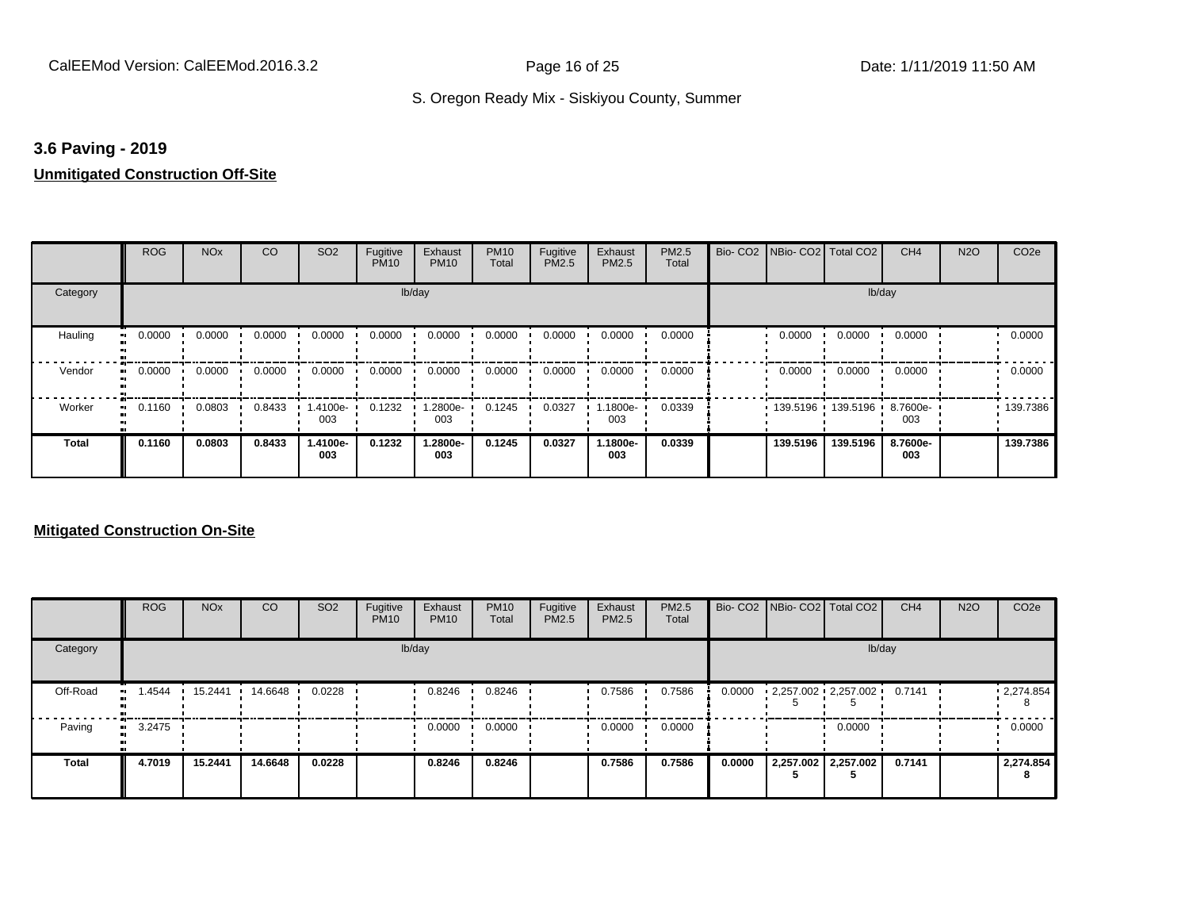### 3.6 Paving - 2019

**Unmitigated Construction Off-Site**

| | ROG | NOx | CO | SO2 | Fugitive PM10 | Exhaust PM10 | PM10 Total | Fugitive PM2.5 | Exhaust PM2.5 | PM2.5 Total | Bio- CO2 | NBio- CO2 | Total CO2 | CH4 | N2O | CO2e |
|---|---|---|---|---|---|---|---|---|---|---|---|---|---|---|---|---|
| Category | | | | | lb/day | | | | | | | | | lb/day | | |
| Hauling | 0.0000 | 0.0000 | 0.0000 | 0.0000 | 0.0000 | 0.0000 | 0.0000 | 0.0000 | 0.0000 | 0.0000 | | 0.0000 | 0.0000 | 0.0000 | | 0.0000 |
| Vendor | 0.0000 | 0.0000 | 0.0000 | 0.0000 | 0.0000 | 0.0000 | 0.0000 | 0.0000 | 0.0000 | 0.0000 | | 0.0000 | 0.0000 | 0.0000 | | 0.0000 |
| Worker | 0.1160 | 0.0803 | 0.8433 | 1.4100e-003 | 0.1232 | 1.2800e-003 | 0.1245 | 0.0327 | 1.1800e-003 | 0.0339 | | 139.5196 | 139.5196 | 8.7600e-003 | | 139.7386 |
| **Total** | **0.1160** | **0.0803** | **0.8433** | **1.4100e-003** | **0.1232** | **1.2800e-003** | **0.1245** | **0.0327** | **1.1800e-003** | **0.0339** | | **139.5196** | **139.5196** | **8.7600e-003** | | **139.7386** |

**Mitigated Construction On-Site**

| | ROG | NOx | CO | SO2 | Fugitive PM10 | Exhaust PM10 | PM10 Total | Fugitive PM2.5 | Exhaust PM2.5 | PM2.5 Total | Bio- CO2 | NBio- CO2 | Total CO2 | CH4 | N2O | CO2e |
|---|---|---|---|---|---|---|---|---|---|---|---|---|---|---|---|---|
| Category | | | | | lb/day | | | | | | | | | lb/day | | |
| Off-Road | 1.4544 | 15.2441 | 14.6648 | 0.0228 | | 0.8246 | 0.8246 | | 0.7586 | 0.7586 | 0.0000 | 2,257.0025 | 2,257.0025 | 0.7141 | | 2,274.8548 |
| Paving | 3.2475 | | | | | 0.0000 | 0.0000 | | 0.0000 | 0.0000 | | | 0.0000 | | | 0.0000 |
| **Total** | **4.7019** | **15.2441** | **14.6648** | **0.0228** | | **0.8246** | **0.8246** | | **0.7586** | **0.7586** | **0.0000** | **2,257.0025** | **2,257.0025** | **0.7141** | | **2,274.8548** |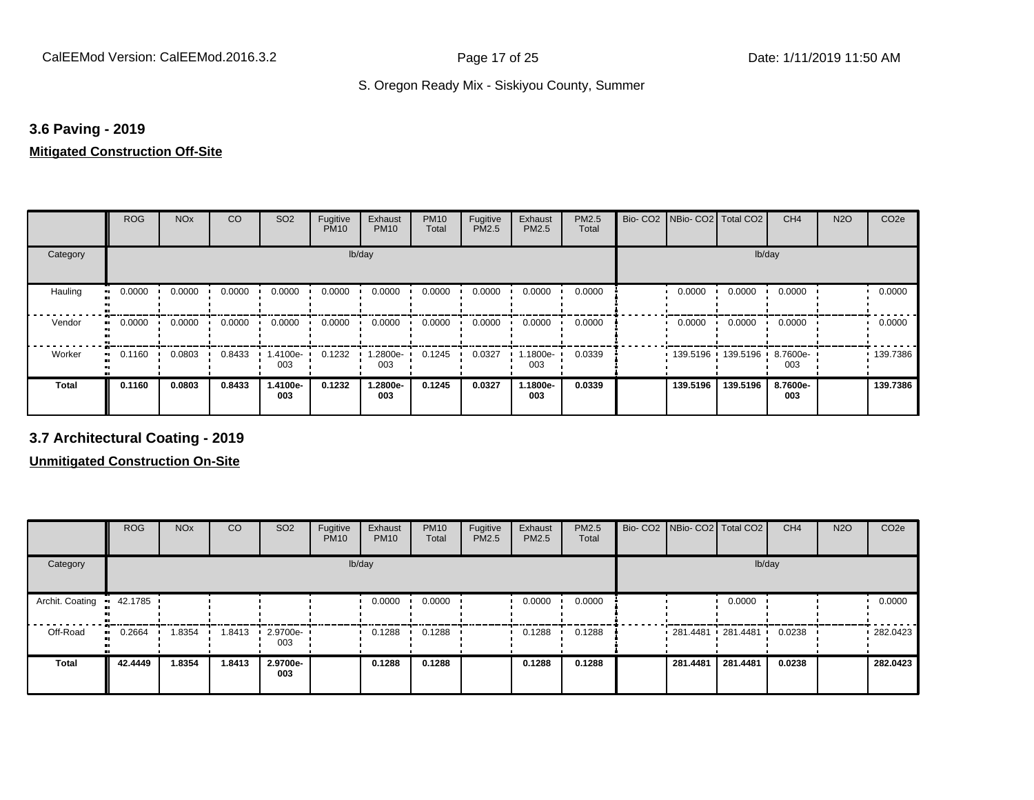### 3.6 Paving - 2019

**Mitigated Construction Off-Site**

| | ROG | NOx | CO | SO2 | Fugitive PM10 | Exhaust PM10 | PM10 Total | Fugitive PM2.5 | Exhaust PM2.5 | PM2.5 Total | Bio- CO2 | NBio- CO2 | Total CO2 | CH4 | N2O | CO2e |
|---|---|---|---|---|---|---|---|---|---|---|---|---|---|---|---|---|
| Category | | | | | | lb/day | | | | | | | | lb/day | | |
| Hauling | 0.0000 | 0.0000 | 0.0000 | 0.0000 | 0.0000 | 0.0000 | 0.0000 | 0.0000 | 0.0000 | 0.0000 | | 0.0000 | 0.0000 | 0.0000 | | 0.0000 |
| Vendor | 0.0000 | 0.0000 | 0.0000 | 0.0000 | 0.0000 | 0.0000 | 0.0000 | 0.0000 | 0.0000 | 0.0000 | | 0.0000 | 0.0000 | 0.0000 | | 0.0000 |
| Worker | 0.1160 | 0.0803 | 0.8433 | 1.4100e-003 | 0.1232 | 1.2800e-003 | 0.1245 | 0.0327 | 1.1800e-003 | 0.0339 | | 139.5196 | 139.5196 | 8.7600e-003 | | 139.7386 |
| **Total** | **0.1160** | **0.0803** | **0.8433** | **1.4100e-003** | **0.1232** | **1.2800e-003** | **0.1245** | **0.0327** | **1.1800e-003** | **0.0339** | | **139.5196** | **139.5196** | **8.7600e-003** | | **139.7386** |

### 3.7 Architectural Coating - 2019

**Unmitigated Construction On-Site**

| | ROG | NOx | CO | SO2 | Fugitive PM10 | Exhaust PM10 | PM10 Total | Fugitive PM2.5 | Exhaust PM2.5 | PM2.5 Total | Bio- CO2 | NBio- CO2 | Total CO2 | CH4 | N2O | CO2e |
|---|---|---|---|---|---|---|---|---|---|---|---|---|---|---|---|---|
| Category | | | | | | lb/day | | | | | | | | lb/day | | |
| Archit. Coating | 42.1785 | | | | | 0.0000 | 0.0000 | | 0.0000 | 0.0000 | | | 0.0000 | | | 0.0000 |
| Off-Road | 0.2664 | 1.8354 | 1.8413 | 2.9700e-003 | | 0.1288 | 0.1288 | | 0.1288 | 0.1288 | | 281.4481 | 281.4481 | 0.0238 | | 282.0423 |
| **Total** | **42.4449** | **1.8354** | **1.8413** | **2.9700e-003** | | **0.1288** | **0.1288** | | **0.1288** | **0.1288** | | **281.4481** | **281.4481** | **0.0238** | | **282.0423** |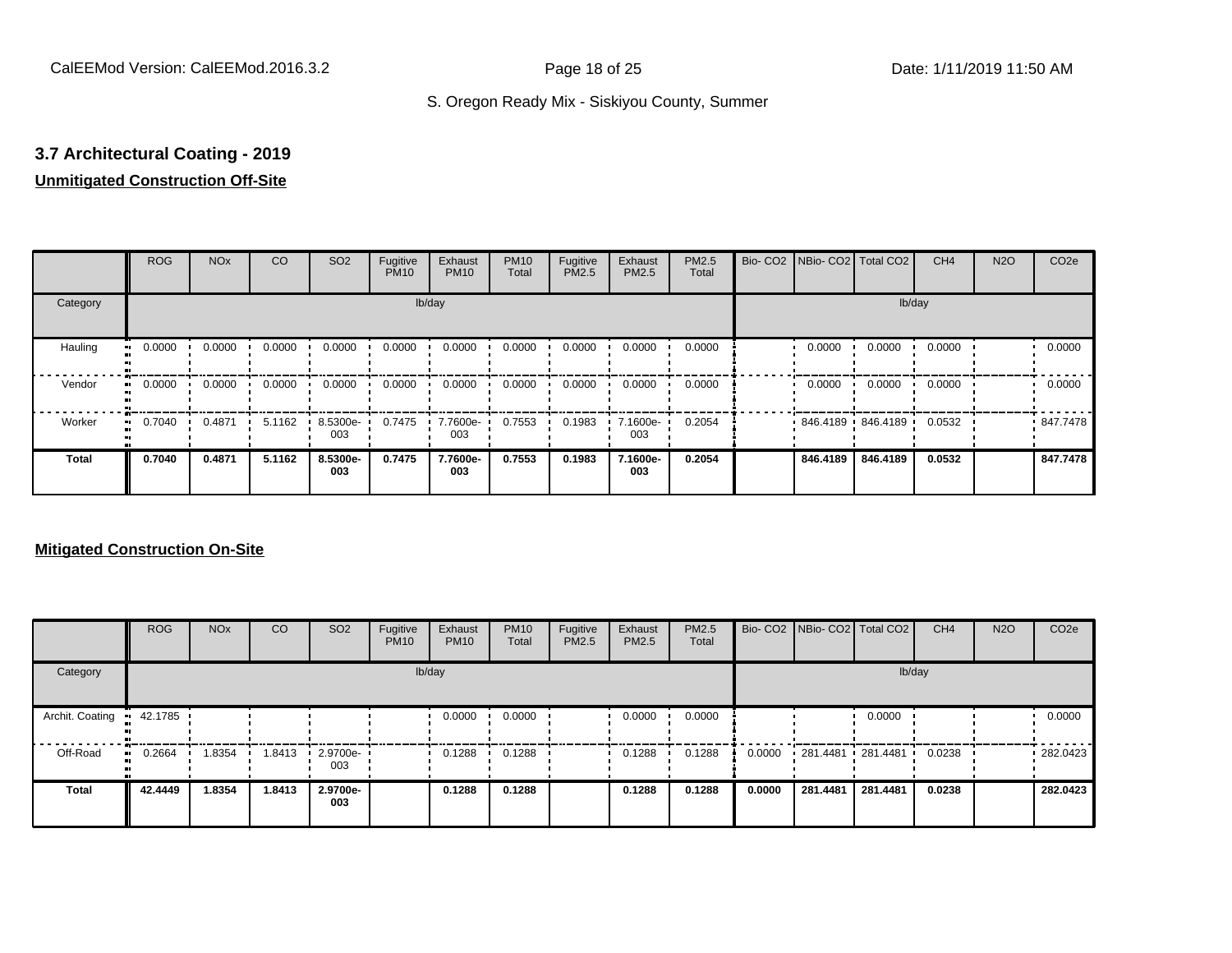### 3.7 Architectural Coating - 2019

**Unmitigated Construction Off-Site**

| | ROG | NOx | CO | SO2 | Fugitive PM10 | Exhaust PM10 | PM10 Total | Fugitive PM2.5 | Exhaust PM2.5 | PM2.5 Total | Bio- CO2 | NBio- CO2 | Total CO2 | CH4 | N2O | CO2e |
|---|---|---|---|---|---|---|---|---|---|---|---|---|---|---|---|---|
| Category | lb/day | | | | | | | | | | lb/day | | | | | |
| Hauling | 0.0000 | 0.0000 | 0.0000 | 0.0000 | 0.0000 | 0.0000 | 0.0000 | 0.0000 | 0.0000 | 0.0000 | | 0.0000 | 0.0000 | 0.0000 | | 0.0000 |
| Vendor | 0.0000 | 0.0000 | 0.0000 | 0.0000 | 0.0000 | 0.0000 | 0.0000 | 0.0000 | 0.0000 | 0.0000 | | 0.0000 | 0.0000 | 0.0000 | | 0.0000 |
| Worker | 0.7040 | 0.4871 | 5.1162 | 8.5300e-003 | 0.7475 | 7.7600e-003 | 0.7553 | 0.1983 | 7.1600e-003 | 0.2054 | | 846.4189 | 846.4189 | 0.0532 | | 847.7478 |
| **Total** | **0.7040** | **0.4871** | **5.1162** | **8.5300e-003** | **0.7475** | **7.7600e-003** | **0.7553** | **0.1983** | **7.1600e-003** | **0.2054** | | **846.4189** | **846.4189** | **0.0532** | | **847.7478** |

**Mitigated Construction On-Site**

| | ROG | NOx | CO | SO2 | Fugitive PM10 | Exhaust PM10 | PM10 Total | Fugitive PM2.5 | Exhaust PM2.5 | PM2.5 Total | Bio- CO2 | NBio- CO2 | Total CO2 | CH4 | N2O | CO2e |
|---|---|---|---|---|---|---|---|---|---|---|---|---|---|---|---|---|
| Category | lb/day | | | | | | | | | | lb/day | | | | | |
| Archit. Coating | 42.1785 | | | | | 0.0000 | 0.0000 | | 0.0000 | 0.0000 | | | 0.0000 | | | 0.0000 |
| Off-Road | 0.2664 | 1.8354 | 1.8413 | 2.9700e-003 | | 0.1288 | 0.1288 | | 0.1288 | 0.1288 | 0.0000 | 281.4481 | 281.4481 | 0.0238 | | 282.0423 |
| **Total** | **42.4449** | **1.8354** | **1.8413** | **2.9700e-003** | | **0.1288** | **0.1288** | | **0.1288** | **0.1288** | **0.0000** | **281.4481** | **281.4481** | **0.0238** | | **282.0423** |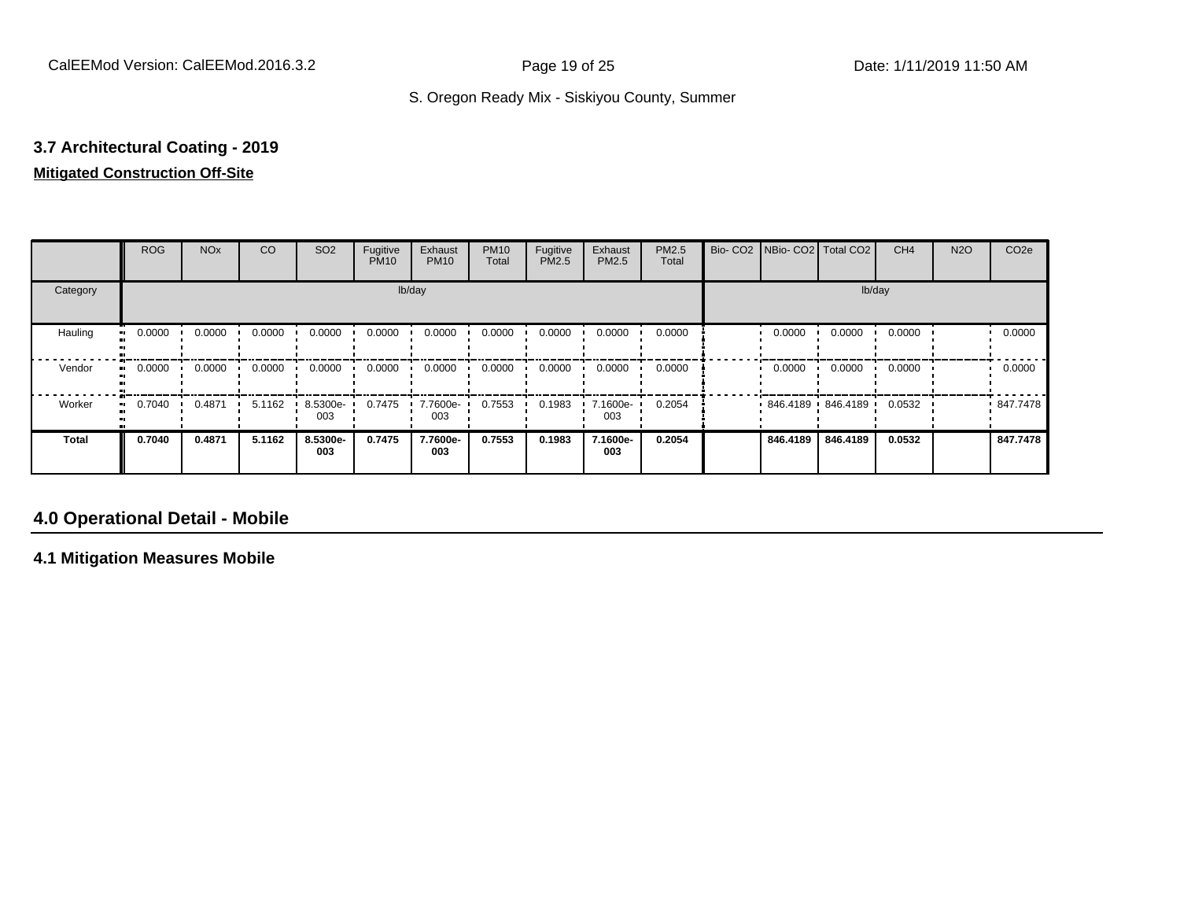### 3.7 Architectural Coating - 2019

**Mitigated Construction Off-Site**

| | ROG | NOx | CO | SO2 | Fugitive PM10 | Exhaust PM10 | PM10 Total | Fugitive PM2.5 | Exhaust PM2.5 | PM2.5 Total | Bio- CO2 | NBio- CO2 | Total CO2 | CH4 | N2O | CO2e |
|---|---|---|---|---|---|---|---|---|---|---|---|---|---|---|---|---|
| Category | lb/day | | | | | | | | | | lb/day | | | | | |
| Hauling | 0.0000 | 0.0000 | 0.0000 | 0.0000 | 0.0000 | 0.0000 | 0.0000 | 0.0000 | 0.0000 | 0.0000 | | 0.0000 | 0.0000 | 0.0000 | | 0.0000 |
| Vendor | 0.0000 | 0.0000 | 0.0000 | 0.0000 | 0.0000 | 0.0000 | 0.0000 | 0.0000 | 0.0000 | 0.0000 | | 0.0000 | 0.0000 | 0.0000 | | 0.0000 |
| Worker | 0.7040 | 0.4871 | 5.1162 | 8.5300e-003 | 0.7475 | 7.7600e-003 | 0.7553 | 0.1983 | 7.1600e-003 | 0.2054 | | 846.4189 | 846.4189 | 0.0532 | | 847.7478 |
| **Total** | **0.7040** | **0.4871** | **5.1162** | **8.5300e-003** | **0.7475** | **7.7600e-003** | **0.7553** | **0.1983** | **7.1600e-003** | **0.2054** | | **846.4189** | **846.4189** | **0.0532** | | **847.7478** |

## 4.0 Operational Detail - Mobile

### 4.1 Mitigation Measures Mobile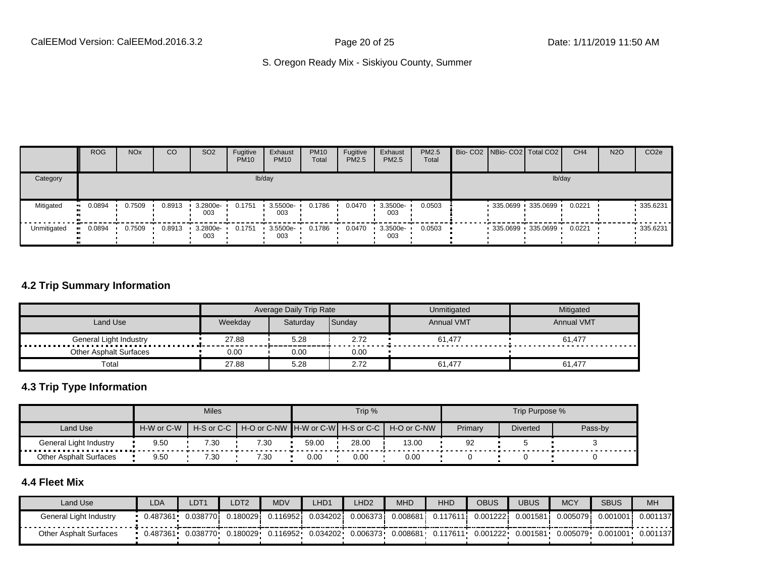S. Oregon Ready Mix - Siskiyou County, Summer

| | ROG | NOx | CO | SO2 | Fugitive PM10 | Exhaust PM10 | PM10 Total | Fugitive PM2.5 | Exhaust PM2.5 | PM2.5 Total | Bio- CO2 | NBio- CO2 | Total CO2 | CH4 | N2O | CO2e |
|---|---|---|---|---|---|---|---|---|---|---|---|---|---|---|---|---|
| Category | lb/day | | | | | | | | | | lb/day | | | | | |
| Mitigated | 0.0894 | 0.7509 | 0.8913 | 3.2800e-003 | 0.1751 | 3.5500e-003 | 0.1786 | 0.0470 | 3.3500e-003 | 0.0503 | | 335.0699 | 335.0699 | 0.0221 | | 335.6231 |
| Unmitigated | 0.0894 | 0.7509 | 0.8913 | 3.2800e-003 | 0.1751 | 3.5500e-003 | 0.1786 | 0.0470 | 3.3500e-003 | 0.0503 | | 335.0699 | 335.0699 | 0.0221 | | 335.6231 |

## 4.2 Trip Summary Information

| | Average Daily Trip Rate | | | Unmitigated | Mitigated |
|---|---|---|---|---|---|
| Land Use | Weekday | Saturday | Sunday | Annual VMT | Annual VMT |
| General Light Industry | 27.88 | 5.28 | 2.72 | 61,477 | 61,477 |
| Other Asphalt Surfaces | 0.00 | 0.00 | 0.00 | | |
| Total | 27.88 | 5.28 | 2.72 | 61,477 | 61,477 |

## 4.3 Trip Type Information

| | Miles | | | Trip % | | | Trip Purpose % | | |
|---|---|---|---|---|---|---|---|---|---|
| Land Use | H-W or C-W | H-S or C-C | H-O or C-NW | H-W or C-W | H-S or C-C | H-O or C-NW | Primary | Diverted | Pass-by |
| General Light Industry | 9.50 | 7.30 | 7.30 | 59.00 | 28.00 | 13.00 | 92 | 5 | 3 |
| Other Asphalt Surfaces | 9.50 | 7.30 | 7.30 | 0.00 | 0.00 | 0.00 | 0 | 0 | 0 |

## 4.4 Fleet Mix

| Land Use | LDA | LDT1 | LDT2 | MDV | LHD1 | LHD2 | MHD | HHD | OBUS | UBUS | MCY | SBUS | MH |
|---|---|---|---|---|---|---|---|---|---|---|---|---|---|
| General Light Industry | 0.487361 | 0.038770 | 0.180029 | 0.116952 | 0.034202 | 0.006373 | 0.008681 | 0.117611 | 0.001222 | 0.001581 | 0.005079 | 0.001001 | 0.001137 |
| Other Asphalt Surfaces | 0.487361 | 0.038770 | 0.180029 | 0.116952 | 0.034202 | 0.006373 | 0.008681 | 0.117611 | 0.001222 | 0.001581 | 0.005079 | 0.001001 | 0.001137 |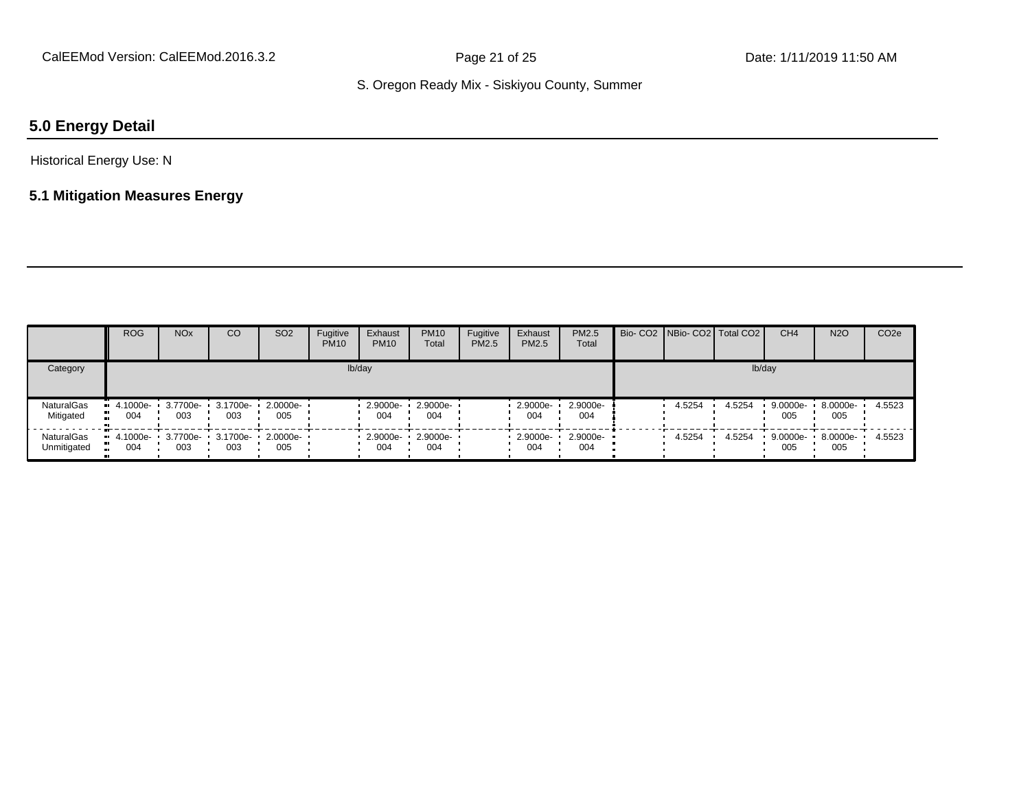## 5.0 Energy Detail

Historical Energy Use: N

### 5.1 Mitigation Measures Energy

| | ROG | NOx | CO | SO2 | Fugitive PM10 | Exhaust PM10 | PM10 Total | Fugitive PM2.5 | Exhaust PM2.5 | PM2.5 Total | Bio- CO2 | NBio- CO2 | Total CO2 | CH4 | N2O | CO2e |
|---|---|---|---|---|---|---|---|---|---|---|---|---|---|---|---|---|
| Category | lb/day | | | | | | | | | | lb/day | | | | | |
| NaturalGas Mitigated | 4.1000e-004 | 3.7700e-003 | 3.1700e-003 | 2.0000e-005 | | 2.9000e-004 | 2.9000e-004 | | 2.9000e-004 | 2.9000e-004 | | 4.5254 | 4.5254 | 9.0000e-005 | 8.0000e-005 | 4.5523 |
| NaturalGas Unmitigated | 4.1000e-004 | 3.7700e-003 | 3.1700e-003 | 2.0000e-005 | | 2.9000e-004 | 2.9000e-004 | | 2.9000e-004 | 2.9000e-004 | | 4.5254 | 4.5254 | 9.0000e-005 | 8.0000e-005 | 4.5523 |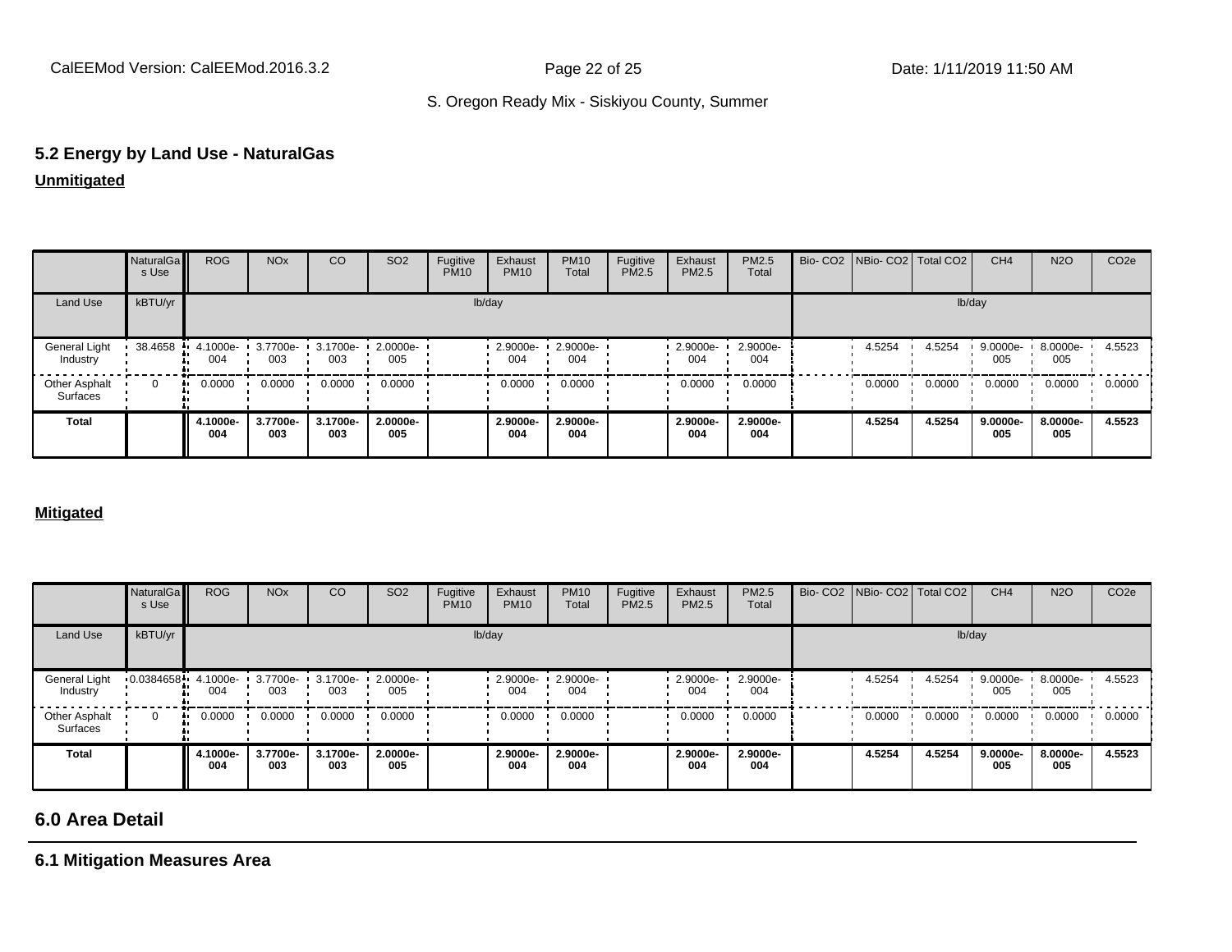## 5.2 Energy by Land Use - NaturalGas

**Unmitigated**

| | NaturalGas Use | ROG | NOx | CO | SO2 | Fugitive PM10 | Exhaust PM10 | PM10 Total | Fugitive PM2.5 | Exhaust PM2.5 | PM2.5 Total | Bio- CO2 | NBio- CO2 | Total CO2 | CH4 | N2O | CO2e |
|---|---|---|---|---|---|---|---|---|---|---|---|---|---|---|---|---|---|
| Land Use | kBTU/yr | lb/day | | | | | | | | | | lb/day | | | | | |
| General Light Industry | 38.4658 | 4.1000e-004 | 3.7700e-003 | 3.1700e-003 | 2.0000e-005 | | 2.9000e-004 | 2.9000e-004 | | 2.9000e-004 | 2.9000e-004 | | 4.5254 | 4.5254 | 9.0000e-005 | 8.0000e-005 | 4.5523 |
| Other Asphalt Surfaces | 0 | 0.0000 | 0.0000 | 0.0000 | 0.0000 | | 0.0000 | 0.0000 | | 0.0000 | 0.0000 | | 0.0000 | 0.0000 | 0.0000 | 0.0000 | 0.0000 |
| **Total** | | **4.1000e-004** | **3.7700e-003** | **3.1700e-003** | **2.0000e-005** | | **2.9000e-004** | **2.9000e-004** | | **2.9000e-004** | **2.9000e-004** | | **4.5254** | **4.5254** | **9.0000e-005** | **8.0000e-005** | **4.5523** |

**Mitigated**

| | NaturalGas Use | ROG | NOx | CO | SO2 | Fugitive PM10 | Exhaust PM10 | PM10 Total | Fugitive PM2.5 | Exhaust PM2.5 | PM2.5 Total | Bio- CO2 | NBio- CO2 | Total CO2 | CH4 | N2O | CO2e |
|---|---|---|---|---|---|---|---|---|---|---|---|---|---|---|---|---|---|
| Land Use | kBTU/yr | lb/day | | | | | | | | | | lb/day | | | | | |
| General Light Industry | 0.0384658 | 4.1000e-004 | 3.7700e-003 | 3.1700e-003 | 2.0000e-005 | | 2.9000e-004 | 2.9000e-004 | | 2.9000e-004 | 2.9000e-004 | | 4.5254 | 4.5254 | 9.0000e-005 | 8.0000e-005 | 4.5523 |
| Other Asphalt Surfaces | 0 | 0.0000 | 0.0000 | 0.0000 | 0.0000 | | 0.0000 | 0.0000 | | 0.0000 | 0.0000 | | 0.0000 | 0.0000 | 0.0000 | 0.0000 | 0.0000 |
| **Total** | | **4.1000e-004** | **3.7700e-003** | **3.1700e-003** | **2.0000e-005** | | **2.9000e-004** | **2.9000e-004** | | **2.9000e-004** | **2.9000e-004** | | **4.5254** | **4.5254** | **9.0000e-005** | **8.0000e-005** | **4.5523** |

# 6.0 Area Detail

## 6.1 Mitigation Measures Area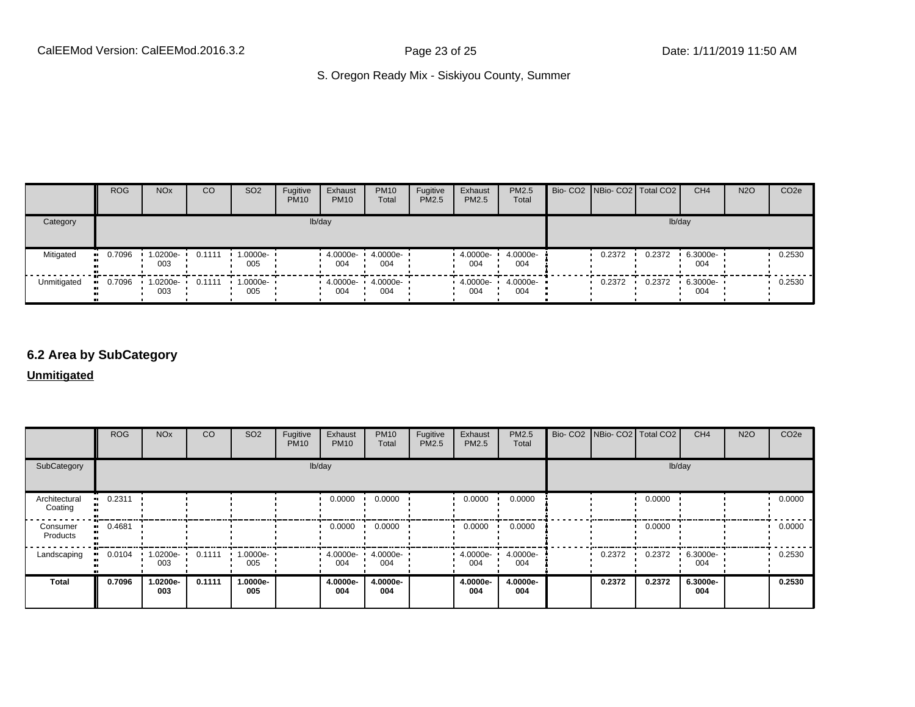| | ROG | NOx | CO | SO2 | Fugitive PM10 | Exhaust PM10 | PM10 Total | Fugitive PM2.5 | Exhaust PM2.5 | PM2.5 Total | Bio- CO2 | NBio- CO2 | Total CO2 | CH4 | N2O | CO2e |
|---|---|---|---|---|---|---|---|---|---|---|---|---|---|---|---|---|
| Category | lb/day | | | | | | | | | | lb/day | | | | | |
| Mitigated | 0.7096 | 1.0200e-003 | 0.1111 | 1.0000e-005 | | 4.0000e-004 | 4.0000e-004 | | 4.0000e-004 | 4.0000e-004 | | 0.2372 | 0.2372 | 6.3000e-004 | | 0.2530 |
| Unmitigated | 0.7096 | 1.0200e-003 | 0.1111 | 1.0000e-005 | | 4.0000e-004 | 4.0000e-004 | | 4.0000e-004 | 4.0000e-004 | | 0.2372 | 0.2372 | 6.3000e-004 | | 0.2530 |

## 6.2 Area by SubCategory

**Unmitigated**

| | ROG | NOx | CO | SO2 | Fugitive PM10 | Exhaust PM10 | PM10 Total | Fugitive PM2.5 | Exhaust PM2.5 | PM2.5 Total | Bio- CO2 | NBio- CO2 | Total CO2 | CH4 | N2O | CO2e |
|---|---|---|---|---|---|---|---|---|---|---|---|---|---|---|---|---|
| SubCategory | lb/day | | | | | | | | | | lb/day | | | | | |
| Architectural Coating | 0.2311 | | | | | 0.0000 | 0.0000 | | 0.0000 | 0.0000 | | | 0.0000 | | | 0.0000 |
| Consumer Products | 0.4681 | | | | | 0.0000 | 0.0000 | | 0.0000 | 0.0000 | | | 0.0000 | | | 0.0000 |
| Landscaping | 0.0104 | 1.0200e-003 | 0.1111 | 1.0000e-005 | | 4.0000e-004 | 4.0000e-004 | | 4.0000e-004 | 4.0000e-004 | | 0.2372 | 0.2372 | 6.3000e-004 | | 0.2530 |
| **Total** | **0.7096** | **1.0200e-003** | **0.1111** | **1.0000e-005** | | **4.0000e-004** | **4.0000e-004** | | **4.0000e-004** | **4.0000e-004** | | **0.2372** | **0.2372** | **6.3000e-004** | | **0.2530** |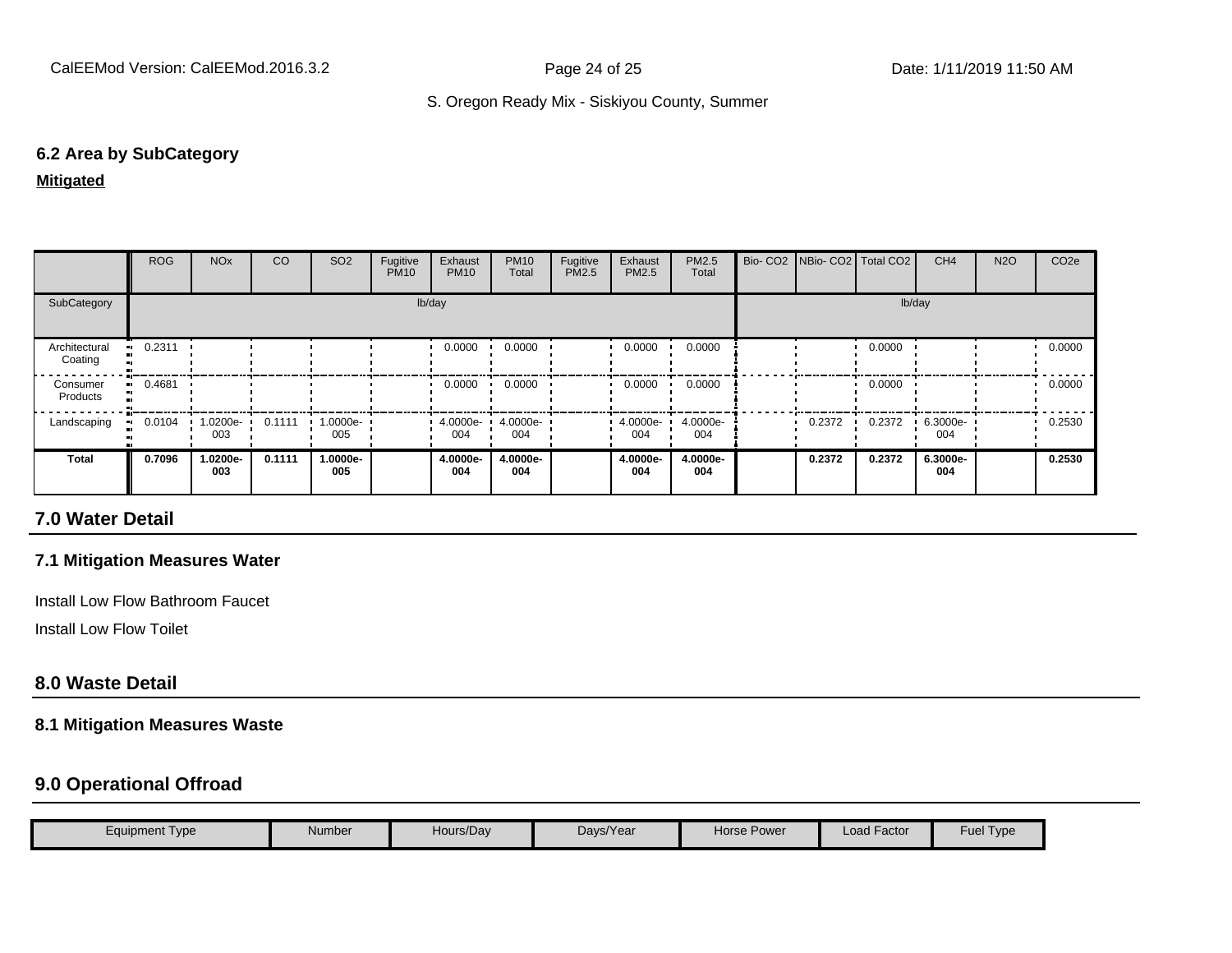S. Oregon Ready Mix - Siskiyou County, Summer

### 6.2 Area by SubCategory

**Mitigated**

| | ROG | NOx | CO | SO2 | Fugitive PM10 | Exhaust PM10 | PM10 Total | Fugitive PM2.5 | Exhaust PM2.5 | PM2.5 Total | Bio- CO2 | NBio- CO2 | Total CO2 | CH4 | N2O | CO2e |
|---|---|---|---|---|---|---|---|---|---|---|---|---|---|---|---|---|
| SubCategory | lb/day | | | | | | | | | | lb/day | | | | | |
| Architectural Coating | 0.2311 | | | | | 0.0000 | 0.0000 | | 0.0000 | 0.0000 | | | 0.0000 | | | 0.0000 |
| Consumer Products | 0.4681 | | | | | 0.0000 | 0.0000 | | 0.0000 | 0.0000 | | | 0.0000 | | | 0.0000 |
| Landscaping | 0.0104 | 1.0200e-003 | 0.1111 | 1.0000e-005 | | 4.0000e-004 | 4.0000e-004 | | 4.0000e-004 | 4.0000e-004 | | 0.2372 | 0.2372 | 6.3000e-004 | | 0.2530 |
| **Total** | **0.7096** | **1.0200e-003** | **0.1111** | **1.0000e-005** | | **4.0000e-004** | **4.0000e-004** | | **4.0000e-004** | **4.0000e-004** | | **0.2372** | **0.2372** | **6.3000e-004** | | **0.2530** |

## 7.0 Water Detail

### 7.1 Mitigation Measures Water

Install Low Flow Bathroom Faucet

Install Low Flow Toilet

## 8.0 Waste Detail

### 8.1 Mitigation Measures Waste

## 9.0 Operational Offroad

| Equipment Type | Number | Hours/Day | Days/Year | Horse Power | Load Factor | Fuel Type |
|---|---|---|---|---|---|---|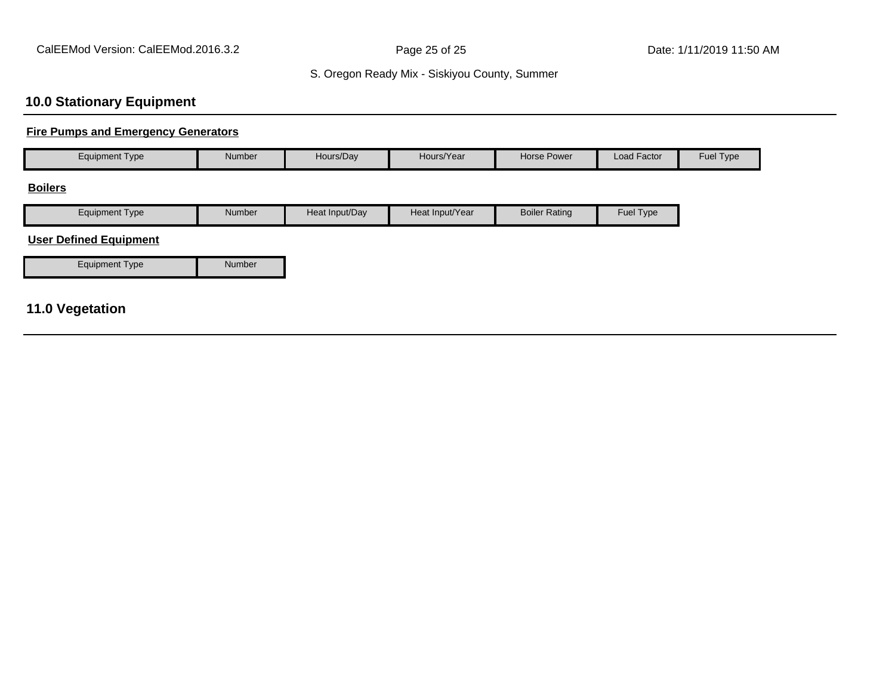## 10.0 Stationary Equipment

**Fire Pumps and Emergency Generators**

| Equipment Type | Number | Hours/Day | Hours/Year | Horse Power | Load Factor | Fuel Type |
|---|---|---|---|---|---|---|

**Boilers**

| Equipment Type | Number | Heat Input/Day | Heat Input/Year | Boiler Rating | Fuel Type |
|---|---|---|---|---|---|

**User Defined Equipment**

| Equipment Type | Number |
|---|---|

## 11.0 Vegetation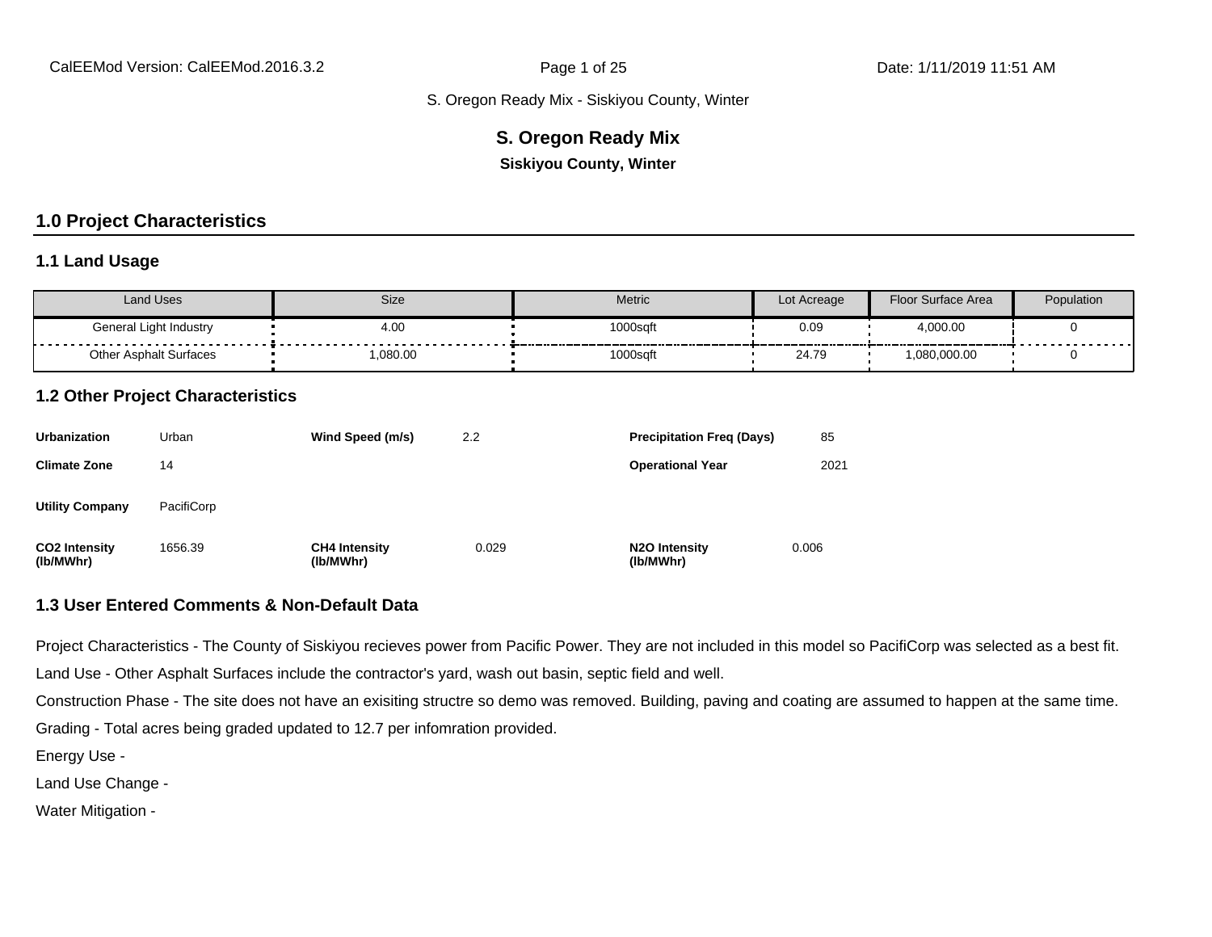S. Oregon Ready Mix - Siskiyou County, Winter

# S. Oregon Ready Mix

**Siskiyou County, Winter**

## 1.0 Project Characteristics

### 1.1 Land Usage

| Land Uses | Size | Metric | Lot Acreage | Floor Surface Area | Population |
|---|---|---|---|---|---|
| General Light Industry | 4.00 | 1000sqft | 0.09 | 4,000.00 | 0 |
| Other Asphalt Surfaces | 1,080.00 | 1000sqft | 24.79 | 1,080,000.00 | 0 |

### 1.2 Other Project Characteristics

| | | | | | |
|---|---|---|---|---|---|
| **Urbanization** | Urban | **Wind Speed (m/s)** | 2.2 | **Precipitation Freq (Days)** | 85 |
| **Climate Zone** | 14 | | | **Operational Year** | 2021 |
| **Utility Company** | PacifiCorp | | | | |
| **CO2 Intensity (lb/MWhr)** | 1656.39 | **CH4 Intensity (lb/MWhr)** | 0.029 | **N2O Intensity (lb/MWhr)** | 0.006 |

### 1.3 User Entered Comments & Non-Default Data

Project Characteristics - The County of Siskiyou recieves power from Pacific Power. They are not included in this model so PacifiCorp was selected as a best fit.

Land Use - Other Asphalt Surfaces include the contractor's yard, wash out basin, septic field and well.

Construction Phase - The site does not have an exisiting structre so demo was removed. Building, paving and coating are assumed to happen at the same time.

Grading - Total acres being graded updated to 12.7 per infomration provided.

Energy Use -

Land Use Change -

Water Mitigation -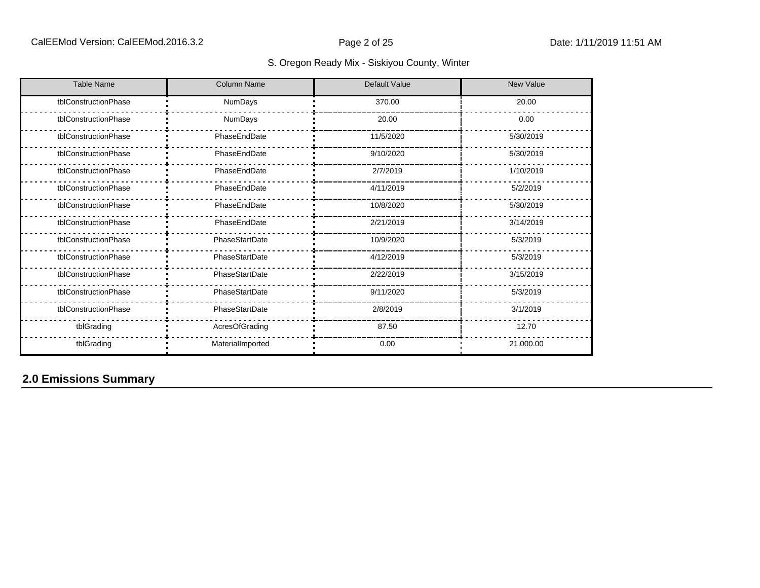| Table Name | Column Name | Default Value | New Value |
| --- | --- | --- | --- |
| tblConstructionPhase | NumDays | 370.00 | 20.00 |
| tblConstructionPhase | NumDays | 20.00 | 0.00 |
| tblConstructionPhase | PhaseEndDate | 11/5/2020 | 5/30/2019 |
| tblConstructionPhase | PhaseEndDate | 9/10/2020 | 5/30/2019 |
| tblConstructionPhase | PhaseEndDate | 2/7/2019 | 1/10/2019 |
| tblConstructionPhase | PhaseEndDate | 4/11/2019 | 5/2/2019 |
| tblConstructionPhase | PhaseEndDate | 10/8/2020 | 5/30/2019 |
| tblConstructionPhase | PhaseEndDate | 2/21/2019 | 3/14/2019 |
| tblConstructionPhase | PhaseStartDate | 10/9/2020 | 5/3/2019 |
| tblConstructionPhase | PhaseStartDate | 4/12/2019 | 5/3/2019 |
| tblConstructionPhase | PhaseStartDate | 2/22/2019 | 3/15/2019 |
| tblConstructionPhase | PhaseStartDate | 9/11/2020 | 5/3/2019 |
| tblConstructionPhase | PhaseStartDate | 2/8/2019 | 3/1/2019 |
| tblGrading | AcresOfGrading | 87.50 | 12.70 |
| tblGrading | MaterialImported | 0.00 | 21,000.00 |

## 2.0 Emissions Summary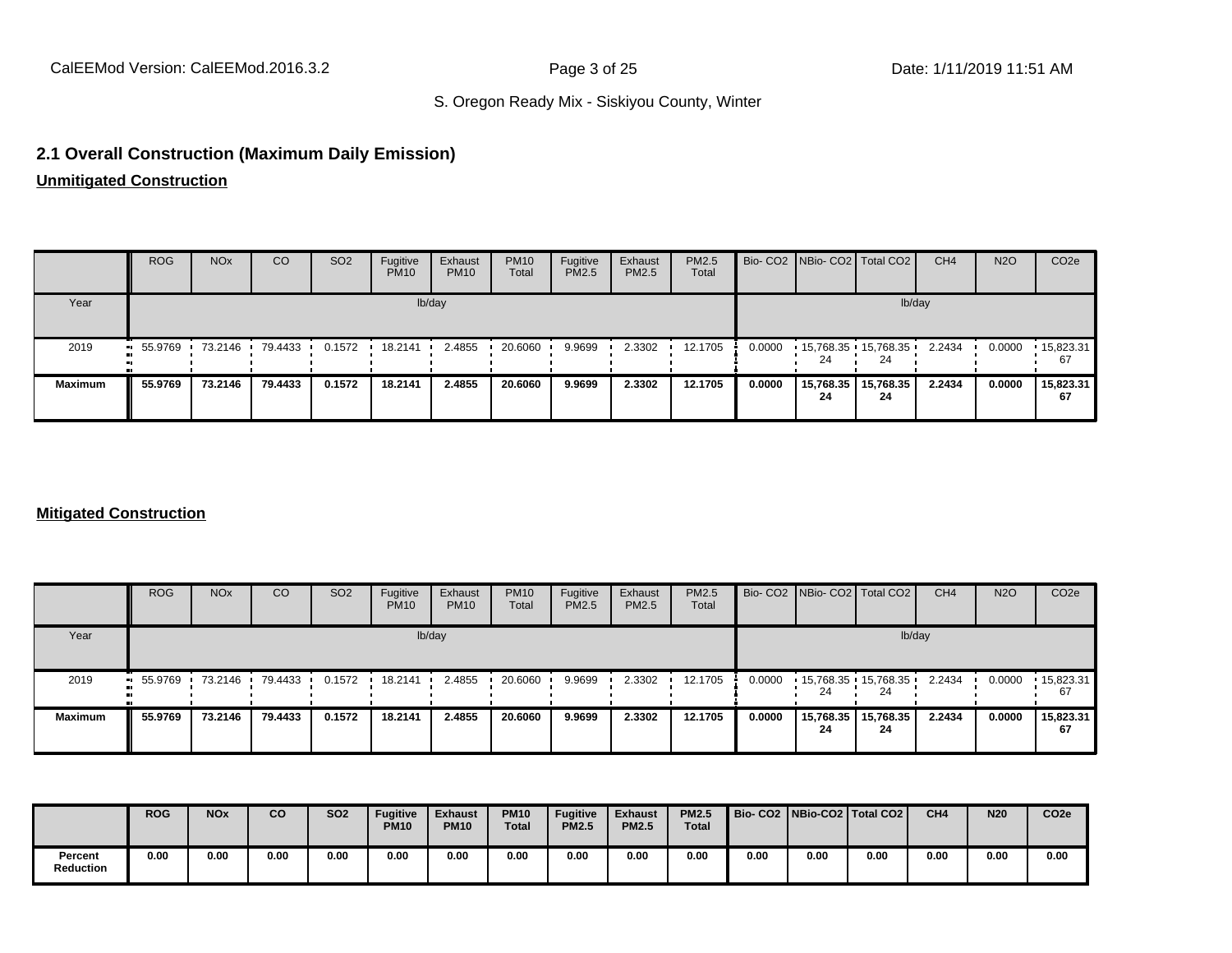## 2.1 Overall Construction (Maximum Daily Emission)

**Unmitigated Construction**

| | ROG | NOx | CO | SO2 | Fugitive PM10 | Exhaust PM10 | PM10 Total | Fugitive PM2.5 | Exhaust PM2.5 | PM2.5 Total | Bio- CO2 | NBio- CO2 | Total CO2 | CH4 | N2O | CO2e |
|---|---|---|---|---|---|---|---|---|---|---|---|---|---|---|---|---|
| Year | lb/day | | | | | | | | | | lb/day | | | | | |
| 2019 | 55.9769 | 73.2146 | 79.4433 | 0.1572 | 18.2141 | 2.4855 | 20.6060 | 9.9699 | 2.3302 | 12.1705 | 0.0000 | 15,768.3524 | 15,768.3524 | 2.2434 | 0.0000 | 15,823.3167 |
| **Maximum** | **55.9769** | **73.2146** | **79.4433** | **0.1572** | **18.2141** | **2.4855** | **20.6060** | **9.9699** | **2.3302** | **12.1705** | **0.0000** | **15,768.3524** | **15,768.3524** | **2.2434** | **0.0000** | **15,823.3167** |

**Mitigated Construction**

| | ROG | NOx | CO | SO2 | Fugitive PM10 | Exhaust PM10 | PM10 Total | Fugitive PM2.5 | Exhaust PM2.5 | PM2.5 Total | Bio- CO2 | NBio- CO2 | Total CO2 | CH4 | N2O | CO2e |
|---|---|---|---|---|---|---|---|---|---|---|---|---|---|---|---|---|
| Year | lb/day | | | | | | | | | | lb/day | | | | | |
| 2019 | 55.9769 | 73.2146 | 79.4433 | 0.1572 | 18.2141 | 2.4855 | 20.6060 | 9.9699 | 2.3302 | 12.1705 | 0.0000 | 15,768.3524 | 15,768.3524 | 2.2434 | 0.0000 | 15,823.3167 |
| **Maximum** | **55.9769** | **73.2146** | **79.4433** | **0.1572** | **18.2141** | **2.4855** | **20.6060** | **9.9699** | **2.3302** | **12.1705** | **0.0000** | **15,768.3524** | **15,768.3524** | **2.2434** | **0.0000** | **15,823.3167** |

| | **ROG** | **NOx** | **CO** | **SO2** | **Fugitive PM10** | **Exhaust PM10** | **PM10 Total** | **Fugitive PM2.5** | **Exhaust PM2.5** | **PM2.5 Total** | **Bio- CO2** | **NBio-CO2** | **Total CO2** | **CH4** | **N20** | **CO2e** |
|---|---|---|---|---|---|---|---|---|---|---|---|---|---|---|---|---|
| **Percent Reduction** | **0.00** | **0.00** | **0.00** | **0.00** | **0.00** | **0.00** | **0.00** | **0.00** | **0.00** | **0.00** | **0.00** | **0.00** | **0.00** | **0.00** | **0.00** | **0.00** |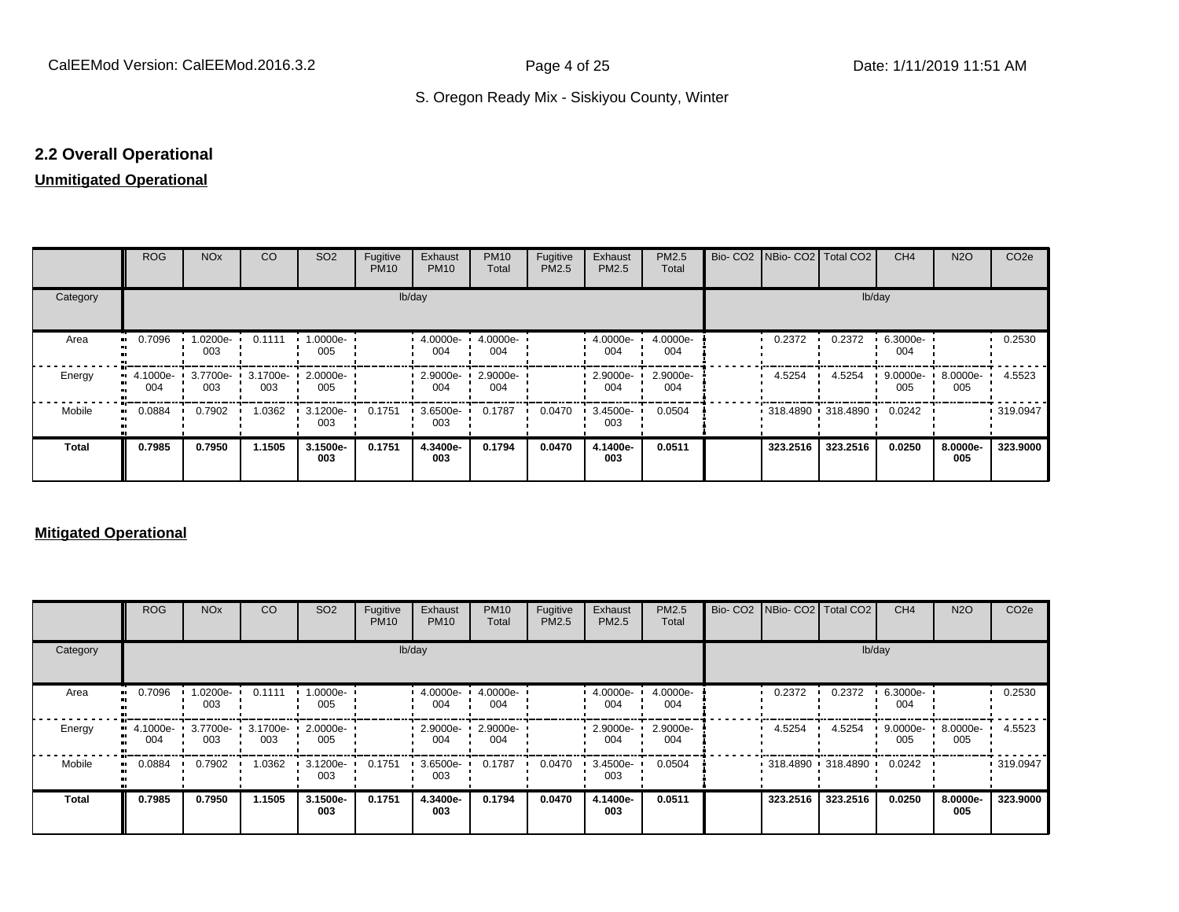## 2.2 Overall Operational

**Unmitigated Operational**

| | ROG | NOx | CO | SO2 | Fugitive PM10 | Exhaust PM10 | PM10 Total | Fugitive PM2.5 | Exhaust PM2.5 | PM2.5 Total | Bio- CO2 | NBio- CO2 | Total CO2 | CH4 | N2O | CO2e |
|---|---|---|---|---|---|---|---|---|---|---|---|---|---|---|---|---|
| Category | lb/day | | | | | | | | | | lb/day | | | | | |
| Area | 0.7096 | 1.0200e-003 | 0.1111 | 1.0000e-005 | | 4.0000e-004 | 4.0000e-004 | | 4.0000e-004 | 4.0000e-004 | | 0.2372 | 0.2372 | 6.3000e-004 | | 0.2530 |
| Energy | 4.1000e-004 | 3.7700e-003 | 3.1700e-003 | 2.0000e-005 | | 2.9000e-004 | 2.9000e-004 | | 2.9000e-004 | 2.9000e-004 | | 4.5254 | 4.5254 | 9.0000e-005 | 8.0000e-005 | 4.5523 |
| Mobile | 0.0884 | 0.7902 | 1.0362 | 3.1200e-003 | 0.1751 | 3.6500e-003 | 0.1787 | 0.0470 | 3.4500e-003 | 0.0504 | | 318.4890 | 318.4890 | 0.0242 | | 319.0947 |
| **Total** | **0.7985** | **0.7950** | **1.1505** | **3.1500e-003** | **0.1751** | **4.3400e-003** | **0.1794** | **0.0470** | **4.1400e-003** | **0.0511** | | **323.2516** | **323.2516** | **0.0250** | **8.0000e-005** | **323.9000** |

**Mitigated Operational**

| | ROG | NOx | CO | SO2 | Fugitive PM10 | Exhaust PM10 | PM10 Total | Fugitive PM2.5 | Exhaust PM2.5 | PM2.5 Total | Bio- CO2 | NBio- CO2 | Total CO2 | CH4 | N2O | CO2e |
|---|---|---|---|---|---|---|---|---|---|---|---|---|---|---|---|---|
| Category | lb/day | | | | | | | | | | lb/day | | | | | |
| Area | 0.7096 | 1.0200e-003 | 0.1111 | 1.0000e-005 | | 4.0000e-004 | 4.0000e-004 | | 4.0000e-004 | 4.0000e-004 | | 0.2372 | 0.2372 | 6.3000e-004 | | 0.2530 |
| Energy | 4.1000e-004 | 3.7700e-003 | 3.1700e-003 | 2.0000e-005 | | 2.9000e-004 | 2.9000e-004 | | 2.9000e-004 | 2.9000e-004 | | 4.5254 | 4.5254 | 9.0000e-005 | 8.0000e-005 | 4.5523 |
| Mobile | 0.0884 | 0.7902 | 1.0362 | 3.1200e-003 | 0.1751 | 3.6500e-003 | 0.1787 | 0.0470 | 3.4500e-003 | 0.0504 | | 318.4890 | 318.4890 | 0.0242 | | 319.0947 |
| **Total** | **0.7985** | **0.7950** | **1.1505** | **3.1500e-003** | **0.1751** | **4.3400e-003** | **0.1794** | **0.0470** | **4.1400e-003** | **0.0511** | | **323.2516** | **323.2516** | **0.0250** | **8.0000e-005** | **323.9000** |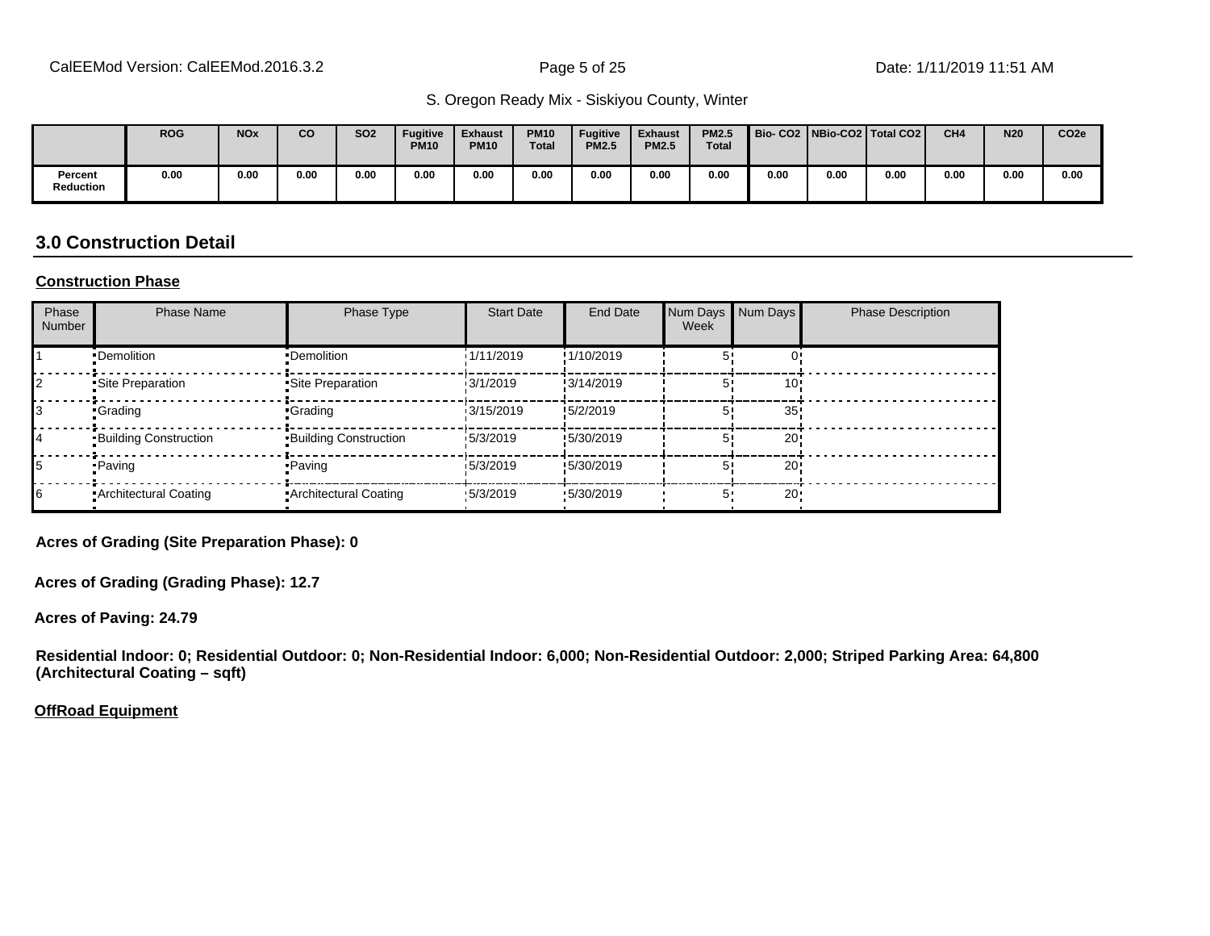S. Oregon Ready Mix - Siskiyou County, Winter

| | ROG | NOx | CO | SO2 | Fugitive PM10 | Exhaust PM10 | PM10 Total | Fugitive PM2.5 | Exhaust PM2.5 | PM2.5 Total | Bio- CO2 | NBio-CO2 | Total CO2 | CH4 | N20 | CO2e |
|---|---|---|---|---|---|---|---|---|---|---|---|---|---|---|---|---|
| Percent Reduction | 0.00 | 0.00 | 0.00 | 0.00 | 0.00 | 0.00 | 0.00 | 0.00 | 0.00 | 0.00 | 0.00 | 0.00 | 0.00 | 0.00 | 0.00 | 0.00 |

## 3.0 Construction Detail

**Construction Phase**

| Phase Number | Phase Name | Phase Type | Start Date | End Date | Num Days Week | Num Days | Phase Description |
|---|---|---|---|---|---|---|---|
| 1 | Demolition | Demolition | 1/11/2019 | 1/10/2019 | 5 | 0 | |
| 2 | Site Preparation | Site Preparation | 3/1/2019 | 3/14/2019 | 5 | 10 | |
| 3 | Grading | Grading | 3/15/2019 | 5/2/2019 | 5 | 35 | |
| 4 | Building Construction | Building Construction | 5/3/2019 | 5/30/2019 | 5 | 20 | |
| 5 | Paving | Paving | 5/3/2019 | 5/30/2019 | 5 | 20 | |
| 6 | Architectural Coating | Architectural Coating | 5/3/2019 | 5/30/2019 | 5 | 20 | |

**Acres of Grading (Site Preparation Phase): 0**

**Acres of Grading (Grading Phase): 12.7**

**Acres of Paving: 24.79**

**Residential Indoor: 0; Residential Outdoor: 0; Non-Residential Indoor: 6,000; Non-Residential Outdoor: 2,000; Striped Parking Area: 64,800 (Architectural Coating – sqft)**

**OffRoad Equipment**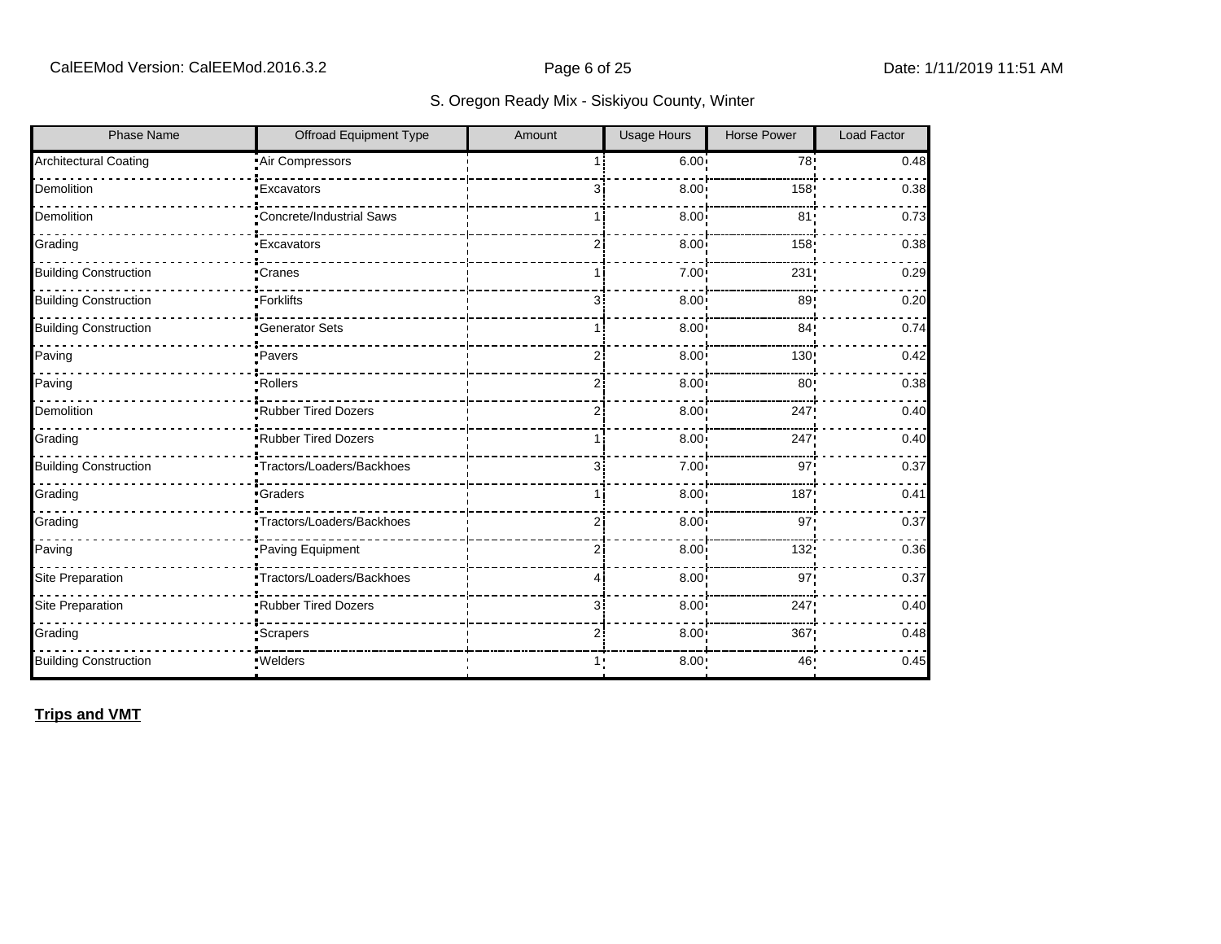S. Oregon Ready Mix - Siskiyou County, Winter

| Phase Name | Offroad Equipment Type | Amount | Usage Hours | Horse Power | Load Factor |
|---|---|---|---|---|---|
| Architectural Coating | Air Compressors | 1 | 6.00 | 78 | 0.48 |
| Demolition | Excavators | 3 | 8.00 | 158 | 0.38 |
| Demolition | Concrete/Industrial Saws | 1 | 8.00 | 81 | 0.73 |
| Grading | Excavators | 2 | 8.00 | 158 | 0.38 |
| Building Construction | Cranes | 1 | 7.00 | 231 | 0.29 |
| Building Construction | Forklifts | 3 | 8.00 | 89 | 0.20 |
| Building Construction | Generator Sets | 1 | 8.00 | 84 | 0.74 |
| Paving | Pavers | 2 | 8.00 | 130 | 0.42 |
| Paving | Rollers | 2 | 8.00 | 80 | 0.38 |
| Demolition | Rubber Tired Dozers | 2 | 8.00 | 247 | 0.40 |
| Grading | Rubber Tired Dozers | 1 | 8.00 | 247 | 0.40 |
| Building Construction | Tractors/Loaders/Backhoes | 3 | 7.00 | 97 | 0.37 |
| Grading | Graders | 1 | 8.00 | 187 | 0.41 |
| Grading | Tractors/Loaders/Backhoes | 2 | 8.00 | 97 | 0.37 |
| Paving | Paving Equipment | 2 | 8.00 | 132 | 0.36 |
| Site Preparation | Tractors/Loaders/Backhoes | 4 | 8.00 | 97 | 0.37 |
| Site Preparation | Rubber Tired Dozers | 3 | 8.00 | 247 | 0.40 |
| Grading | Scrapers | 2 | 8.00 | 367 | 0.48 |
| Building Construction | Welders | 1 | 8.00 | 46 | 0.45 |

**Trips and VMT**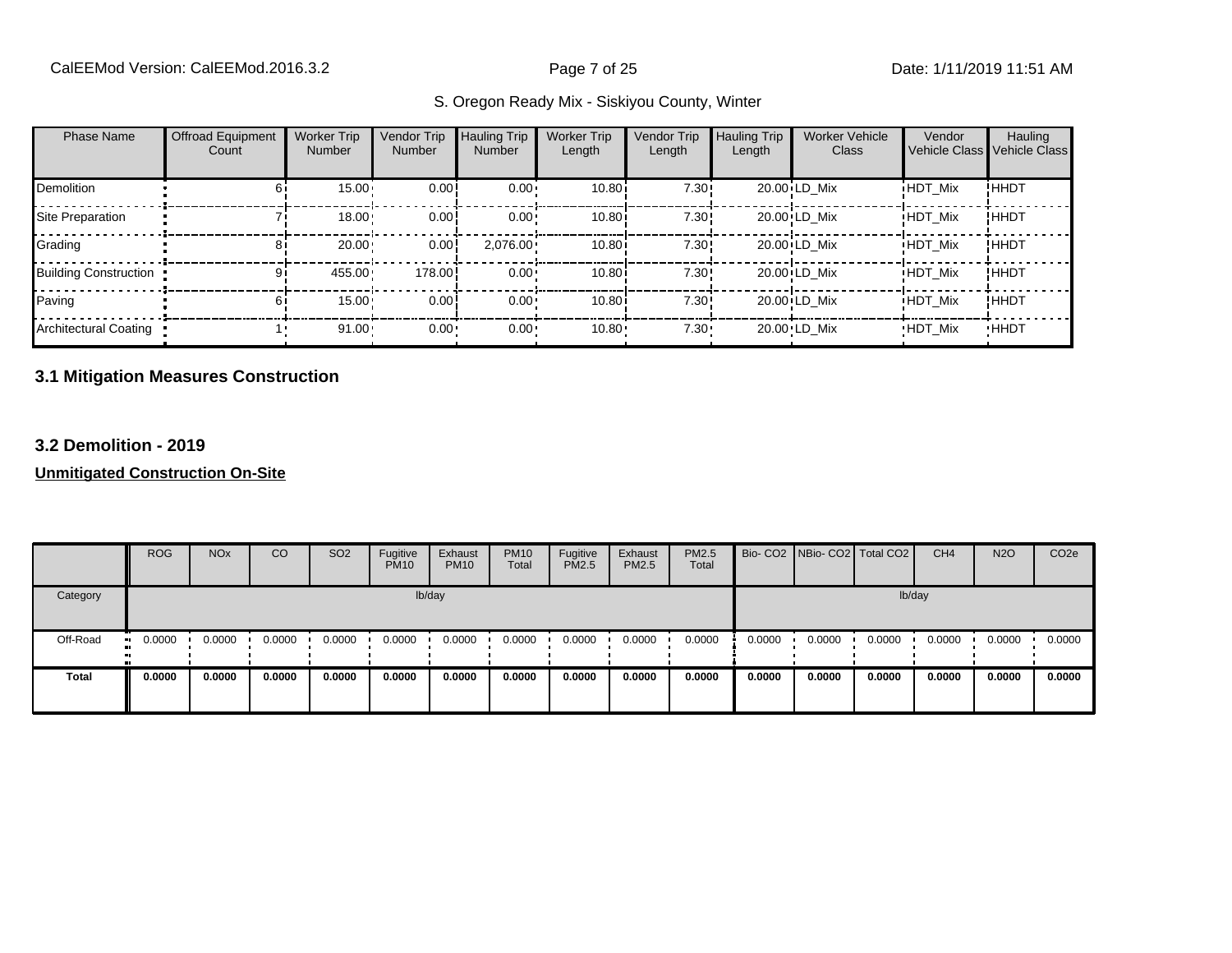| Phase Name | Offroad Equipment Count | Worker Trip Number | Vendor Trip Number | Hauling Trip Number | Worker Trip Length | Vendor Trip Length | Hauling Trip Length | Worker Vehicle Class | Vendor Vehicle Class | Hauling Vehicle Class |
|---|---|---|---|---|---|---|---|---|---|---|
| Demolition | 6 | 15.00 | 0.00 | 0.00 | 10.80 | 7.30 | 20.00 | LD_Mix | HDT_Mix | HHDT |
| Site Preparation | 7 | 18.00 | 0.00 | 0.00 | 10.80 | 7.30 | 20.00 | LD_Mix | HDT_Mix | HHDT |
| Grading | 8 | 20.00 | 0.00 | 2,076.00 | 10.80 | 7.30 | 20.00 | LD_Mix | HDT_Mix | HHDT |
| Building Construction | 9 | 455.00 | 178.00 | 0.00 | 10.80 | 7.30 | 20.00 | LD_Mix | HDT_Mix | HHDT |
| Paving | 6 | 15.00 | 0.00 | 0.00 | 10.80 | 7.30 | 20.00 | LD_Mix | HDT_Mix | HHDT |
| Architectural Coating | 1 | 91.00 | 0.00 | 0.00 | 10.80 | 7.30 | 20.00 | LD_Mix | HDT_Mix | HHDT |

### 3.1 Mitigation Measures Construction

### 3.2 Demolition - 2019

**Unmitigated Construction On-Site**

| | ROG | NOx | CO | SO2 | Fugitive PM10 | Exhaust PM10 | PM10 Total | Fugitive PM2.5 | Exhaust PM2.5 | PM2.5 Total | Bio- CO2 | NBio- CO2 | Total CO2 | CH4 | N2O | CO2e |
|---|---|---|---|---|---|---|---|---|---|---|---|---|---|---|---|---|
| Category | lb/day | | | | | | | | | | lb/day | | | | | |
| Off-Road | 0.0000 | 0.0000 | 0.0000 | 0.0000 | 0.0000 | 0.0000 | 0.0000 | 0.0000 | 0.0000 | 0.0000 | 0.0000 | 0.0000 | 0.0000 | 0.0000 | 0.0000 | 0.0000 |
| **Total** | **0.0000** | **0.0000** | **0.0000** | **0.0000** | **0.0000** | **0.0000** | **0.0000** | **0.0000** | **0.0000** | **0.0000** | **0.0000** | **0.0000** | **0.0000** | **0.0000** | **0.0000** | **0.0000** |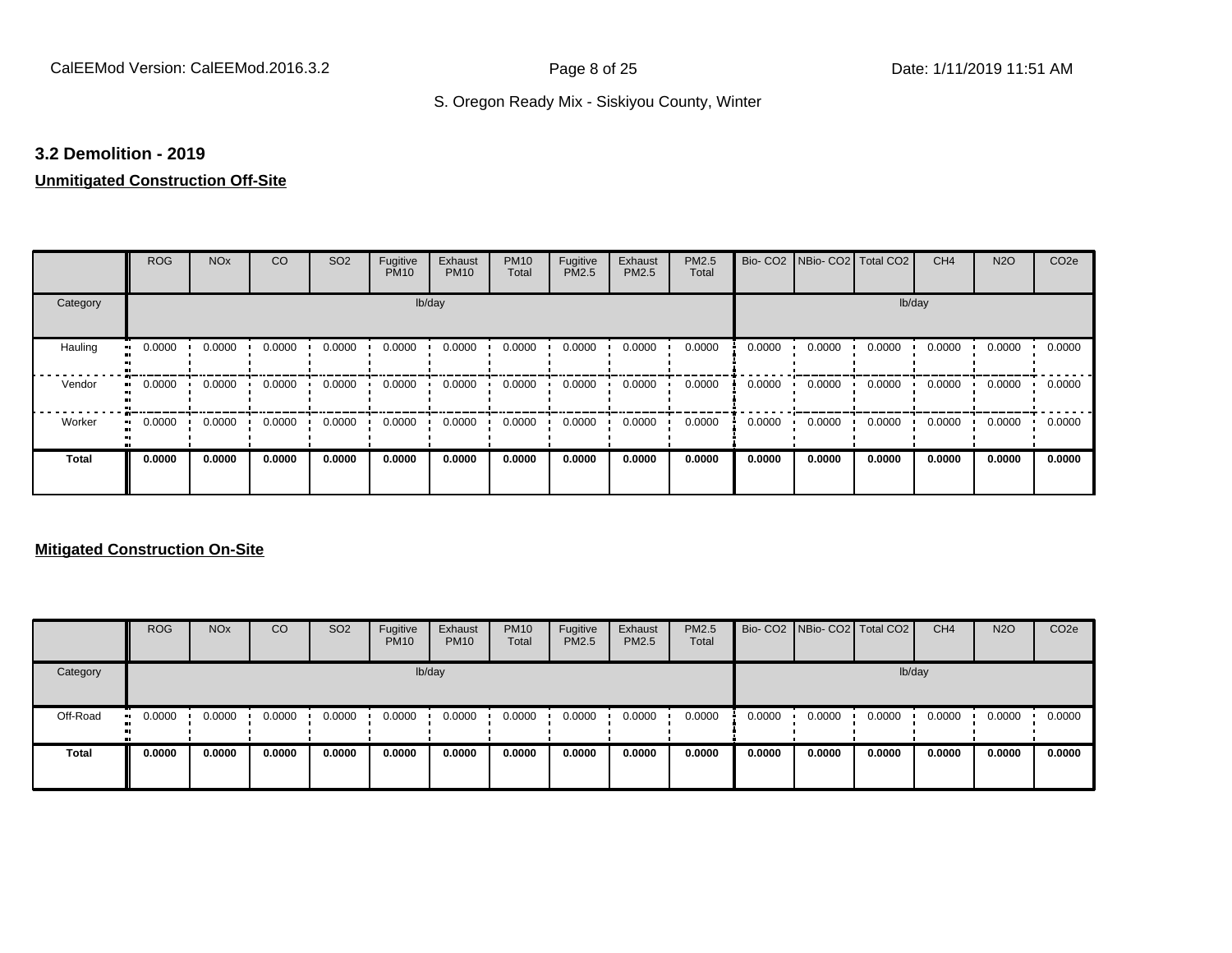### 3.2 Demolition - 2019

**Unmitigated Construction Off-Site**

| | ROG | NOx | CO | SO2 | Fugitive PM10 | Exhaust PM10 | PM10 Total | Fugitive PM2.5 | Exhaust PM2.5 | PM2.5 Total | Bio- CO2 | NBio- CO2 | Total CO2 | CH4 | N2O | CO2e |
|---|---|---|---|---|---|---|---|---|---|---|---|---|---|---|---|---|
| Category | lb/day | | | | | | | | | | lb/day | | | | | |
| Hauling | 0.0000 | 0.0000 | 0.0000 | 0.0000 | 0.0000 | 0.0000 | 0.0000 | 0.0000 | 0.0000 | 0.0000 | 0.0000 | 0.0000 | 0.0000 | 0.0000 | 0.0000 | 0.0000 |
| Vendor | 0.0000 | 0.0000 | 0.0000 | 0.0000 | 0.0000 | 0.0000 | 0.0000 | 0.0000 | 0.0000 | 0.0000 | 0.0000 | 0.0000 | 0.0000 | 0.0000 | 0.0000 | 0.0000 |
| Worker | 0.0000 | 0.0000 | 0.0000 | 0.0000 | 0.0000 | 0.0000 | 0.0000 | 0.0000 | 0.0000 | 0.0000 | 0.0000 | 0.0000 | 0.0000 | 0.0000 | 0.0000 | 0.0000 |
| **Total** | **0.0000** | **0.0000** | **0.0000** | **0.0000** | **0.0000** | **0.0000** | **0.0000** | **0.0000** | **0.0000** | **0.0000** | **0.0000** | **0.0000** | **0.0000** | **0.0000** | **0.0000** | **0.0000** |

**Mitigated Construction On-Site**

| | ROG | NOx | CO | SO2 | Fugitive PM10 | Exhaust PM10 | PM10 Total | Fugitive PM2.5 | Exhaust PM2.5 | PM2.5 Total | Bio- CO2 | NBio- CO2 | Total CO2 | CH4 | N2O | CO2e |
|---|---|---|---|---|---|---|---|---|---|---|---|---|---|---|---|---|
| Category | lb/day | | | | | | | | | | lb/day | | | | | |
| Off-Road | 0.0000 | 0.0000 | 0.0000 | 0.0000 | 0.0000 | 0.0000 | 0.0000 | 0.0000 | 0.0000 | 0.0000 | 0.0000 | 0.0000 | 0.0000 | 0.0000 | 0.0000 | 0.0000 |
| **Total** | **0.0000** | **0.0000** | **0.0000** | **0.0000** | **0.0000** | **0.0000** | **0.0000** | **0.0000** | **0.0000** | **0.0000** | **0.0000** | **0.0000** | **0.0000** | **0.0000** | **0.0000** | **0.0000** |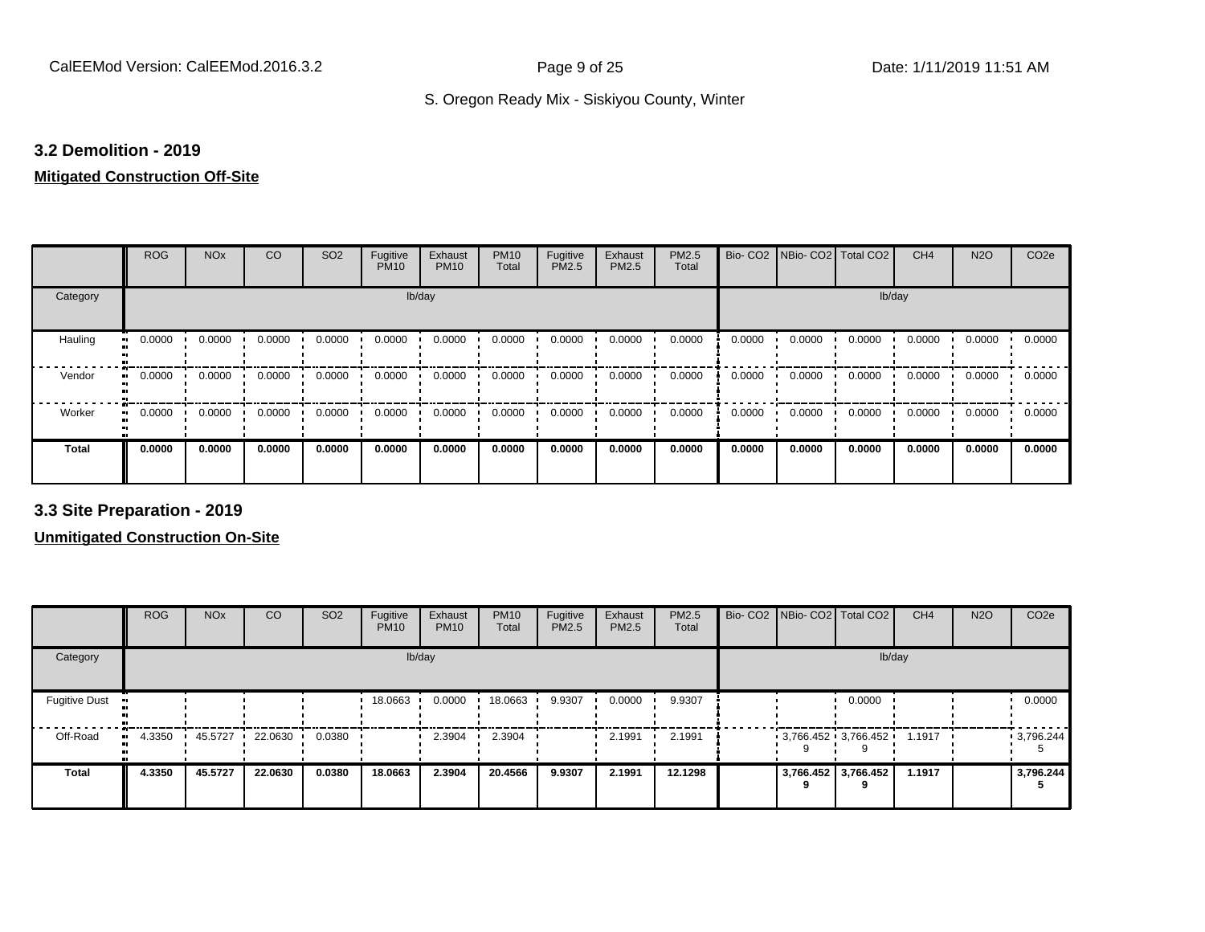### 3.2 Demolition - 2019

**Mitigated Construction Off-Site**

| | ROG | NOx | CO | SO2 | Fugitive PM10 | Exhaust PM10 | PM10 Total | Fugitive PM2.5 | Exhaust PM2.5 | PM2.5 Total | Bio- CO2 | NBio- CO2 | Total CO2 | CH4 | N2O | CO2e |
|---|---|---|---|---|---|---|---|---|---|---|---|---|---|---|---|---|
| Category | | | | | lb/day | | | | | | | | | lb/day | | |
| Hauling | 0.0000 | 0.0000 | 0.0000 | 0.0000 | 0.0000 | 0.0000 | 0.0000 | 0.0000 | 0.0000 | 0.0000 | 0.0000 | 0.0000 | 0.0000 | 0.0000 | 0.0000 | 0.0000 |
| Vendor | 0.0000 | 0.0000 | 0.0000 | 0.0000 | 0.0000 | 0.0000 | 0.0000 | 0.0000 | 0.0000 | 0.0000 | 0.0000 | 0.0000 | 0.0000 | 0.0000 | 0.0000 | 0.0000 |
| Worker | 0.0000 | 0.0000 | 0.0000 | 0.0000 | 0.0000 | 0.0000 | 0.0000 | 0.0000 | 0.0000 | 0.0000 | 0.0000 | 0.0000 | 0.0000 | 0.0000 | 0.0000 | 0.0000 |
| **Total** | **0.0000** | **0.0000** | **0.0000** | **0.0000** | **0.0000** | **0.0000** | **0.0000** | **0.0000** | **0.0000** | **0.0000** | **0.0000** | **0.0000** | **0.0000** | **0.0000** | **0.0000** | **0.0000** |

### 3.3 Site Preparation - 2019

**Unmitigated Construction On-Site**

| | ROG | NOx | CO | SO2 | Fugitive PM10 | Exhaust PM10 | PM10 Total | Fugitive PM2.5 | Exhaust PM2.5 | PM2.5 Total | Bio- CO2 | NBio- CO2 | Total CO2 | CH4 | N2O | CO2e |
|---|---|---|---|---|---|---|---|---|---|---|---|---|---|---|---|---|
| Category | | | | | lb/day | | | | | | | | | lb/day | | |
| Fugitive Dust | | | | | 18.0663 | 0.0000 | 18.0663 | 9.9307 | 0.0000 | 9.9307 | | | 0.0000 | | | 0.0000 |
| Off-Road | 4.3350 | 45.5727 | 22.0630 | 0.0380 | | 2.3904 | 2.3904 | | 2.1991 | 2.1991 | | 3,766.4529 | 3,766.4529 | 1.1917 | | 3,796.2445 |
| **Total** | **4.3350** | **45.5727** | **22.0630** | **0.0380** | **18.0663** | **2.3904** | **20.4566** | **9.9307** | **2.1991** | **12.1298** | | **3,766.4529** | **3,766.4529** | **1.1917** | | **3,796.2445** |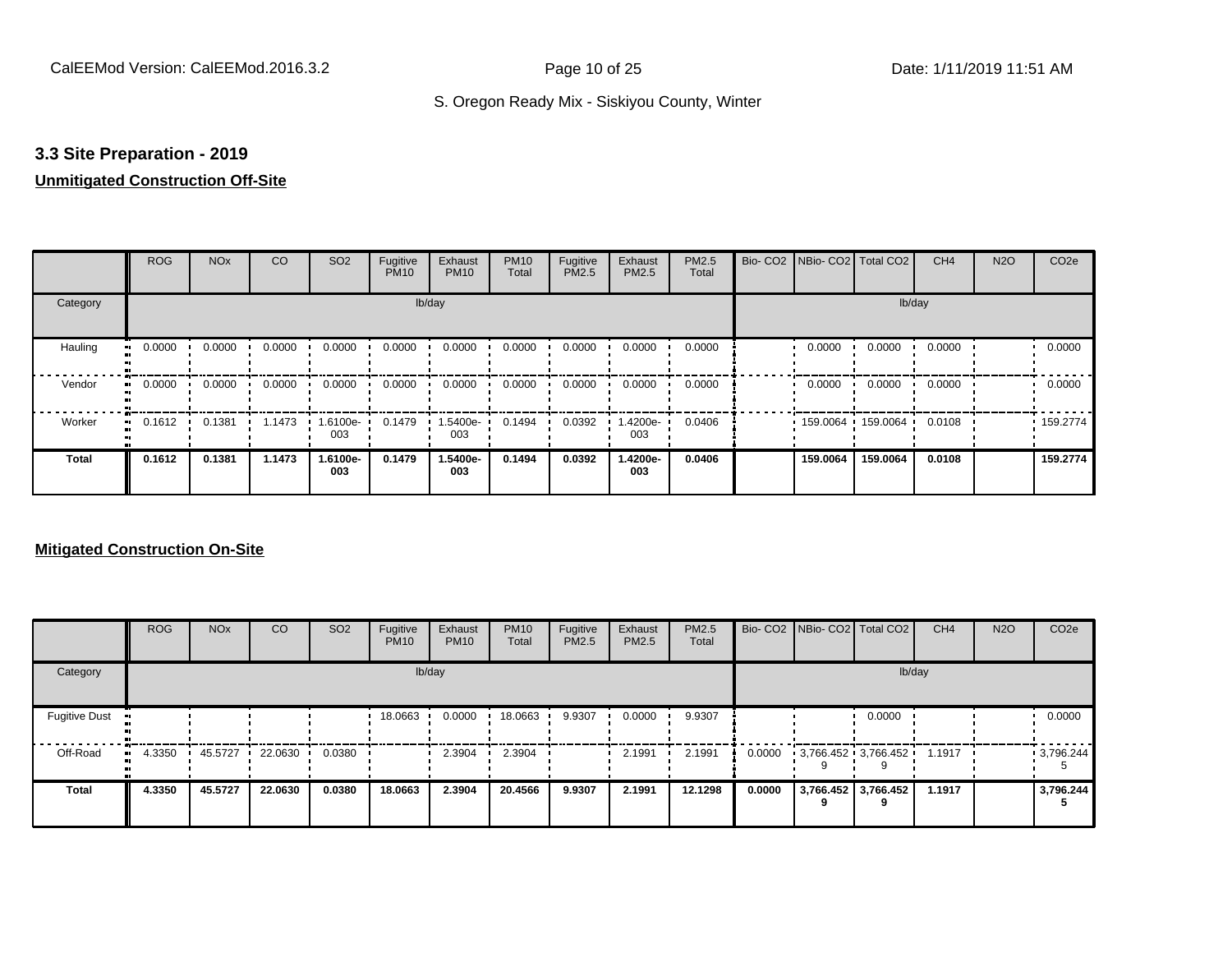## 3.3 Site Preparation - 2019

**Unmitigated Construction Off-Site**

| | ROG | NOx | CO | SO2 | Fugitive PM10 | Exhaust PM10 | PM10 Total | Fugitive PM2.5 | Exhaust PM2.5 | PM2.5 Total | Bio- CO2 | NBio- CO2 | Total CO2 | CH4 | N2O | CO2e |
|---|---|---|---|---|---|---|---|---|---|---|---|---|---|---|---|---|
| Category | lb/day | | | | | | | | | | lb/day | | | | | |
| Hauling | 0.0000 | 0.0000 | 0.0000 | 0.0000 | 0.0000 | 0.0000 | 0.0000 | 0.0000 | 0.0000 | 0.0000 | | 0.0000 | 0.0000 | 0.0000 | | 0.0000 |
| Vendor | 0.0000 | 0.0000 | 0.0000 | 0.0000 | 0.0000 | 0.0000 | 0.0000 | 0.0000 | 0.0000 | 0.0000 | | 0.0000 | 0.0000 | 0.0000 | | 0.0000 |
| Worker | 0.1612 | 0.1381 | 1.1473 | 1.6100e-003 | 0.1479 | 1.5400e-003 | 0.1494 | 0.0392 | 1.4200e-003 | 0.0406 | | 159.0064 | 159.0064 | 0.0108 | | 159.2774 |
| **Total** | **0.1612** | **0.1381** | **1.1473** | **1.6100e-003** | **0.1479** | **1.5400e-003** | **0.1494** | **0.0392** | **1.4200e-003** | **0.0406** | | **159.0064** | **159.0064** | **0.0108** | | **159.2774** |

**Mitigated Construction On-Site**

| | ROG | NOx | CO | SO2 | Fugitive PM10 | Exhaust PM10 | PM10 Total | Fugitive PM2.5 | Exhaust PM2.5 | PM2.5 Total | Bio- CO2 | NBio- CO2 | Total CO2 | CH4 | N2O | CO2e |
|---|---|---|---|---|---|---|---|---|---|---|---|---|---|---|---|---|
| Category | lb/day | | | | | | | | | | lb/day | | | | | |
| Fugitive Dust | | | | | 18.0663 | 0.0000 | 18.0663 | 9.9307 | 0.0000 | 9.9307 | | | 0.0000 | | | 0.0000 |
| Off-Road | 4.3350 | 45.5727 | 22.0630 | 0.0380 | | 2.3904 | 2.3904 | | 2.1991 | 2.1991 | 0.0000 | 3,766.4529 | 3,766.4529 | 1.1917 | | 3,796.2445 |
| **Total** | **4.3350** | **45.5727** | **22.0630** | **0.0380** | **18.0663** | **2.3904** | **20.4566** | **9.9307** | **2.1991** | **12.1298** | **0.0000** | **3,766.4529** | **3,766.4529** | **1.1917** | | **3,796.2445** |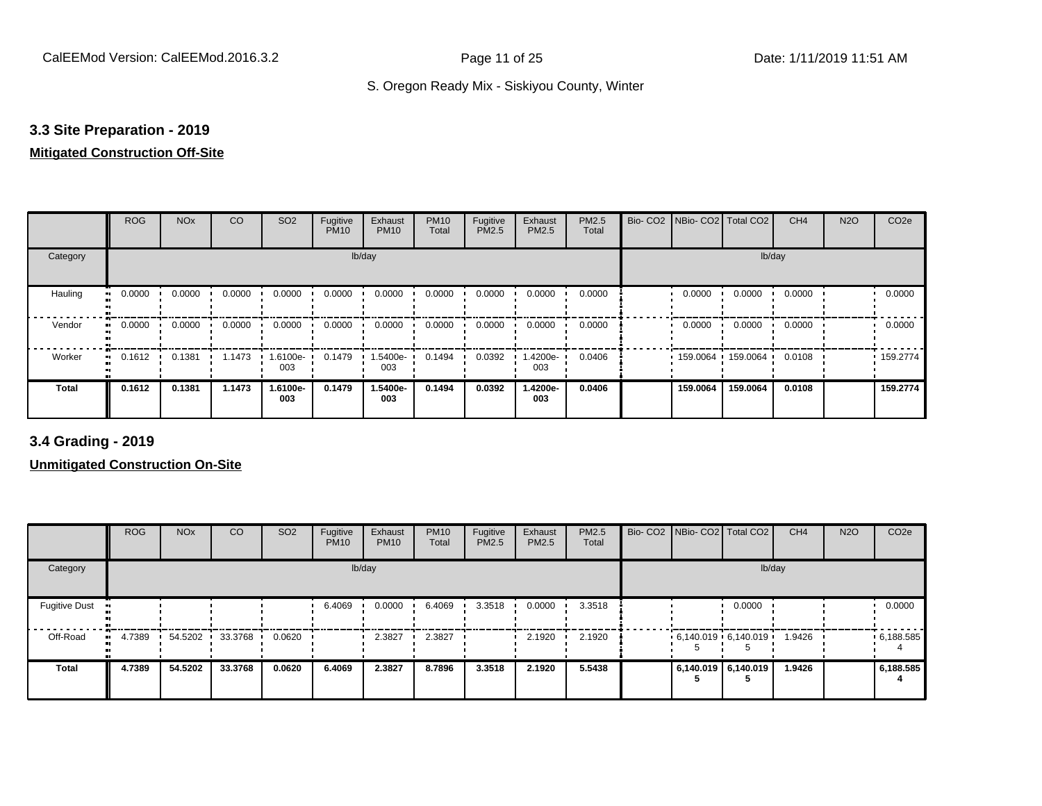### 3.3 Site Preparation - 2019

**Mitigated Construction Off-Site**

| | ROG | NOx | CO | SO2 | Fugitive PM10 | Exhaust PM10 | PM10 Total | Fugitive PM2.5 | Exhaust PM2.5 | PM2.5 Total | Bio- CO2 | NBio- CO2 | Total CO2 | CH4 | N2O | CO2e |
|---|---|---|---|---|---|---|---|---|---|---|---|---|---|---|---|---|
| Category | lb/day | | | | | | | | | | lb/day | | | | | |
| Hauling | 0.0000 | 0.0000 | 0.0000 | 0.0000 | 0.0000 | 0.0000 | 0.0000 | 0.0000 | 0.0000 | 0.0000 | | 0.0000 | 0.0000 | 0.0000 | | 0.0000 |
| Vendor | 0.0000 | 0.0000 | 0.0000 | 0.0000 | 0.0000 | 0.0000 | 0.0000 | 0.0000 | 0.0000 | 0.0000 | | 0.0000 | 0.0000 | 0.0000 | | 0.0000 |
| Worker | 0.1612 | 0.1381 | 1.1473 | 1.6100e-003 | 0.1479 | 1.5400e-003 | 0.1494 | 0.0392 | 1.4200e-003 | 0.0406 | | 159.0064 | 159.0064 | 0.0108 | | 159.2774 |
| **Total** | **0.1612** | **0.1381** | **1.1473** | **1.6100e-003** | **0.1479** | **1.5400e-003** | **0.1494** | **0.0392** | **1.4200e-003** | **0.0406** | | **159.0064** | **159.0064** | **0.0108** | | **159.2774** |

### 3.4 Grading - 2019

**Unmitigated Construction On-Site**

| | ROG | NOx | CO | SO2 | Fugitive PM10 | Exhaust PM10 | PM10 Total | Fugitive PM2.5 | Exhaust PM2.5 | PM2.5 Total | Bio- CO2 | NBio- CO2 | Total CO2 | CH4 | N2O | CO2e |
|---|---|---|---|---|---|---|---|---|---|---|---|---|---|---|---|---|
| Category | lb/day | | | | | | | | | | lb/day | | | | | |
| Fugitive Dust | | | | | 6.4069 | 0.0000 | 6.4069 | 3.3518 | 0.0000 | 3.3518 | | | 0.0000 | | | 0.0000 |
| Off-Road | 4.7389 | 54.5202 | 33.3768 | 0.0620 | | 2.3827 | 2.3827 | | 2.1920 | 2.1920 | | 6,140.0195 | 6,140.0195 | 1.9426 | | 6,188.5854 |
| **Total** | **4.7389** | **54.5202** | **33.3768** | **0.0620** | **6.4069** | **2.3827** | **8.7896** | **3.3518** | **2.1920** | **5.5438** | | **6,140.0195** | **6,140.0195** | **1.9426** | | **6,188.5854** |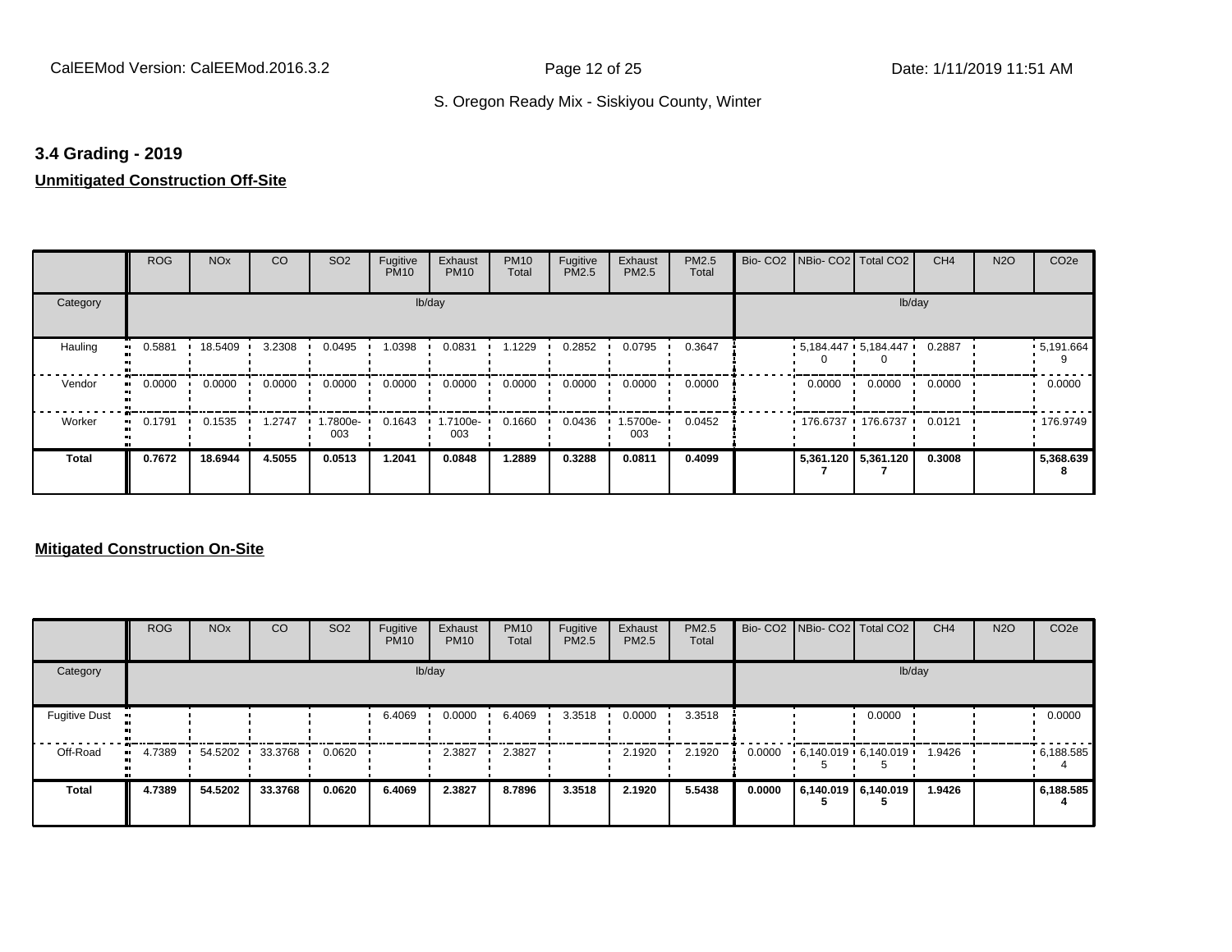## 3.4 Grading - 2019

**Unmitigated Construction Off-Site**

| | ROG | NOx | CO | SO2 | Fugitive PM10 | Exhaust PM10 | PM10 Total | Fugitive PM2.5 | Exhaust PM2.5 | PM2.5 Total | Bio- CO2 | NBio- CO2 | Total CO2 | CH4 | N2O | CO2e |
|---|---|---|---|---|---|---|---|---|---|---|---|---|---|---|---|---|
| Category | | | | | lb/day | | | | | | | | | lb/day | | |
| Hauling | 0.5881 | 18.5409 | 3.2308 | 0.0495 | 1.0398 | 0.0831 | 1.1229 | 0.2852 | 0.0795 | 0.3647 | | 5,184.4470 | 5,184.4470 | 0.2887 | | 5,191.6649 |
| Vendor | 0.0000 | 0.0000 | 0.0000 | 0.0000 | 0.0000 | 0.0000 | 0.0000 | 0.0000 | 0.0000 | 0.0000 | | 0.0000 | 0.0000 | 0.0000 | | 0.0000 |
| Worker | 0.1791 | 0.1535 | 1.2747 | 1.7800e-003 | 0.1643 | 1.7100e-003 | 0.1660 | 0.0436 | 1.5700e-003 | 0.0452 | | 176.6737 | 176.6737 | 0.0121 | | 176.9749 |
| **Total** | **0.7672** | **18.6944** | **4.5055** | **0.0513** | **1.2041** | **0.0848** | **1.2889** | **0.3288** | **0.0811** | **0.4099** | | **5,361.1207** | **5,361.1207** | **0.3008** | | **5,368.6398** |

**Mitigated Construction On-Site**

| | ROG | NOx | CO | SO2 | Fugitive PM10 | Exhaust PM10 | PM10 Total | Fugitive PM2.5 | Exhaust PM2.5 | PM2.5 Total | Bio- CO2 | NBio- CO2 | Total CO2 | CH4 | N2O | CO2e |
|---|---|---|---|---|---|---|---|---|---|---|---|---|---|---|---|---|
| Category | | | | | lb/day | | | | | | | | | lb/day | | |
| Fugitive Dust | | | | | 6.4069 | 0.0000 | 6.4069 | 3.3518 | 0.0000 | 3.3518 | | | 0.0000 | | | 0.0000 |
| Off-Road | 4.7389 | 54.5202 | 33.3768 | 0.0620 | | 2.3827 | 2.3827 | | 2.1920 | 2.1920 | 0.0000 | 6,140.0195 | 6,140.0195 | 1.9426 | | 6,188.5854 |
| **Total** | **4.7389** | **54.5202** | **33.3768** | **0.0620** | **6.4069** | **2.3827** | **8.7896** | **3.3518** | **2.1920** | **5.5438** | **0.0000** | **6,140.0195** | **6,140.0195** | **1.9426** | | **6,188.5854** |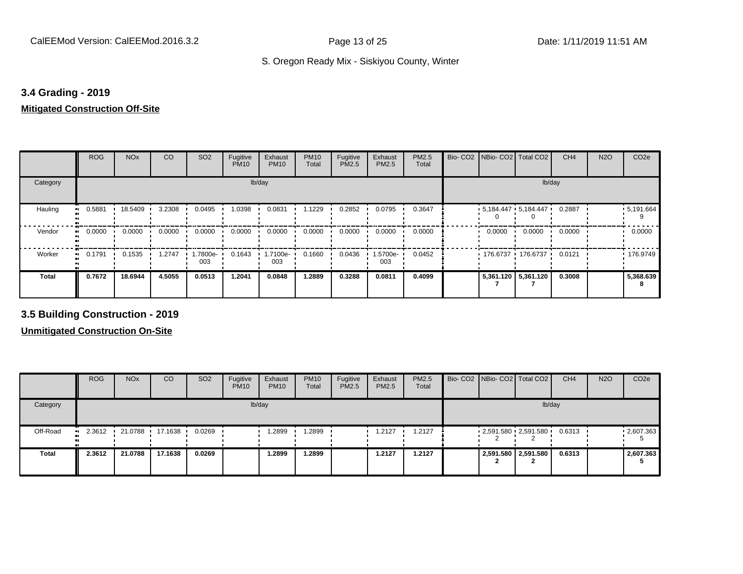### 3.4 Grading - 2019

**Mitigated Construction Off-Site**

| | ROG | NOx | CO | SO2 | Fugitive PM10 | Exhaust PM10 | PM10 Total | Fugitive PM2.5 | Exhaust PM2.5 | PM2.5 Total | Bio- CO2 | NBio- CO2 | Total CO2 | CH4 | N2O | CO2e |
|---|---|---|---|---|---|---|---|---|---|---|---|---|---|---|---|---|
| Category | | | | | lb/day | | | | | | | | | lb/day | | |
| Hauling | 0.5881 | 18.5409 | 3.2308 | 0.0495 | 1.0398 | 0.0831 | 1.1229 | 0.2852 | 0.0795 | 0.3647 | | 5,184.4470 | 5,184.4470 | 0.2887 | | 5,191.6649 |
| Vendor | 0.0000 | 0.0000 | 0.0000 | 0.0000 | 0.0000 | 0.0000 | 0.0000 | 0.0000 | 0.0000 | 0.0000 | | 0.0000 | 0.0000 | 0.0000 | | 0.0000 |
| Worker | 0.1791 | 0.1535 | 1.2747 | 1.7800e-003 | 0.1643 | 1.7100e-003 | 0.1660 | 0.0436 | 1.5700e-003 | 0.0452 | | 176.6737 | 176.6737 | 0.0121 | | 176.9749 |
| **Total** | **0.7672** | **18.6944** | **4.5055** | **0.0513** | **1.2041** | **0.0848** | **1.2889** | **0.3288** | **0.0811** | **0.4099** | | **5,361.1207** | **5,361.1207** | **0.3008** | | **5,368.6398** |

### 3.5 Building Construction - 2019

**Unmitigated Construction On-Site**

| | ROG | NOx | CO | SO2 | Fugitive PM10 | Exhaust PM10 | PM10 Total | Fugitive PM2.5 | Exhaust PM2.5 | PM2.5 Total | Bio- CO2 | NBio- CO2 | Total CO2 | CH4 | N2O | CO2e |
|---|---|---|---|---|---|---|---|---|---|---|---|---|---|---|---|---|
| Category | | | | | lb/day | | | | | | | | | lb/day | | |
| Off-Road | 2.3612 | 21.0788 | 17.1638 | 0.0269 | | 1.2899 | 1.2899 | | 1.2127 | 1.2127 | | 2,591.5802 | 2,591.5802 | 0.6313 | | 2,607.3635 |
| **Total** | **2.3612** | **21.0788** | **17.1638** | **0.0269** | | **1.2899** | **1.2899** | | **1.2127** | **1.2127** | | **2,591.5802** | **2,591.5802** | **0.6313** | | **2,607.3635** |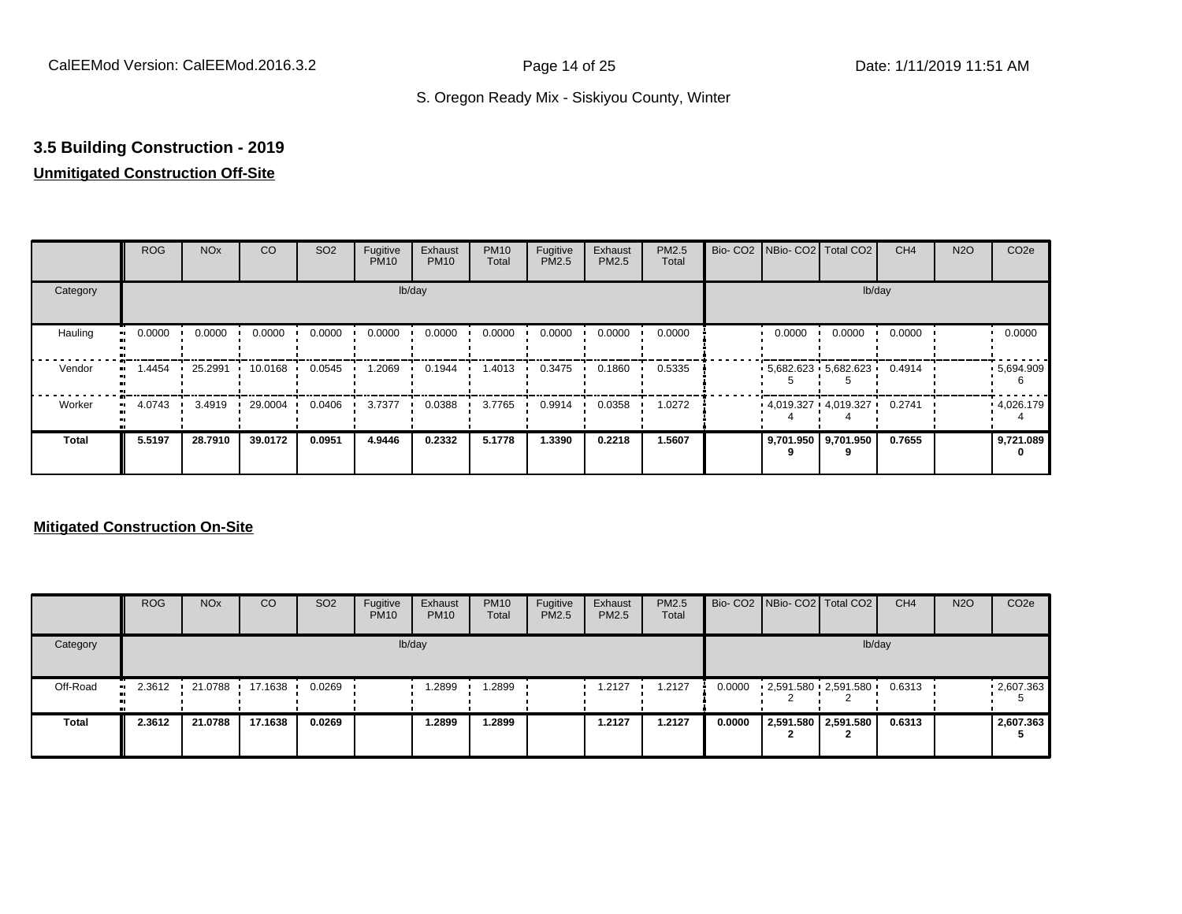## 3.5 Building Construction - 2019

**Unmitigated Construction Off-Site**

| | ROG | NOx | CO | SO2 | Fugitive PM10 | Exhaust PM10 | PM10 Total | Fugitive PM2.5 | Exhaust PM2.5 | PM2.5 Total | Bio- CO2 | NBio- CO2 | Total CO2 | CH4 | N2O | CO2e |
|---|---|---|---|---|---|---|---|---|---|---|---|---|---|---|---|---|
| Category | lb/day | | | | | | | | | | lb/day | | | | | |
| Hauling | 0.0000 | 0.0000 | 0.0000 | 0.0000 | 0.0000 | 0.0000 | 0.0000 | 0.0000 | 0.0000 | 0.0000 | | 0.0000 | 0.0000 | 0.0000 | | 0.0000 |
| Vendor | 1.4454 | 25.2991 | 10.0168 | 0.0545 | 1.2069 | 0.1944 | 1.4013 | 0.3475 | 0.1860 | 0.5335 | | 5,682.6235 | 5,682.6235 | 0.4914 | | 5,694.9096 |
| Worker | 4.0743 | 3.4919 | 29.0004 | 0.0406 | 3.7377 | 0.0388 | 3.7765 | 0.9914 | 0.0358 | 1.0272 | | 4,019.3274 | 4,019.3274 | 0.2741 | | 4,026.1794 |
| **Total** | **5.5197** | **28.7910** | **39.0172** | **0.0951** | **4.9446** | **0.2332** | **5.1778** | **1.3390** | **0.2218** | **1.5607** | | **9,701.9509** | **9,701.9509** | **0.7655** | | **9,721.0890** |

**Mitigated Construction On-Site**

| | ROG | NOx | CO | SO2 | Fugitive PM10 | Exhaust PM10 | PM10 Total | Fugitive PM2.5 | Exhaust PM2.5 | PM2.5 Total | Bio- CO2 | NBio- CO2 | Total CO2 | CH4 | N2O | CO2e |
|---|---|---|---|---|---|---|---|---|---|---|---|---|---|---|---|---|
| Category | lb/day | | | | | | | | | | lb/day | | | | | |
| Off-Road | 2.3612 | 21.0788 | 17.1638 | 0.0269 | | 1.2899 | 1.2899 | | 1.2127 | 1.2127 | 0.0000 | 2,591.5802 | 2,591.5802 | 0.6313 | | 2,607.3635 |
| **Total** | **2.3612** | **21.0788** | **17.1638** | **0.0269** | | **1.2899** | **1.2899** | | **1.2127** | **1.2127** | **0.0000** | **2,591.5802** | **2,591.5802** | **0.6313** | | **2,607.3635** |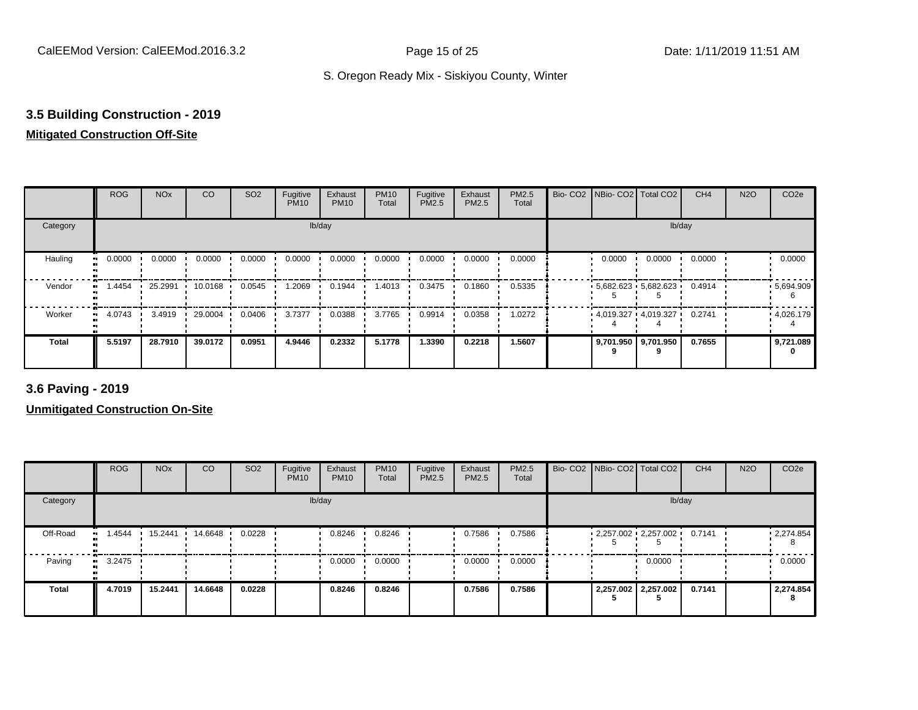### 3.5 Building Construction - 2019

**Mitigated Construction Off-Site**

| | ROG | NOx | CO | SO2 | Fugitive PM10 | Exhaust PM10 | PM10 Total | Fugitive PM2.5 | Exhaust PM2.5 | PM2.5 Total | Bio- CO2 | NBio- CO2 | Total CO2 | CH4 | N2O | CO2e |
|---|---|---|---|---|---|---|---|---|---|---|---|---|---|---|---|---|
| Category | lb/day | | | | | | | | | | lb/day | | | | | |
| Hauling | 0.0000 | 0.0000 | 0.0000 | 0.0000 | 0.0000 | 0.0000 | 0.0000 | 0.0000 | 0.0000 | 0.0000 | | 0.0000 | 0.0000 | 0.0000 | | 0.0000 |
| Vendor | 1.4454 | 25.2991 | 10.0168 | 0.0545 | 1.2069 | 0.1944 | 1.4013 | 0.3475 | 0.1860 | 0.5335 | | 5,682.623 5 | 5,682.623 5 | 0.4914 | | 5,694.909 6 |
| Worker | 4.0743 | 3.4919 | 29.0004 | 0.0406 | 3.7377 | 0.0388 | 3.7765 | 0.9914 | 0.0358 | 1.0272 | | 4,019.327 4 | 4,019.327 4 | 0.2741 | | 4,026.179 4 |
| **Total** | **5.5197** | **28.7910** | **39.0172** | **0.0951** | **4.9446** | **0.2332** | **5.1778** | **1.3390** | **0.2218** | **1.5607** | | **9,701.950 9** | **9,701.950 9** | **0.7655** | | **9,721.089 0** |

### 3.6 Paving - 2019

**Unmitigated Construction On-Site**

| | ROG | NOx | CO | SO2 | Fugitive PM10 | Exhaust PM10 | PM10 Total | Fugitive PM2.5 | Exhaust PM2.5 | PM2.5 Total | Bio- CO2 | NBio- CO2 | Total CO2 | CH4 | N2O | CO2e |
|---|---|---|---|---|---|---|---|---|---|---|---|---|---|---|---|---|
| Category | lb/day | | | | | | | | | | lb/day | | | | | |
| Off-Road | 1.4544 | 15.2441 | 14.6648 | 0.0228 | | 0.8246 | 0.8246 | | 0.7586 | 0.7586 | | 2,257.002 5 | 2,257.002 5 | 0.7141 | | 2,274.854 8 |
| Paving | 3.2475 | | | | | 0.0000 | 0.0000 | | 0.0000 | 0.0000 | | | 0.0000 | | | 0.0000 |
| **Total** | **4.7019** | **15.2441** | **14.6648** | **0.0228** | | **0.8246** | **0.8246** | | **0.7586** | **0.7586** | | **2,257.002 5** | **2,257.002 5** | **0.7141** | | **2,274.854 8** |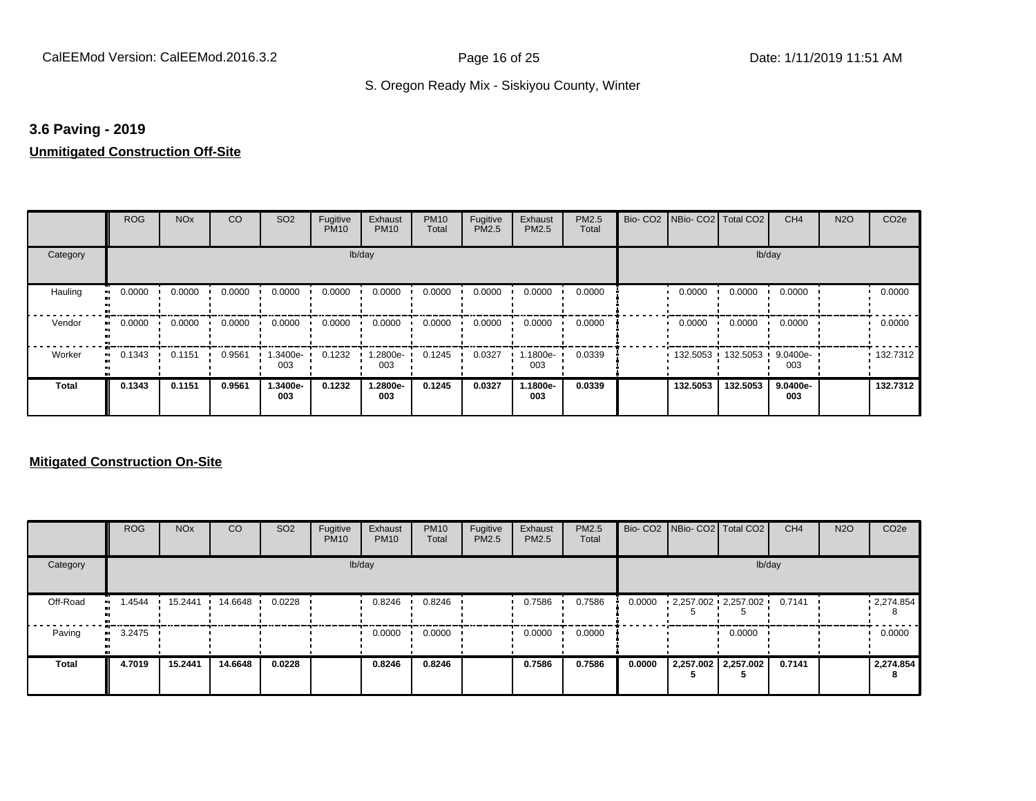## 3.6 Paving - 2019

### Unmitigated Construction Off-Site

| | ROG | NOx | CO | SO2 | Fugitive PM10 | Exhaust PM10 | PM10 Total | Fugitive PM2.5 | Exhaust PM2.5 | PM2.5 Total | Bio- CO2 | NBio- CO2 | Total CO2 | CH4 | N2O | CO2e |
|---|---|---|---|---|---|---|---|---|---|---|---|---|---|---|---|---|
| Category | lb/day | | | | | | | | | | lb/day | | | | | |
| Hauling | 0.0000 | 0.0000 | 0.0000 | 0.0000 | 0.0000 | 0.0000 | 0.0000 | 0.0000 | 0.0000 | 0.0000 | | 0.0000 | 0.0000 | 0.0000 | | 0.0000 |
| Vendor | 0.0000 | 0.0000 | 0.0000 | 0.0000 | 0.0000 | 0.0000 | 0.0000 | 0.0000 | 0.0000 | 0.0000 | | 0.0000 | 0.0000 | 0.0000 | | 0.0000 |
| Worker | 0.1343 | 0.1151 | 0.9561 | 1.3400e-003 | 0.1232 | 1.2800e-003 | 0.1245 | 0.0327 | 1.1800e-003 | 0.0339 | | 132.5053 | 132.5053 | 9.0400e-003 | | 132.7312 |
| **Total** | **0.1343** | **0.1151** | **0.9561** | **1.3400e-003** | **0.1232** | **1.2800e-003** | **0.1245** | **0.0327** | **1.1800e-003** | **0.0339** | | **132.5053** | **132.5053** | **9.0400e-003** | | **132.7312** |

### Mitigated Construction On-Site

| | ROG | NOx | CO | SO2 | Fugitive PM10 | Exhaust PM10 | PM10 Total | Fugitive PM2.5 | Exhaust PM2.5 | PM2.5 Total | Bio- CO2 | NBio- CO2 | Total CO2 | CH4 | N2O | CO2e |
|---|---|---|---|---|---|---|---|---|---|---|---|---|---|---|---|---|
| Category | lb/day | | | | | | | | | | lb/day | | | | | |
| Off-Road | 1.4544 | 15.2441 | 14.6648 | 0.0228 | | 0.8246 | 0.8246 | | 0.7586 | 0.7586 | 0.0000 | 2,257.0025 | 2,257.0025 | 0.7141 | | 2,274.8548 |
| Paving | 3.2475 | | | | | 0.0000 | 0.0000 | | 0.0000 | 0.0000 | | | 0.0000 | | | 0.0000 |
| **Total** | **4.7019** | **15.2441** | **14.6648** | **0.0228** | | **0.8246** | **0.8246** | | **0.7586** | **0.7586** | **0.0000** | **2,257.0025** | **2,257.0025** | **0.7141** | | **2,274.8548** |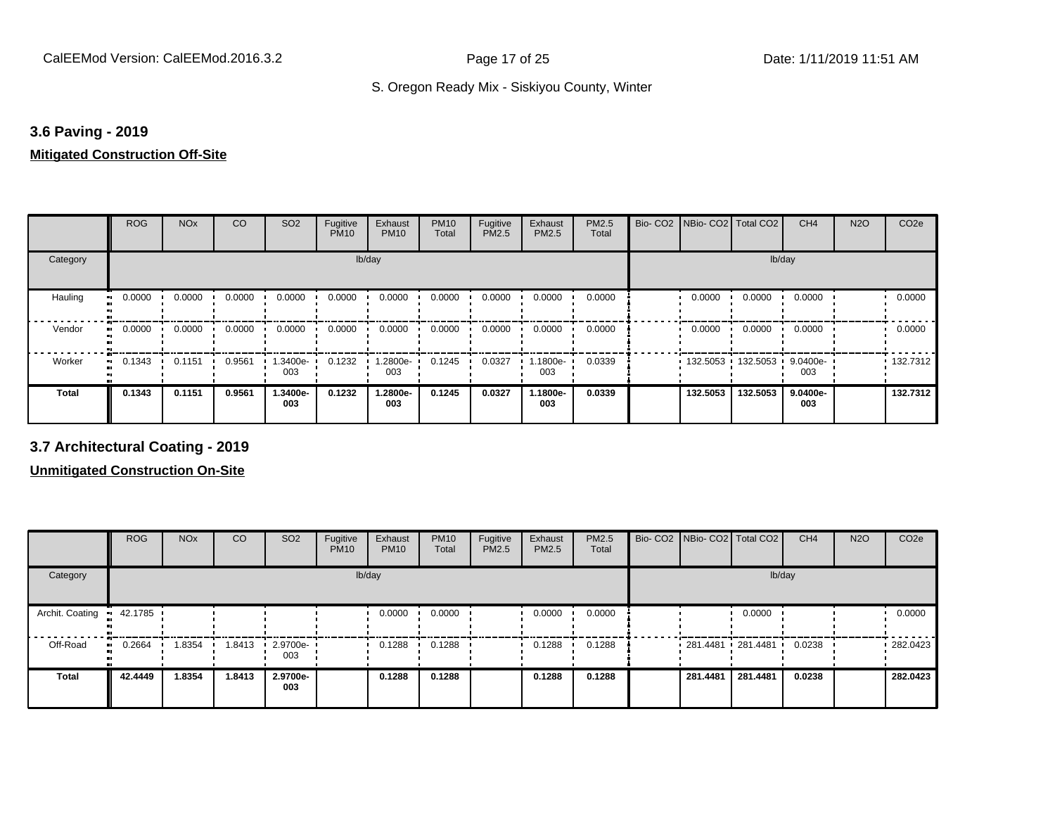### 3.6 Paving - 2019

**Mitigated Construction Off-Site**

| | ROG | NOx | CO | SO2 | Fugitive PM10 | Exhaust PM10 | PM10 Total | Fugitive PM2.5 | Exhaust PM2.5 | PM2.5 Total | Bio- CO2 | NBio- CO2 | Total CO2 | CH4 | N2O | CO2e |
|---|---|---|---|---|---|---|---|---|---|---|---|---|---|---|---|---|
| Category | | | | | | lb/day | | | | | | | | lb/day | | |
| Hauling | 0.0000 | 0.0000 | 0.0000 | 0.0000 | 0.0000 | 0.0000 | 0.0000 | 0.0000 | 0.0000 | 0.0000 | | 0.0000 | 0.0000 | 0.0000 | | 0.0000 |
| Vendor | 0.0000 | 0.0000 | 0.0000 | 0.0000 | 0.0000 | 0.0000 | 0.0000 | 0.0000 | 0.0000 | 0.0000 | | 0.0000 | 0.0000 | 0.0000 | | 0.0000 |
| Worker | 0.1343 | 0.1151 | 0.9561 | 1.3400e-003 | 0.1232 | 1.2800e-003 | 0.1245 | 0.0327 | 1.1800e-003 | 0.0339 | | 132.5053 | 132.5053 | 9.0400e-003 | | 132.7312 |
| **Total** | **0.1343** | **0.1151** | **0.9561** | **1.3400e-003** | **0.1232** | **1.2800e-003** | **0.1245** | **0.0327** | **1.1800e-003** | **0.0339** | | **132.5053** | **132.5053** | **9.0400e-003** | | **132.7312** |

### 3.7 Architectural Coating - 2019

**Unmitigated Construction On-Site**

| | ROG | NOx | CO | SO2 | Fugitive PM10 | Exhaust PM10 | PM10 Total | Fugitive PM2.5 | Exhaust PM2.5 | PM2.5 Total | Bio- CO2 | NBio- CO2 | Total CO2 | CH4 | N2O | CO2e |
|---|---|---|---|---|---|---|---|---|---|---|---|---|---|---|---|---|
| Category | | | | | | lb/day | | | | | | | | lb/day | | |
| Archit. Coating | 42.1785 | | | | | 0.0000 | 0.0000 | | 0.0000 | 0.0000 | | | 0.0000 | | | 0.0000 |
| Off-Road | 0.2664 | 1.8354 | 1.8413 | 2.9700e-003 | | 0.1288 | 0.1288 | | 0.1288 | 0.1288 | | 281.4481 | 281.4481 | 0.0238 | | 282.0423 |
| **Total** | **42.4449** | **1.8354** | **1.8413** | **2.9700e-003** | | **0.1288** | **0.1288** | | **0.1288** | **0.1288** | | **281.4481** | **281.4481** | **0.0238** | | **282.0423** |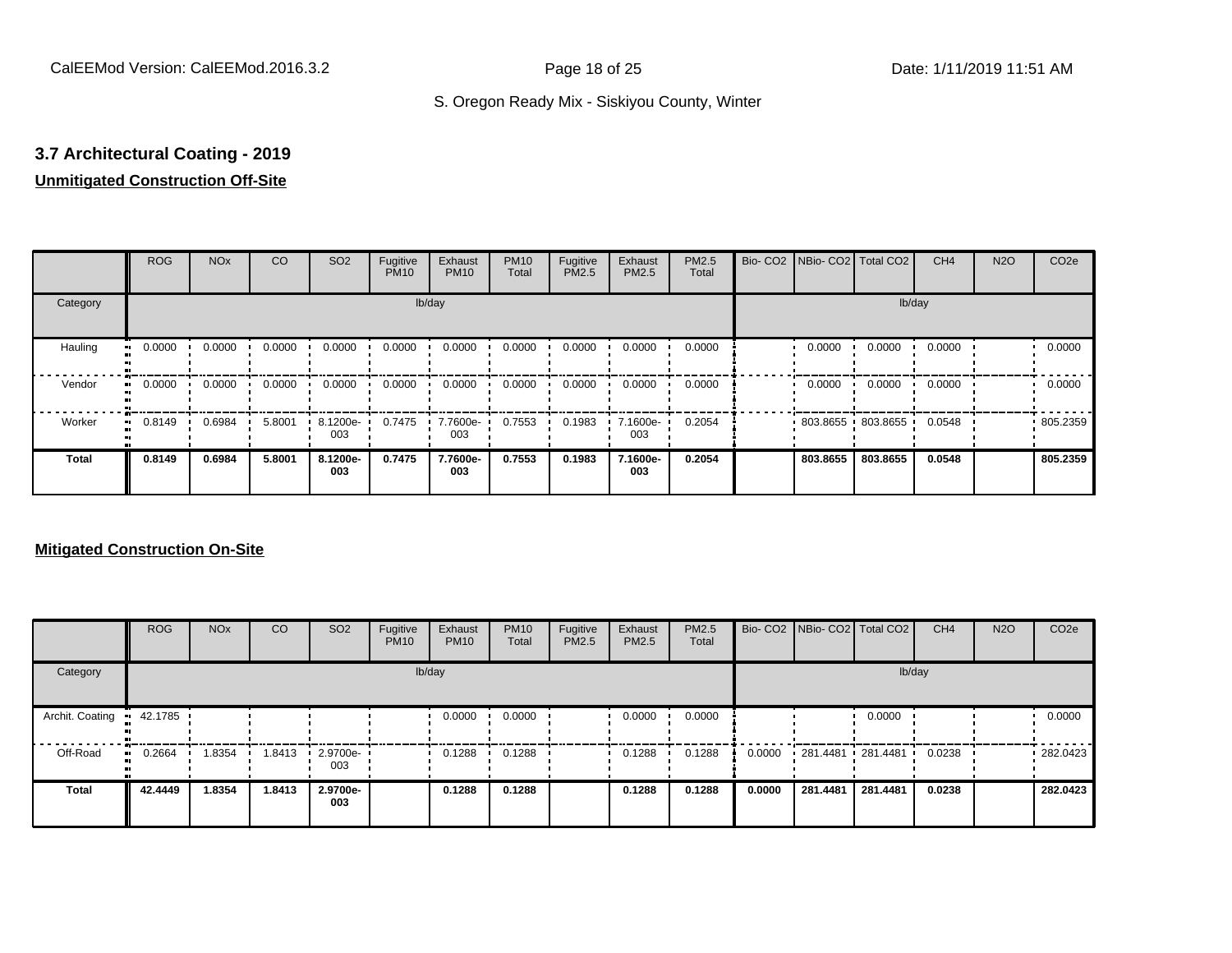## 3.7 Architectural Coating - 2019

**Unmitigated Construction Off-Site**

| | ROG | NOx | CO | SO2 | Fugitive PM10 | Exhaust PM10 | PM10 Total | Fugitive PM2.5 | Exhaust PM2.5 | PM2.5 Total | Bio- CO2 | NBio- CO2 | Total CO2 | CH4 | N2O | CO2e |
|---|---|---|---|---|---|---|---|---|---|---|---|---|---|---|---|---|
| Category | | | | | | lb/day | | | | | | | | lb/day | | |
| Hauling | 0.0000 | 0.0000 | 0.0000 | 0.0000 | 0.0000 | 0.0000 | 0.0000 | 0.0000 | 0.0000 | 0.0000 | | 0.0000 | 0.0000 | 0.0000 | | 0.0000 |
| Vendor | 0.0000 | 0.0000 | 0.0000 | 0.0000 | 0.0000 | 0.0000 | 0.0000 | 0.0000 | 0.0000 | 0.0000 | | 0.0000 | 0.0000 | 0.0000 | | 0.0000 |
| Worker | 0.8149 | 0.6984 | 5.8001 | 8.1200e-003 | 0.7475 | 7.7600e-003 | 0.7553 | 0.1983 | 7.1600e-003 | 0.2054 | | 803.8655 | 803.8655 | 0.0548 | | 805.2359 |
| **Total** | **0.8149** | **0.6984** | **5.8001** | **8.1200e-003** | **0.7475** | **7.7600e-003** | **0.7553** | **0.1983** | **7.1600e-003** | **0.2054** | | **803.8655** | **803.8655** | **0.0548** | | **805.2359** |

**Mitigated Construction On-Site**

| | ROG | NOx | CO | SO2 | Fugitive PM10 | Exhaust PM10 | PM10 Total | Fugitive PM2.5 | Exhaust PM2.5 | PM2.5 Total | Bio- CO2 | NBio- CO2 | Total CO2 | CH4 | N2O | CO2e |
|---|---|---|---|---|---|---|---|---|---|---|---|---|---|---|---|---|
| Category | | | | | | lb/day | | | | | | | | lb/day | | |
| Archit. Coating | 42.1785 | | | | | 0.0000 | 0.0000 | | 0.0000 | 0.0000 | | | 0.0000 | | | 0.0000 |
| Off-Road | 0.2664 | 1.8354 | 1.8413 | 2.9700e-003 | | 0.1288 | 0.1288 | | 0.1288 | 0.1288 | 0.0000 | 281.4481 | 281.4481 | 0.0238 | | 282.0423 |
| **Total** | **42.4449** | **1.8354** | **1.8413** | **2.9700e-003** | | **0.1288** | **0.1288** | | **0.1288** | **0.1288** | **0.0000** | **281.4481** | **281.4481** | **0.0238** | | **282.0423** |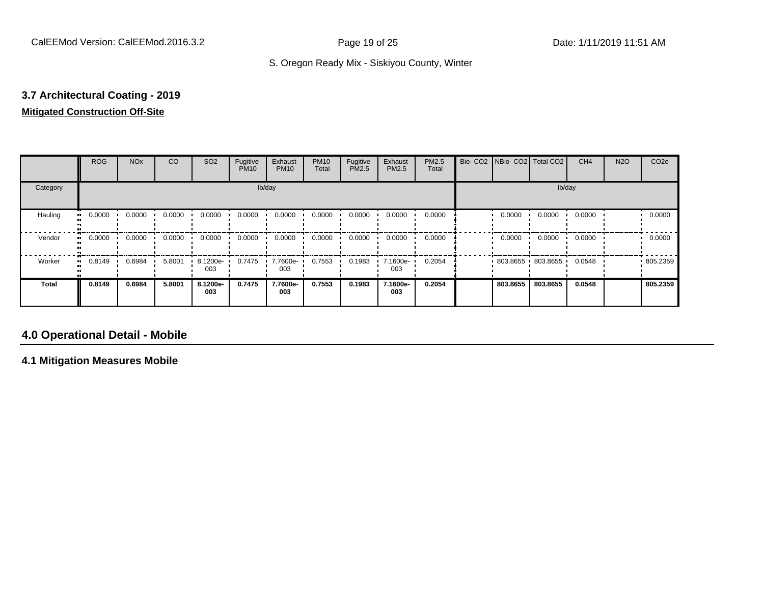### 3.7 Architectural Coating - 2019

**Mitigated Construction Off-Site**

| | ROG | NOx | CO | SO2 | Fugitive PM10 | Exhaust PM10 | PM10 Total | Fugitive PM2.5 | Exhaust PM2.5 | PM2.5 Total | Bio- CO2 | NBio- CO2 | Total CO2 | CH4 | N2O | CO2e |
|---|---|---|---|---|---|---|---|---|---|---|---|---|---|---|---|---|
| Category | | | | | | lb/day | | | | | | | | lb/day | | |
| Hauling | 0.0000 | 0.0000 | 0.0000 | 0.0000 | 0.0000 | 0.0000 | 0.0000 | 0.0000 | 0.0000 | 0.0000 | | 0.0000 | 0.0000 | 0.0000 | | 0.0000 |
| Vendor | 0.0000 | 0.0000 | 0.0000 | 0.0000 | 0.0000 | 0.0000 | 0.0000 | 0.0000 | 0.0000 | 0.0000 | | 0.0000 | 0.0000 | 0.0000 | | 0.0000 |
| Worker | 0.8149 | 0.6984 | 5.8001 | 8.1200e-003 | 0.7475 | 7.7600e-003 | 0.7553 | 0.1983 | 7.1600e-003 | 0.2054 | | 803.8655 | 803.8655 | 0.0548 | | 805.2359 |
| **Total** | **0.8149** | **0.6984** | **5.8001** | **8.1200e-003** | **0.7475** | **7.7600e-003** | **0.7553** | **0.1983** | **7.1600e-003** | **0.2054** | | **803.8655** | **803.8655** | **0.0548** | | **805.2359** |

## 4.0 Operational Detail - Mobile

### 4.1 Mitigation Measures Mobile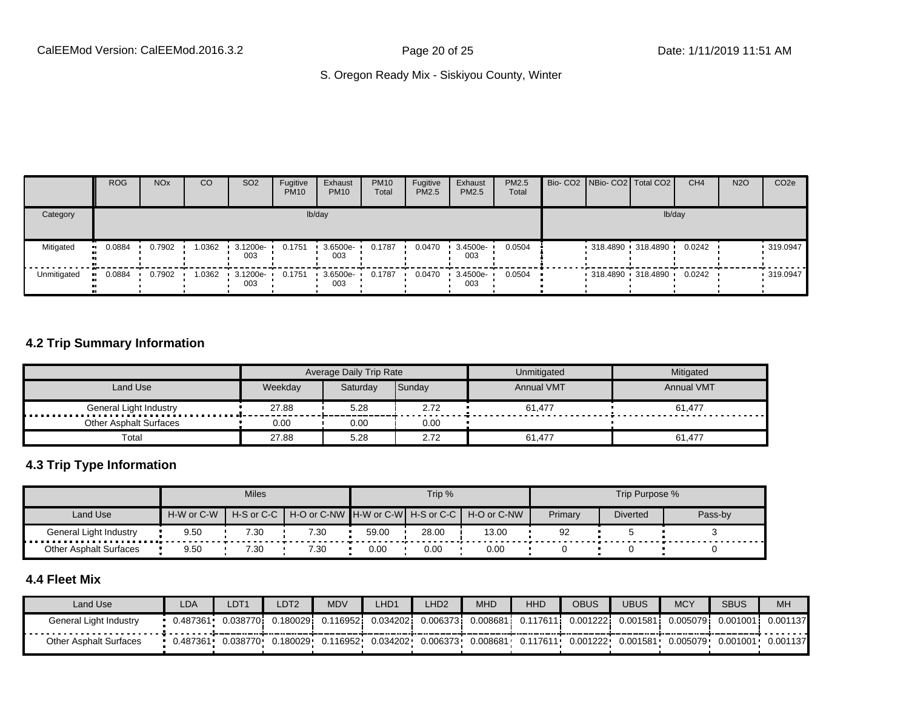| | ROG | NOx | CO | SO2 | Fugitive PM10 | Exhaust PM10 | PM10 Total | Fugitive PM2.5 | Exhaust PM2.5 | PM2.5 Total | Bio- CO2 | NBio- CO2 | Total CO2 | CH4 | N2O | CO2e |
|---|---|---|---|---|---|---|---|---|---|---|---|---|---|---|---|---|
| Category | lb/day | | | | | | | | | | lb/day | | | | | |
| Mitigated | 0.0884 | 0.7902 | 1.0362 | 3.1200e-003 | 0.1751 | 3.6500e-003 | 0.1787 | 0.0470 | 3.4500e-003 | 0.0504 | | 318.4890 | 318.4890 | 0.0242 | | 319.0947 |
| Unmitigated | 0.0884 | 0.7902 | 1.0362 | 3.1200e-003 | 0.1751 | 3.6500e-003 | 0.1787 | 0.0470 | 3.4500e-003 | 0.0504 | | 318.4890 | 318.4890 | 0.0242 | | 319.0947 |

## 4.2 Trip Summary Information

| | Average Daily Trip Rate | | | Unmitigated | Mitigated |
|---|---|---|---|---|---|
| Land Use | Weekday | Saturday | Sunday | Annual VMT | Annual VMT |
| General Light Industry | 27.88 | 5.28 | 2.72 | 61,477 | 61,477 |
| Other Asphalt Surfaces | 0.00 | 0.00 | 0.00 | | |
| Total | 27.88 | 5.28 | 2.72 | 61,477 | 61,477 |

## 4.3 Trip Type Information

| | Miles | | | Trip % | | | Trip Purpose % | | |
|---|---|---|---|---|---|---|---|---|---|
| Land Use | H-W or C-W | H-S or C-C | H-O or C-NW | H-W or C-W | H-S or C-C | H-O or C-NW | Primary | Diverted | Pass-by |
| General Light Industry | 9.50 | 7.30 | 7.30 | 59.00 | 28.00 | 13.00 | 92 | 5 | 3 |
| Other Asphalt Surfaces | 9.50 | 7.30 | 7.30 | 0.00 | 0.00 | 0.00 | 0 | 0 | 0 |

## 4.4 Fleet Mix

| Land Use | LDA | LDT1 | LDT2 | MDV | LHD1 | LHD2 | MHD | HHD | OBUS | UBUS | MCY | SBUS | MH |
|---|---|---|---|---|---|---|---|---|---|---|---|---|---|
| General Light Industry | 0.487361 | 0.038770 | 0.180029 | 0.116952 | 0.034202 | 0.006373 | 0.008681 | 0.117611 | 0.001222 | 0.001581 | 0.005079 | 0.001001 | 0.001137 |
| Other Asphalt Surfaces | 0.487361 | 0.038770 | 0.180029 | 0.116952 | 0.034202 | 0.006373 | 0.008681 | 0.117611 | 0.001222 | 0.001581 | 0.005079 | 0.001001 | 0.001137 |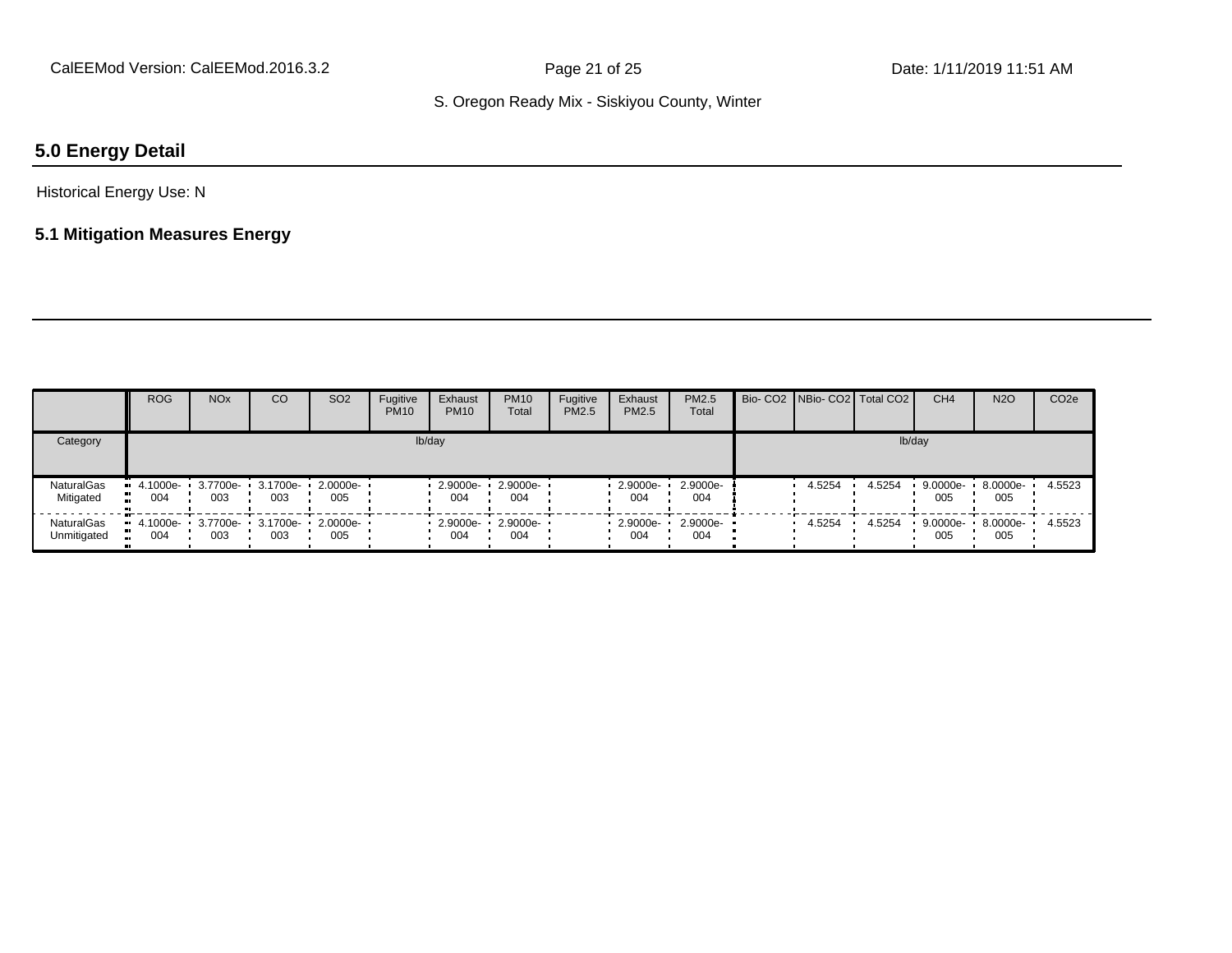## 5.0 Energy Detail

Historical Energy Use: N

### 5.1 Mitigation Measures Energy

| | ROG | NOx | CO | SO2 | Fugitive PM10 | Exhaust PM10 | PM10 Total | Fugitive PM2.5 | Exhaust PM2.5 | PM2.5 Total | Bio- CO2 | NBio- CO2 | Total CO2 | CH4 | N2O | CO2e |
|---|---|---|---|---|---|---|---|---|---|---|---|---|---|---|---|---|
| Category | lb/day | | | | | | | | | | lb/day | | | | | |
| NaturalGas Mitigated | 4.1000e-004 | 3.7700e-003 | 3.1700e-003 | 2.0000e-005 | | 2.9000e-004 | 2.9000e-004 | | 2.9000e-004 | 2.9000e-004 | | 4.5254 | 4.5254 | 9.0000e-005 | 8.0000e-005 | 4.5523 |
| NaturalGas Unmitigated | 4.1000e-004 | 3.7700e-003 | 3.1700e-003 | 2.0000e-005 | | 2.9000e-004 | 2.9000e-004 | | 2.9000e-004 | 2.9000e-004 | | 4.5254 | 4.5254 | 9.0000e-005 | 8.0000e-005 | 4.5523 |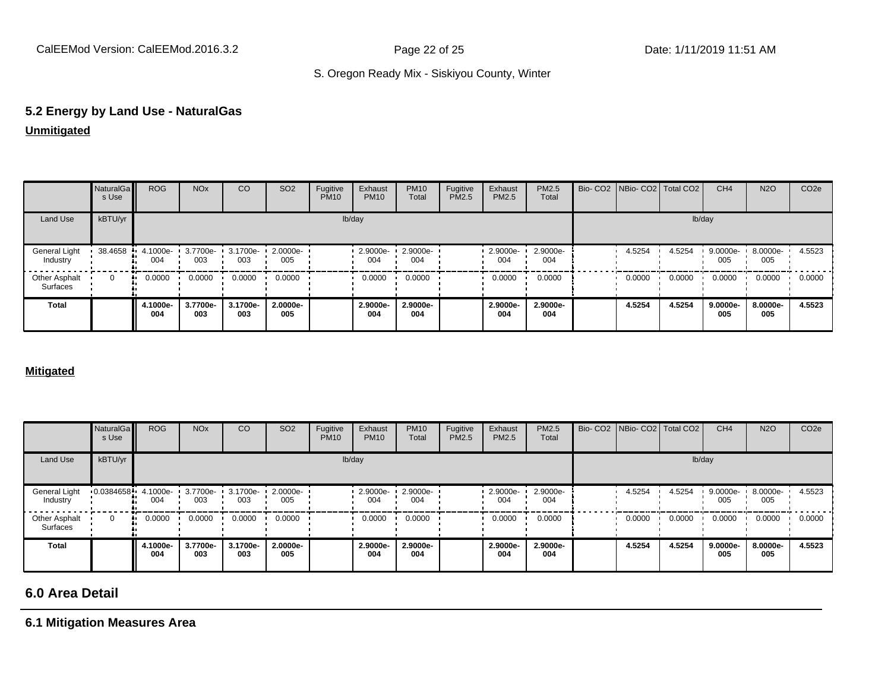## 5.2 Energy by Land Use - NaturalGas

**Unmitigated**

| | NaturalGas Use | ROG | NOx | CO | SO2 | Fugitive PM10 | Exhaust PM10 | PM10 Total | Fugitive PM2.5 | Exhaust PM2.5 | PM2.5 Total | Bio- CO2 | NBio- CO2 | Total CO2 | CH4 | N2O | CO2e |
|---|---|---|---|---|---|---|---|---|---|---|---|---|---|---|---|---|---|
| Land Use | kBTU/yr | lb/day | | | | | | | | | | lb/day | | | | | |
| General Light Industry | 38.4658 | 4.1000e-004 | 3.7700e-003 | 3.1700e-003 | 2.0000e-005 | | 2.9000e-004 | 2.9000e-004 | | 2.9000e-004 | 2.9000e-004 | | 4.5254 | 4.5254 | 9.0000e-005 | 8.0000e-005 | 4.5523 |
| Other Asphalt Surfaces | 0 | 0.0000 | 0.0000 | 0.0000 | 0.0000 | | 0.0000 | 0.0000 | | 0.0000 | 0.0000 | | 0.0000 | 0.0000 | 0.0000 | 0.0000 | 0.0000 |
| **Total** | | **4.1000e-004** | **3.7700e-003** | **3.1700e-003** | **2.0000e-005** | | **2.9000e-004** | **2.9000e-004** | | **2.9000e-004** | **2.9000e-004** | | **4.5254** | **4.5254** | **9.0000e-005** | **8.0000e-005** | **4.5523** |

**Mitigated**

| | NaturalGas Use | ROG | NOx | CO | SO2 | Fugitive PM10 | Exhaust PM10 | PM10 Total | Fugitive PM2.5 | Exhaust PM2.5 | PM2.5 Total | Bio- CO2 | NBio- CO2 | Total CO2 | CH4 | N2O | CO2e |
|---|---|---|---|---|---|---|---|---|---|---|---|---|---|---|---|---|---|
| Land Use | kBTU/yr | lb/day | | | | | | | | | | lb/day | | | | | |
| General Light Industry | 0.0384658 | 4.1000e-004 | 3.7700e-003 | 3.1700e-003 | 2.0000e-005 | | 2.9000e-004 | 2.9000e-004 | | 2.9000e-004 | 2.9000e-004 | | 4.5254 | 4.5254 | 9.0000e-005 | 8.0000e-005 | 4.5523 |
| Other Asphalt Surfaces | 0 | 0.0000 | 0.0000 | 0.0000 | 0.0000 | | 0.0000 | 0.0000 | | 0.0000 | 0.0000 | | 0.0000 | 0.0000 | 0.0000 | 0.0000 | 0.0000 |
| **Total** | | **4.1000e-004** | **3.7700e-003** | **3.1700e-003** | **2.0000e-005** | | **2.9000e-004** | **2.9000e-004** | | **2.9000e-004** | **2.9000e-004** | | **4.5254** | **4.5254** | **9.0000e-005** | **8.0000e-005** | **4.5523** |

# 6.0 Area Detail

## 6.1 Mitigation Measures Area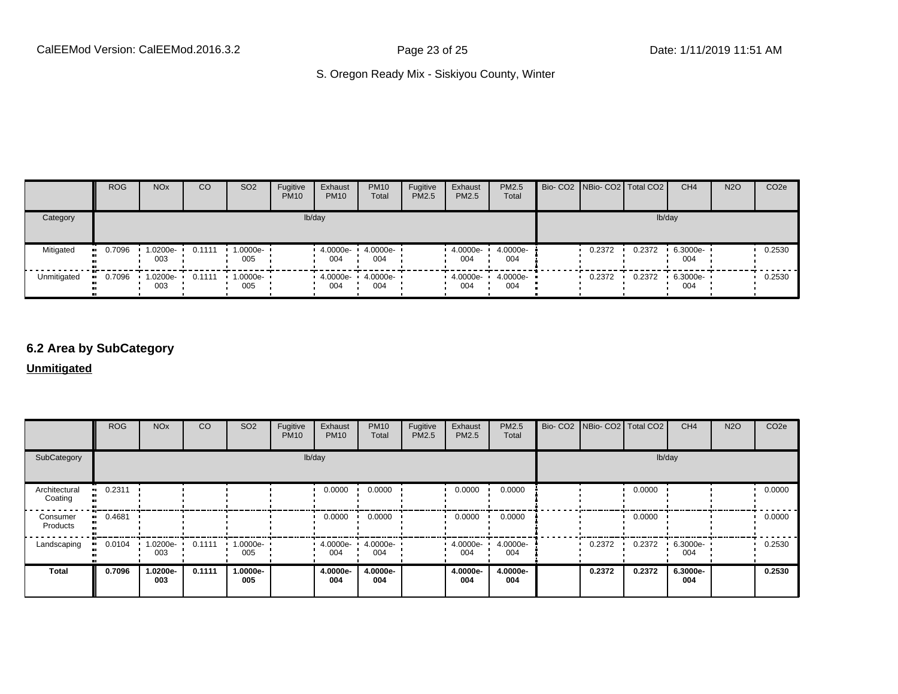| | ROG | NOx | CO | SO2 | Fugitive PM10 | Exhaust PM10 | PM10 Total | Fugitive PM2.5 | Exhaust PM2.5 | PM2.5 Total | Bio- CO2 | NBio- CO2 | Total CO2 | CH4 | N2O | CO2e |
|---|---|---|---|---|---|---|---|---|---|---|---|---|---|---|---|---|
| Category | lb/day | | | | | | | | | | lb/day | | | | | |
| Mitigated | 0.7096 | 1.0200e-003 | 0.1111 | 1.0000e-005 | | 4.0000e-004 | 4.0000e-004 | | 4.0000e-004 | 4.0000e-004 | | 0.2372 | 0.2372 | 6.3000e-004 | | 0.2530 |
| Unmitigated | 0.7096 | 1.0200e-003 | 0.1111 | 1.0000e-005 | | 4.0000e-004 | 4.0000e-004 | | 4.0000e-004 | 4.0000e-004 | | 0.2372 | 0.2372 | 6.3000e-004 | | 0.2530 |

## 6.2 Area by SubCategory

**Unmitigated**

| | ROG | NOx | CO | SO2 | Fugitive PM10 | Exhaust PM10 | PM10 Total | Fugitive PM2.5 | Exhaust PM2.5 | PM2.5 Total | Bio- CO2 | NBio- CO2 | Total CO2 | CH4 | N2O | CO2e |
|---|---|---|---|---|---|---|---|---|---|---|---|---|---|---|---|---|
| SubCategory | lb/day | | | | | | | | | | lb/day | | | | | |
| Architectural Coating | 0.2311 | | | | | 0.0000 | 0.0000 | | 0.0000 | 0.0000 | | | 0.0000 | | | 0.0000 |
| Consumer Products | 0.4681 | | | | | 0.0000 | 0.0000 | | 0.0000 | 0.0000 | | | 0.0000 | | | 0.0000 |
| Landscaping | 0.0104 | 1.0200e-003 | 0.1111 | 1.0000e-005 | | 4.0000e-004 | 4.0000e-004 | | 4.0000e-004 | 4.0000e-004 | | 0.2372 | 0.2372 | 6.3000e-004 | | 0.2530 |
| **Total** | **0.7096** | **1.0200e-003** | **0.1111** | **1.0000e-005** | | **4.0000e-004** | **4.0000e-004** | | **4.0000e-004** | **4.0000e-004** | | **0.2372** | **0.2372** | **6.3000e-004** | | **0.2530** |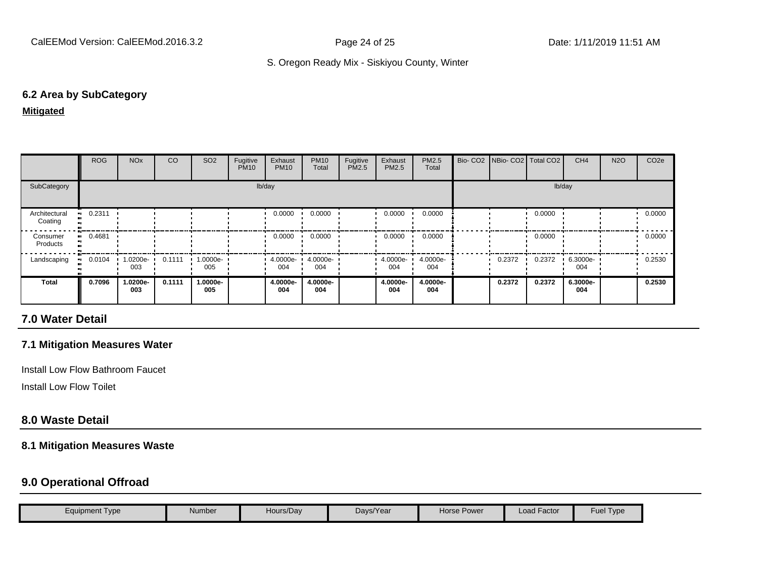### 6.2 Area by SubCategory

**Mitigated**

| | ROG | NOx | CO | SO2 | Fugitive PM10 | Exhaust PM10 | PM10 Total | Fugitive PM2.5 | Exhaust PM2.5 | PM2.5 Total | Bio- CO2 | NBio- CO2 | Total CO2 | CH4 | N2O | CO2e |
|---|---|---|---|---|---|---|---|---|---|---|---|---|---|---|---|---|
| SubCategory | lb/day | | | | | | | | | | lb/day | | | | | |
| Architectural Coating | 0.2311 | | | | | 0.0000 | 0.0000 | | 0.0000 | 0.0000 | | | 0.0000 | | | 0.0000 |
| Consumer Products | 0.4681 | | | | | 0.0000 | 0.0000 | | 0.0000 | 0.0000 | | | 0.0000 | | | 0.0000 |
| Landscaping | 0.0104 | 1.0200e-003 | 0.1111 | 1.0000e-005 | | 4.0000e-004 | 4.0000e-004 | | 4.0000e-004 | 4.0000e-004 | | 0.2372 | 0.2372 | 6.3000e-004 | | 0.2530 |
| **Total** | **0.7096** | **1.0200e-003** | **0.1111** | **1.0000e-005** | | **4.0000e-004** | **4.0000e-004** | | **4.0000e-004** | **4.0000e-004** | | **0.2372** | **0.2372** | **6.3000e-004** | | **0.2530** |

## 7.0 Water Detail

### 7.1 Mitigation Measures Water

Install Low Flow Bathroom Faucet

Install Low Flow Toilet

## 8.0 Waste Detail

### 8.1 Mitigation Measures Waste

## 9.0 Operational Offroad

| Equipment Type | Number | Hours/Day | Days/Year | Horse Power | Load Factor | Fuel Type |
|---|---|---|---|---|---|---|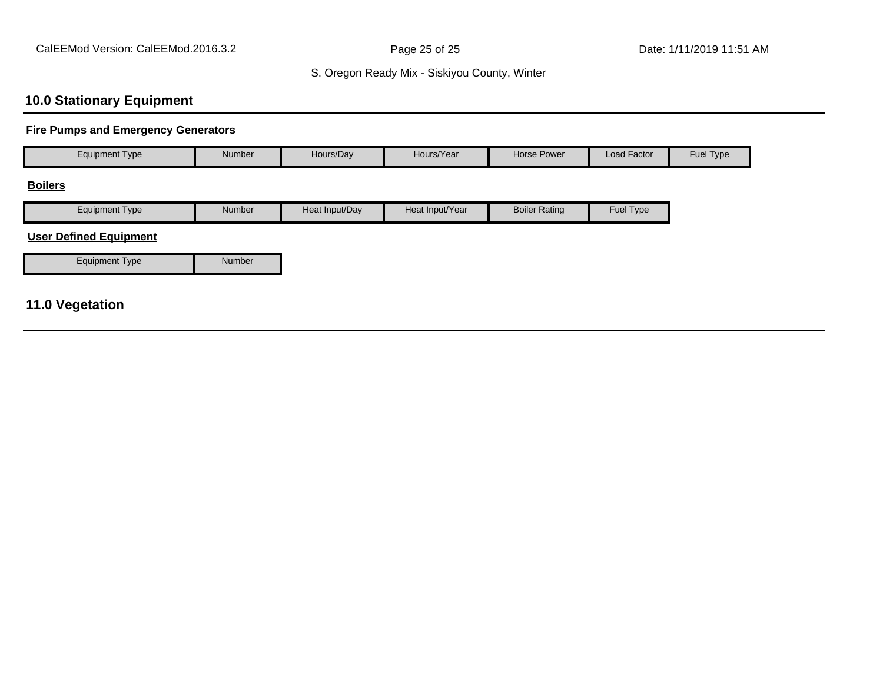## 10.0 Stationary Equipment

**Fire Pumps and Emergency Generators**

| Equipment Type | Number | Hours/Day | Hours/Year | Horse Power | Load Factor | Fuel Type |
|---|---|---|---|---|---|---|

**Boilers**

| Equipment Type | Number | Heat Input/Day | Heat Input/Year | Boiler Rating | Fuel Type |
|---|---|---|---|---|---|

**User Defined Equipment**

| Equipment Type | Number |
|---|---|

## 11.0 Vegetation